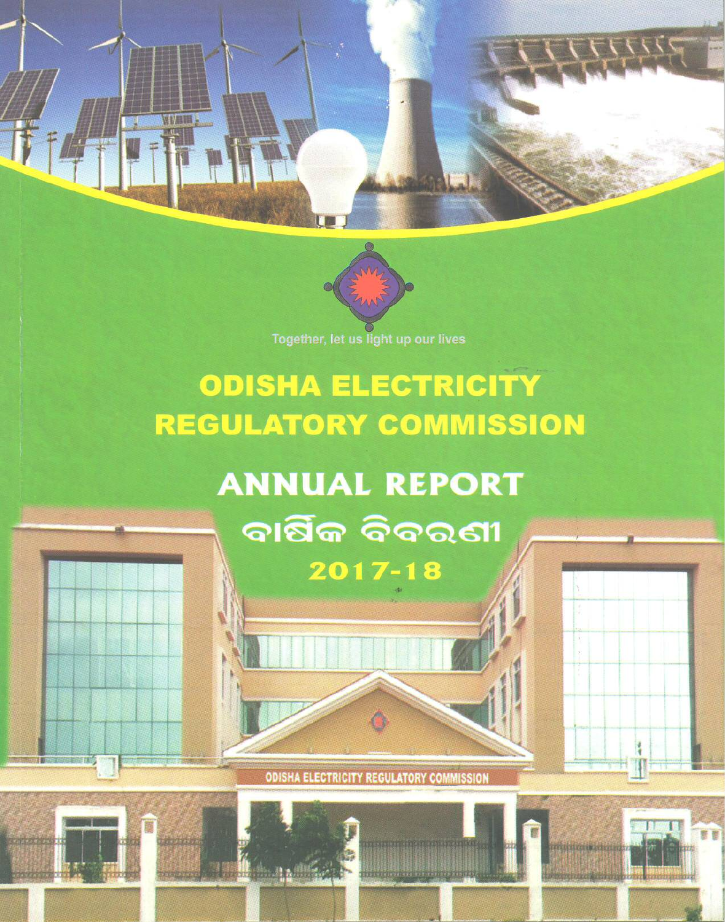Together, let us light up our lives

# ODISHA ELECTRICITY REGULATORY COMMISSION

# ANNUAL REPORT

# ବାର୍ଷିକ ବିବରଣୀ

# 2017-18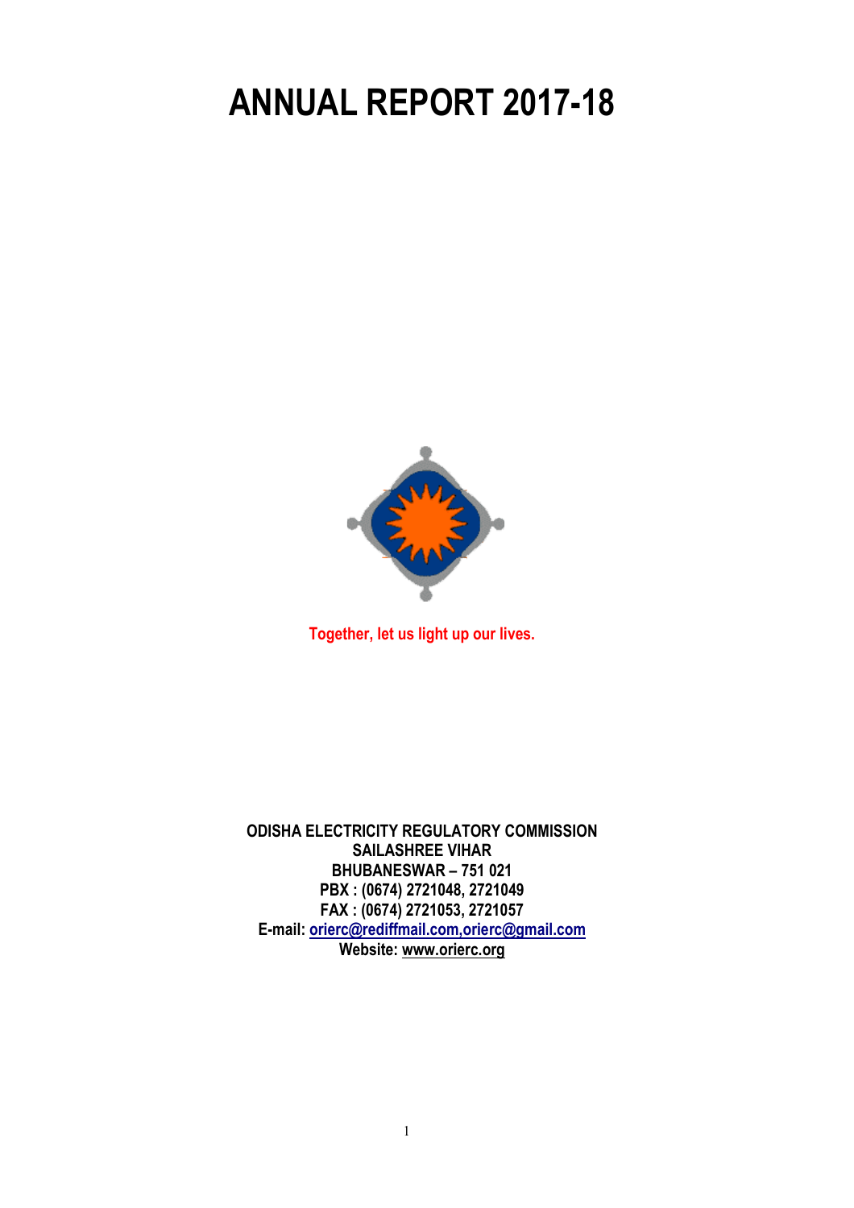# ANNUAL REPORT 2017-18

Together, let us light up our lives.

**ODISHA ELECTRICITY REGULATORY COMMISSION**
**SAILASHREE VIHAR**
**BHUBANESWAR – 751 021**
**PBX : (0674) 2721048, 2721049**
**FAX : (0674) 2721053, 2721057**
**E-mail: orierc@rediffmail.com,orierc@gmail.com**
**Website: www.orierc.org**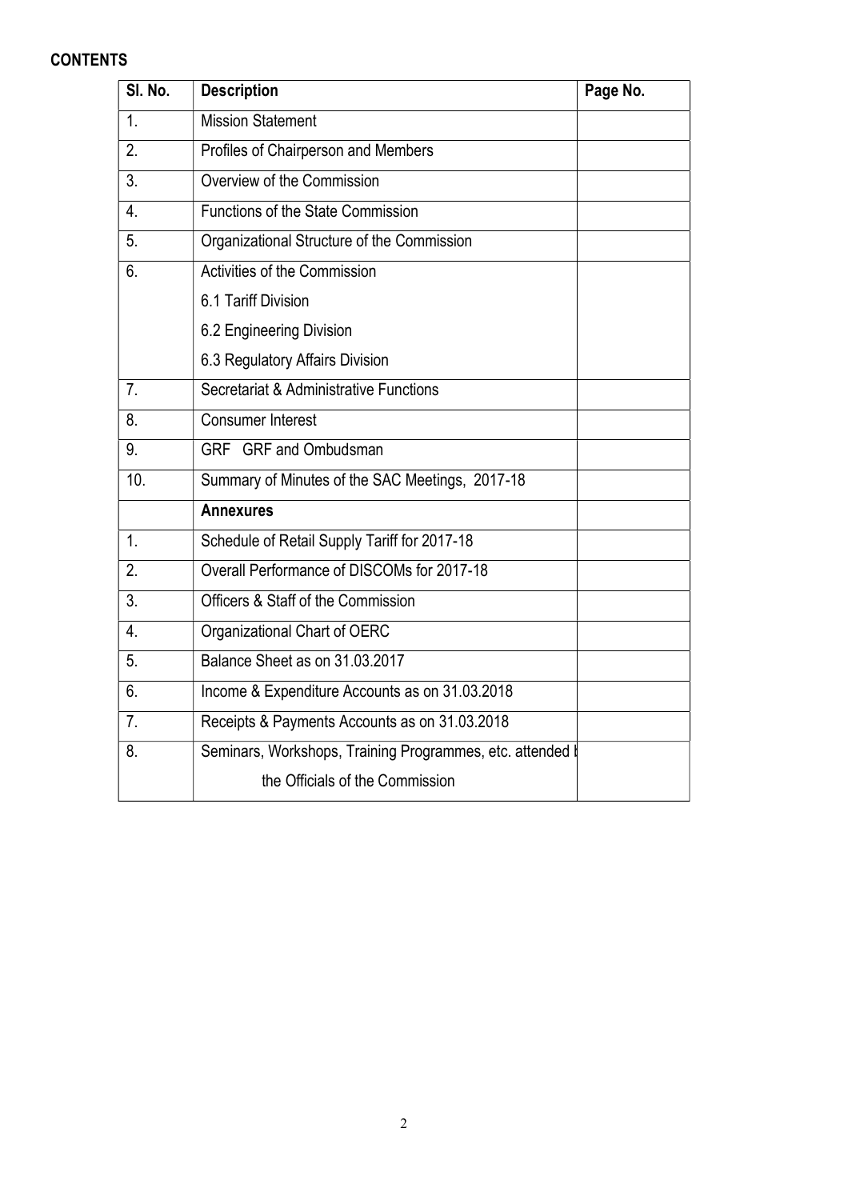## CONTENTS

| Sl. No. | Description | Page No. |
|---|---|---|
| 1. | Mission Statement | |
| 2. | Profiles of Chairperson and Members | |
| 3. | Overview of the Commission | |
| 4. | Functions of the State Commission | |
| 5. | Organizational Structure of the Commission | |
| 6. | Activities of the Commission<br>6.1 Tariff Division<br>6.2 Engineering Division<br>6.3 Regulatory Affairs Division | |
| 7. | Secretariat & Administrative Functions | |
| 8. | Consumer Interest | |
| 9. | GRF GRF and Ombudsman | |
| 10. | Summary of Minutes of the SAC Meetings, 2017-18 | |
| | **Annexures** | |
| 1. | Schedule of Retail Supply Tariff for 2017-18 | |
| 2. | Overall Performance of DISCOMs for 2017-18 | |
| 3. | Officers & Staff of the Commission | |
| 4. | Organizational Chart of OERC | |
| 5. | Balance Sheet as on 31.03.2017 | |
| 6. | Income & Expenditure Accounts as on 31.03.2018 | |
| 7. | Receipts & Payments Accounts as on 31.03.2018 | |
| 8. | Seminars, Workshops, Training Programmes, etc. attended b the Officials of the Commission | |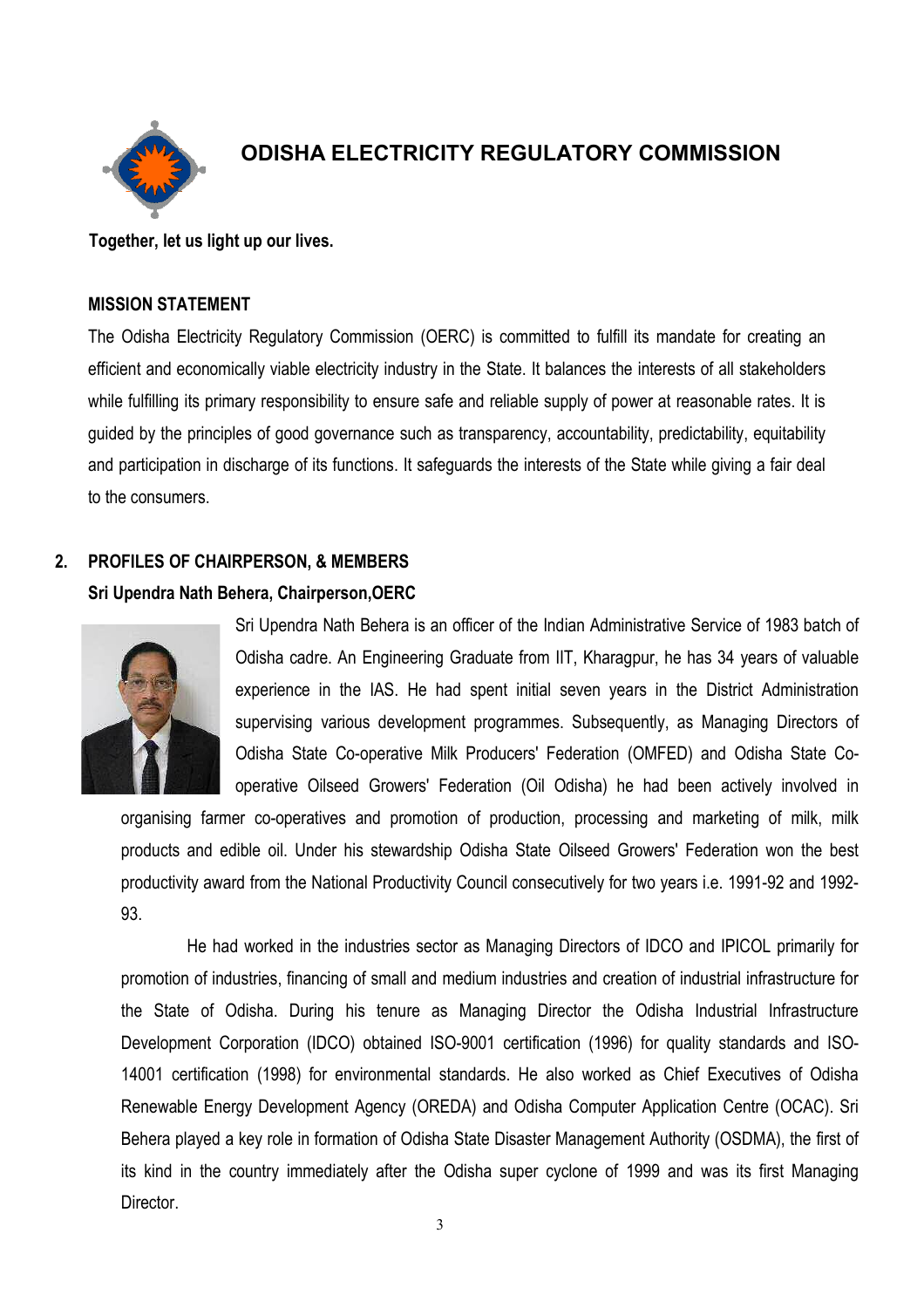# ODISHA ELECTRICITY REGULATORY COMMISSION

**Together, let us light up our lives.**

**MISSION STATEMENT**

The Odisha Electricity Regulatory Commission (OERC) is committed to fulfill its mandate for creating an efficient and economically viable electricity industry in the State. It balances the interests of all stakeholders while fulfilling its primary responsibility to ensure safe and reliable supply of power at reasonable rates. It is guided by the principles of good governance such as transparency, accountability, predictability, equitability and participation in discharge of its functions. It safeguards the interests of the State while giving a fair deal to the consumers.

## 2. PROFILES OF CHAIRPERSON, & MEMBERS

**Sri Upendra Nath Behera, Chairperson,OERC**

Sri Upendra Nath Behera is an officer of the Indian Administrative Service of 1983 batch of Odisha cadre. An Engineering Graduate from IIT, Kharagpur, he has 34 years of valuable experience in the IAS. He had spent initial seven years in the District Administration supervising various development programmes. Subsequently, as Managing Directors of Odisha State Co-operative Milk Producers' Federation (OMFED) and Odisha State Co-operative Oilseed Growers' Federation (Oil Odisha) he had been actively involved in organising farmer co-operatives and promotion of production, processing and marketing of milk, milk products and edible oil. Under his stewardship Odisha State Oilseed Growers' Federation won the best productivity award from the National Productivity Council consecutively for two years i.e. 1991-92 and 1992-93.

He had worked in the industries sector as Managing Directors of IDCO and IPICOL primarily for promotion of industries, financing of small and medium industries and creation of industrial infrastructure for the State of Odisha. During his tenure as Managing Director the Odisha Industrial Infrastructure Development Corporation (IDCO) obtained ISO-9001 certification (1996) for quality standards and ISO-14001 certification (1998) for environmental standards. He also worked as Chief Executives of Odisha Renewable Energy Development Agency (OREDA) and Odisha Computer Application Centre (OCAC). Sri Behera played a key role in formation of Odisha State Disaster Management Authority (OSDMA), the first of its kind in the country immediately after the Odisha super cyclone of 1999 and was its first Managing Director.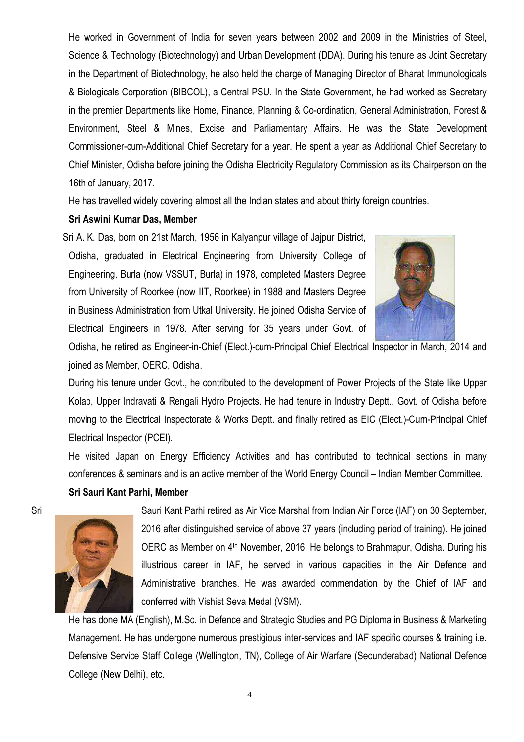He worked in Government of India for seven years between 2002 and 2009 in the Ministries of Steel, Science & Technology (Biotechnology) and Urban Development (DDA). During his tenure as Joint Secretary in the Department of Biotechnology, he also held the charge of Managing Director of Bharat Immunologicals & Biologicals Corporation (BIBCOL), a Central PSU. In the State Government, he had worked as Secretary in the premier Departments like Home, Finance, Planning & Co-ordination, General Administration, Forest & Environment, Steel & Mines, Excise and Parliamentary Affairs. He was the State Development Commissioner-cum-Additional Chief Secretary for a year. He spent a year as Additional Chief Secretary to Chief Minister, Odisha before joining the Odisha Electricity Regulatory Commission as its Chairperson on the 16th of January, 2017.

He has travelled widely covering almost all the Indian states and about thirty foreign countries.

**Sri Aswini Kumar Das, Member**

Sri A. K. Das, born on 21st March, 1956 in Kalyanpur village of Jajpur District, Odisha, graduated in Electrical Engineering from University College of Engineering, Burla (now VSSUT, Burla) in 1978, completed Masters Degree from University of Roorkee (now IIT, Roorkee) in 1988 and Masters Degree in Business Administration from Utkal University. He joined Odisha Service of Electrical Engineers in 1978. After serving for 35 years under Govt. of Odisha, he retired as Engineer-in-Chief (Elect.)-cum-Principal Chief Electrical Inspector in March, 2014 and joined as Member, OERC, Odisha.

During his tenure under Govt., he contributed to the development of Power Projects of the State like Upper Kolab, Upper Indravati & Rengali Hydro Projects. He had tenure in Industry Deptt., Govt. of Odisha before moving to the Electrical Inspectorate & Works Deptt. and finally retired as EIC (Elect.)-Cum-Principal Chief Electrical Inspector (PCEI).

He visited Japan on Energy Efficiency Activities and has contributed to technical sections in many conferences & seminars and is an active member of the World Energy Council – Indian Member Committee.

**Sri Sauri Kant Parhi, Member**

Sri Sauri Kant Parhi retired as Air Vice Marshal from Indian Air Force (IAF) on 30 September, 2016 after distinguished service of above 37 years (including period of training). He joined OERC as Member on 4th November, 2016. He belongs to Brahmapur, Odisha. During his illustrious career in IAF, he served in various capacities in the Air Defence and Administrative branches. He was awarded commendation by the Chief of IAF and conferred with Vishist Seva Medal (VSM).

He has done MA (English), M.Sc. in Defence and Strategic Studies and PG Diploma in Business & Marketing Management. He has undergone numerous prestigious inter-services and IAF specific courses & training i.e. Defensive Service Staff College (Wellington, TN), College of Air Warfare (Secunderabad) National Defence College (New Delhi), etc.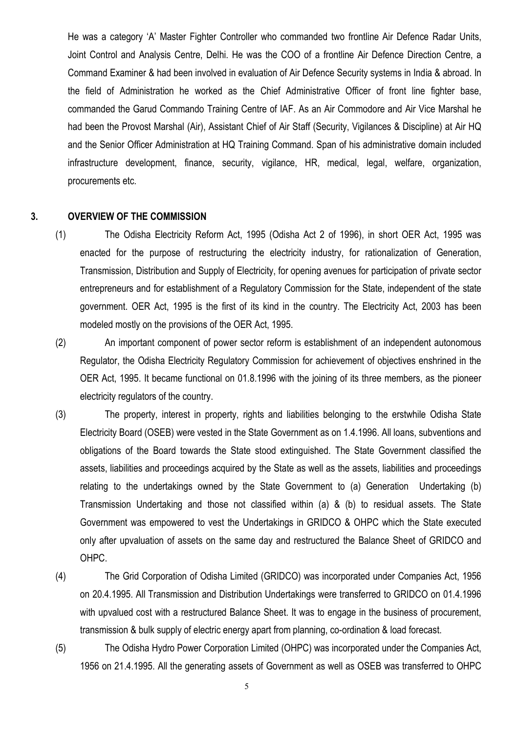He was a category 'A' Master Fighter Controller who commanded two frontline Air Defence Radar Units, Joint Control and Analysis Centre, Delhi. He was the COO of a frontline Air Defence Direction Centre, a Command Examiner & had been involved in evaluation of Air Defence Security systems in India & abroad. In the field of Administration he worked as the Chief Administrative Officer of front line fighter base, commanded the Garud Commando Training Centre of IAF. As an Air Commodore and Air Vice Marshal he had been the Provost Marshal (Air), Assistant Chief of Air Staff (Security, Vigilances & Discipline) at Air HQ and the Senior Officer Administration at HQ Training Command. Span of his administrative domain included infrastructure development, finance, security, vigilance, HR, medical, legal, welfare, organization, procurements etc.

## 3. OVERVIEW OF THE COMMISSION

(1) The Odisha Electricity Reform Act, 1995 (Odisha Act 2 of 1996), in short OER Act, 1995 was enacted for the purpose of restructuring the electricity industry, for rationalization of Generation, Transmission, Distribution and Supply of Electricity, for opening avenues for participation of private sector entrepreneurs and for establishment of a Regulatory Commission for the State, independent of the state government. OER Act, 1995 is the first of its kind in the country. The Electricity Act, 2003 has been modeled mostly on the provisions of the OER Act, 1995.

(2) An important component of power sector reform is establishment of an independent autonomous Regulator, the Odisha Electricity Regulatory Commission for achievement of objectives enshrined in the OER Act, 1995. It became functional on 01.8.1996 with the joining of its three members, as the pioneer electricity regulators of the country.

(3) The property, interest in property, rights and liabilities belonging to the erstwhile Odisha State Electricity Board (OSEB) were vested in the State Government as on 1.4.1996. All loans, subventions and obligations of the Board towards the State stood extinguished. The State Government classified the assets, liabilities and proceedings acquired by the State as well as the assets, liabilities and proceedings relating to the undertakings owned by the State Government to (a) Generation Undertaking (b) Transmission Undertaking and those not classified within (a) & (b) to residual assets. The State Government was empowered to vest the Undertakings in GRIDCO & OHPC which the State executed only after upvaluation of assets on the same day and restructured the Balance Sheet of GRIDCO and OHPC.

(4) The Grid Corporation of Odisha Limited (GRIDCO) was incorporated under Companies Act, 1956 on 20.4.1995. All Transmission and Distribution Undertakings were transferred to GRIDCO on 01.4.1996 with upvalued cost with a restructured Balance Sheet. It was to engage in the business of procurement, transmission & bulk supply of electric energy apart from planning, co-ordination & load forecast.

(5) The Odisha Hydro Power Corporation Limited (OHPC) was incorporated under the Companies Act, 1956 on 21.4.1995. All the generating assets of Government as well as OSEB was transferred to OHPC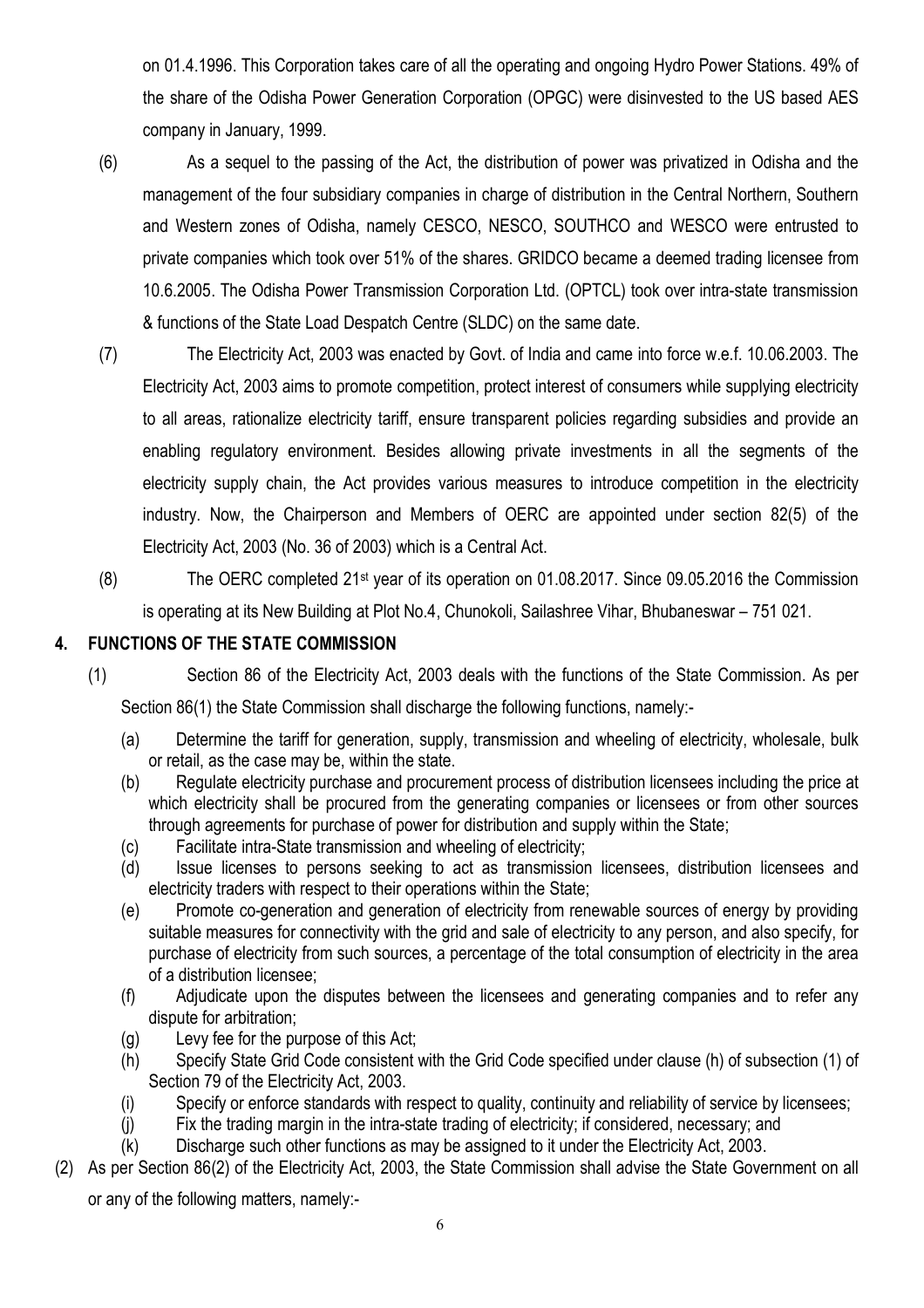on 01.4.1996. This Corporation takes care of all the operating and ongoing Hydro Power Stations. 49% of the share of the Odisha Power Generation Corporation (OPGC) were disinvested to the US based AES company in January, 1999.

(6) As a sequel to the passing of the Act, the distribution of power was privatized in Odisha and the management of the four subsidiary companies in charge of distribution in the Central Northern, Southern and Western zones of Odisha, namely CESCO, NESCO, SOUTHCO and WESCO were entrusted to private companies which took over 51% of the shares. GRIDCO became a deemed trading licensee from 10.6.2005. The Odisha Power Transmission Corporation Ltd. (OPTCL) took over intra-state transmission & functions of the State Load Despatch Centre (SLDC) on the same date.

(7) The Electricity Act, 2003 was enacted by Govt. of India and came into force w.e.f. 10.06.2003. The Electricity Act, 2003 aims to promote competition, protect interest of consumers while supplying electricity to all areas, rationalize electricity tariff, ensure transparent policies regarding subsidies and provide an enabling regulatory environment. Besides allowing private investments in all the segments of the electricity supply chain, the Act provides various measures to introduce competition in the electricity industry. Now, the Chairperson and Members of OERC are appointed under section 82(5) of the Electricity Act, 2003 (No. 36 of 2003) which is a Central Act.

(8) The OERC completed 21st year of its operation on 01.08.2017. Since 09.05.2016 the Commission is operating at its New Building at Plot No.4, Chunokoli, Sailashree Vihar, Bhubaneswar – 751 021.

## 4. FUNCTIONS OF THE STATE COMMISSION

(1) Section 86 of the Electricity Act, 2003 deals with the functions of the State Commission. As per Section 86(1) the State Commission shall discharge the following functions, namely:-

- (a) Determine the tariff for generation, supply, transmission and wheeling of electricity, wholesale, bulk or retail, as the case may be, within the state.
- (b) Regulate electricity purchase and procurement process of distribution licensees including the price at which electricity shall be procured from the generating companies or licensees or from other sources through agreements for purchase of power for distribution and supply within the State;
- (c) Facilitate intra-State transmission and wheeling of electricity;
- (d) Issue licenses to persons seeking to act as transmission licensees, distribution licensees and electricity traders with respect to their operations within the State;
- (e) Promote co-generation and generation of electricity from renewable sources of energy by providing suitable measures for connectivity with the grid and sale of electricity to any person, and also specify, for purchase of electricity from such sources, a percentage of the total consumption of electricity in the area of a distribution licensee;
- (f) Adjudicate upon the disputes between the licensees and generating companies and to refer any dispute for arbitration;
- (g) Levy fee for the purpose of this Act;
- (h) Specify State Grid Code consistent with the Grid Code specified under clause (h) of subsection (1) of Section 79 of the Electricity Act, 2003.
- (i) Specify or enforce standards with respect to quality, continuity and reliability of service by licensees;
- (j) Fix the trading margin in the intra-state trading of electricity; if considered, necessary; and
- (k) Discharge such other functions as may be assigned to it under the Electricity Act, 2003.

(2) As per Section 86(2) of the Electricity Act, 2003, the State Commission shall advise the State Government on all or any of the following matters, namely:-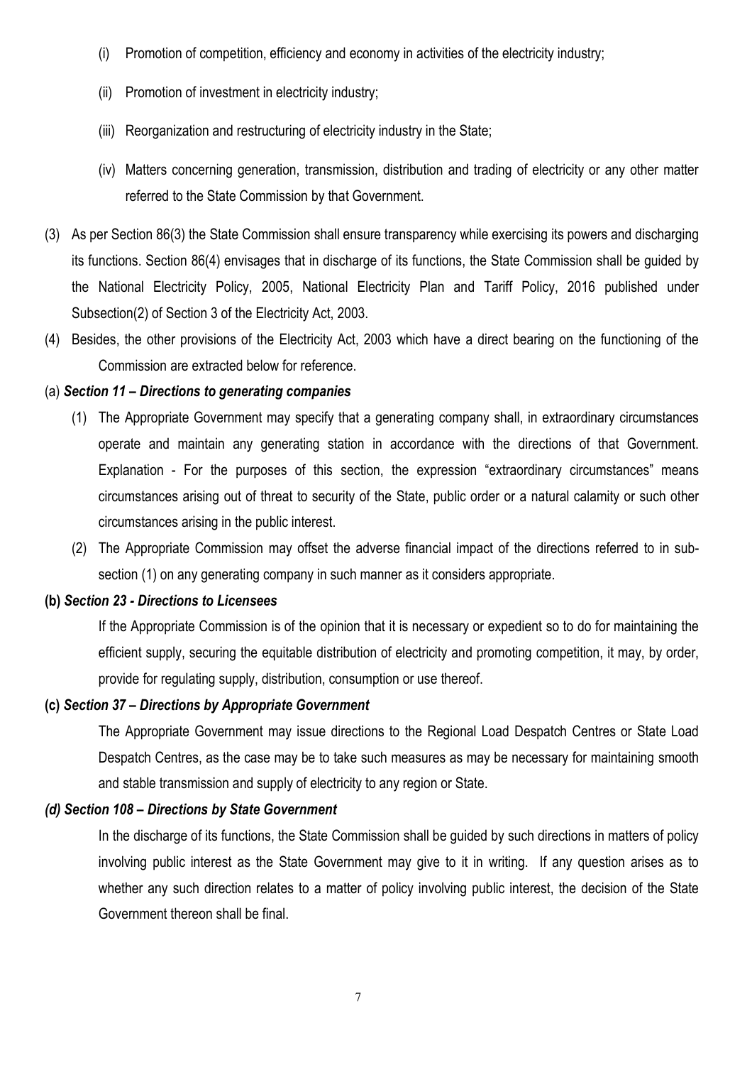(i) Promotion of competition, efficiency and economy in activities of the electricity industry;

(ii) Promotion of investment in electricity industry;

(iii) Reorganization and restructuring of electricity industry in the State;

(iv) Matters concerning generation, transmission, distribution and trading of electricity or any other matter referred to the State Commission by that Government.

(3) As per Section 86(3) the State Commission shall ensure transparency while exercising its powers and discharging its functions. Section 86(4) envisages that in discharge of its functions, the State Commission shall be guided by the National Electricity Policy, 2005, National Electricity Plan and Tariff Policy, 2016 published under Subsection(2) of Section 3 of the Electricity Act, 2003.

(4) Besides, the other provisions of the Electricity Act, 2003 which have a direct bearing on the functioning of the Commission are extracted below for reference.

(a) ***Section 11 – Directions to generating companies***

(1) The Appropriate Government may specify that a generating company shall, in extraordinary circumstances operate and maintain any generating station in accordance with the directions of that Government. Explanation - For the purposes of this section, the expression "extraordinary circumstances" means circumstances arising out of threat to security of the State, public order or a natural calamity or such other circumstances arising in the public interest.

(2) The Appropriate Commission may offset the adverse financial impact of the directions referred to in sub-section (1) on any generating company in such manner as it considers appropriate.

**(b)** ***Section 23 - Directions to Licensees***

If the Appropriate Commission is of the opinion that it is necessary or expedient so to do for maintaining the efficient supply, securing the equitable distribution of electricity and promoting competition, it may, by order, provide for regulating supply, distribution, consumption or use thereof.

**(c)** ***Section 37 – Directions by Appropriate Government***

The Appropriate Government may issue directions to the Regional Load Despatch Centres or State Load Despatch Centres, as the case may be to take such measures as may be necessary for maintaining smooth and stable transmission and supply of electricity to any region or State.

***(d) Section 108 – Directions by State Government***

In the discharge of its functions, the State Commission shall be guided by such directions in matters of policy involving public interest as the State Government may give to it in writing. If any question arises as to whether any such direction relates to a matter of policy involving public interest, the decision of the State Government thereon shall be final.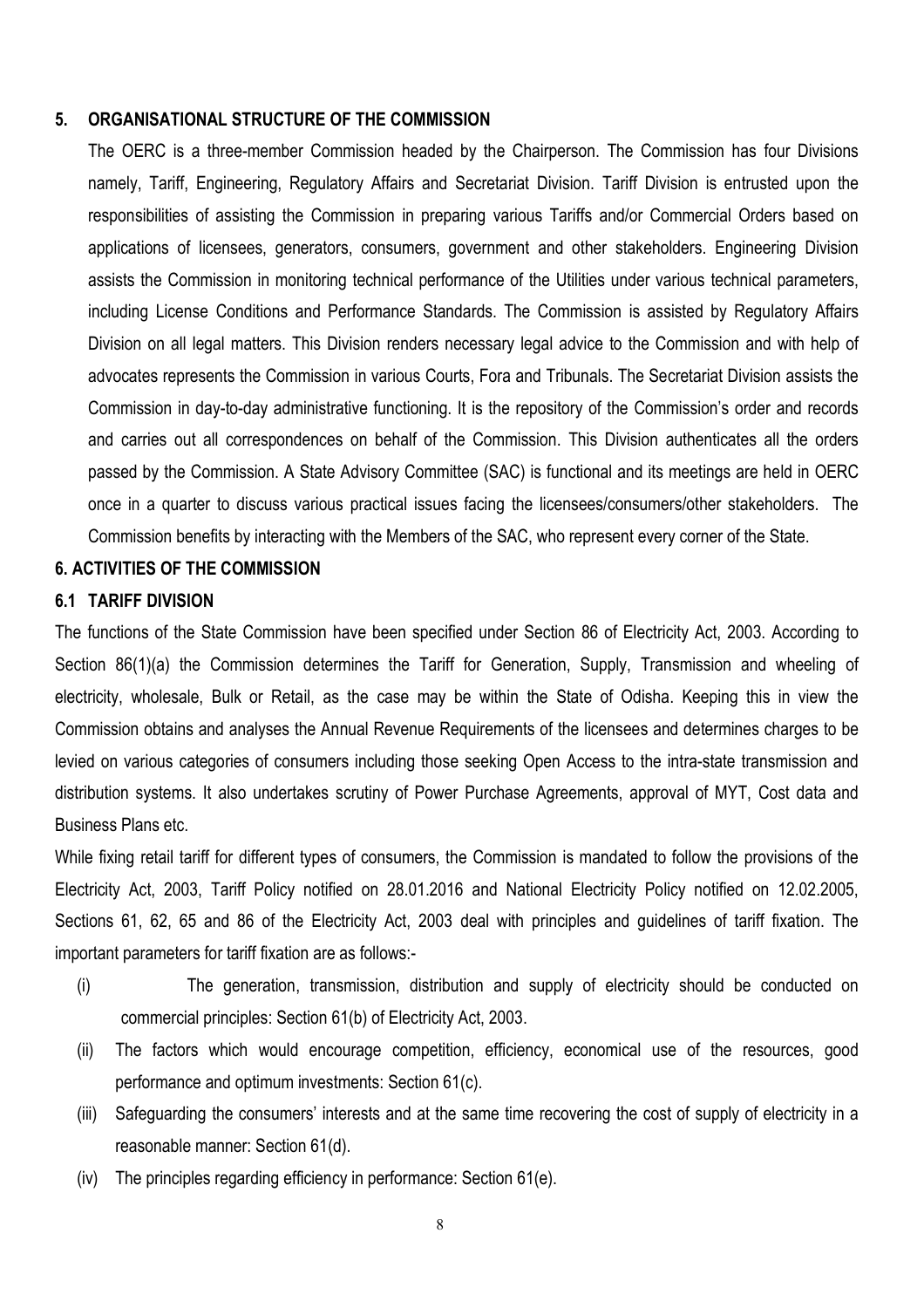## 5. ORGANISATIONAL STRUCTURE OF THE COMMISSION

The OERC is a three-member Commission headed by the Chairperson. The Commission has four Divisions namely, Tariff, Engineering, Regulatory Affairs and Secretariat Division. Tariff Division is entrusted upon the responsibilities of assisting the Commission in preparing various Tariffs and/or Commercial Orders based on applications of licensees, generators, consumers, government and other stakeholders. Engineering Division assists the Commission in monitoring technical performance of the Utilities under various technical parameters, including License Conditions and Performance Standards. The Commission is assisted by Regulatory Affairs Division on all legal matters. This Division renders necessary legal advice to the Commission and with help of advocates represents the Commission in various Courts, Fora and Tribunals. The Secretariat Division assists the Commission in day-to-day administrative functioning. It is the repository of the Commission's order and records and carries out all correspondences on behalf of the Commission. This Division authenticates all the orders passed by the Commission. A State Advisory Committee (SAC) is functional and its meetings are held in OERC once in a quarter to discuss various practical issues facing the licensees/consumers/other stakeholders. The Commission benefits by interacting with the Members of the SAC, who represent every corner of the State.

## 6. ACTIVITIES OF THE COMMISSION

### 6.1 TARIFF DIVISION

The functions of the State Commission have been specified under Section 86 of Electricity Act, 2003. According to Section 86(1)(a) the Commission determines the Tariff for Generation, Supply, Transmission and wheeling of electricity, wholesale, Bulk or Retail, as the case may be within the State of Odisha. Keeping this in view the Commission obtains and analyses the Annual Revenue Requirements of the licensees and determines charges to be levied on various categories of consumers including those seeking Open Access to the intra-state transmission and distribution systems. It also undertakes scrutiny of Power Purchase Agreements, approval of MYT, Cost data and Business Plans etc.

While fixing retail tariff for different types of consumers, the Commission is mandated to follow the provisions of the Electricity Act, 2003, Tariff Policy notified on 28.01.2016 and National Electricity Policy notified on 12.02.2005, Sections 61, 62, 65 and 86 of the Electricity Act, 2003 deal with principles and guidelines of tariff fixation. The important parameters for tariff fixation are as follows:-

(i) The generation, transmission, distribution and supply of electricity should be conducted on commercial principles: Section 61(b) of Electricity Act, 2003.

(ii) The factors which would encourage competition, efficiency, economical use of the resources, good performance and optimum investments: Section 61(c).

(iii) Safeguarding the consumers' interests and at the same time recovering the cost of supply of electricity in a reasonable manner: Section 61(d).

(iv) The principles regarding efficiency in performance: Section 61(e).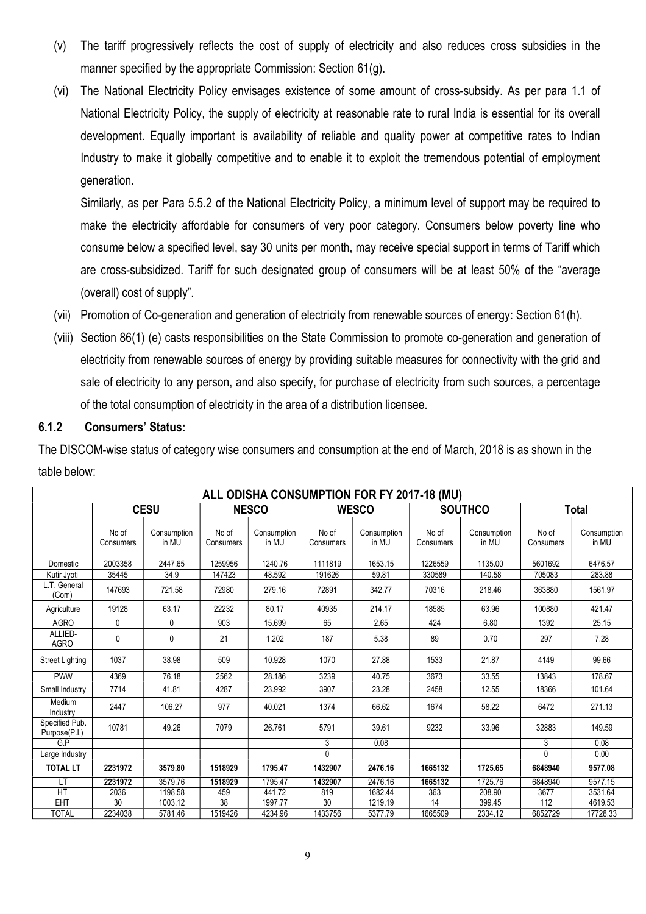(v) The tariff progressively reflects the cost of supply of electricity and also reduces cross subsidies in the manner specified by the appropriate Commission: Section 61(g).

(vi) The National Electricity Policy envisages existence of some amount of cross-subsidy. As per para 1.1 of National Electricity Policy, the supply of electricity at reasonable rate to rural India is essential for its overall development. Equally important is availability of reliable and quality power at competitive rates to Indian Industry to make it globally competitive and to enable it to exploit the tremendous potential of employment generation.

Similarly, as per Para 5.5.2 of the National Electricity Policy, a minimum level of support may be required to make the electricity affordable for consumers of very poor category. Consumers below poverty line who consume below a specified level, say 30 units per month, may receive special support in terms of Tariff which are cross-subsidized. Tariff for such designated group of consumers will be at least 50% of the "average (overall) cost of supply".

(vii) Promotion of Co-generation and generation of electricity from renewable sources of energy: Section 61(h).

(viii) Section 86(1) (e) casts responsibilities on the State Commission to promote co-generation and generation of electricity from renewable sources of energy by providing suitable measures for connectivity with the grid and sale of electricity to any person, and also specify, for purchase of electricity from such sources, a percentage of the total consumption of electricity in the area of a distribution licensee.

### 6.1.2 Consumers' Status:

The DISCOM-wise status of category wise consumers and consumption at the end of March, 2018 is as shown in the table below:

| ALL ODISHA CONSUMPTION FOR FY 2017-18 (MU) | | | | | | | | | | |
|---|---|---|---|---|---|---|---|---|---|---|
| | CESU | | NESCO | | WESCO | | SOUTHCO | | Total | |
| | No of Consumers | Consumption in MU | No of Consumers | Consumption in MU | No of Consumers | Consumption in MU | No of Consumers | Consumption in MU | No of Consumers | Consumption in MU |
| Domestic | 2003358 | 2447.65 | 1259956 | 1240.76 | 1111819 | 1653.15 | 1226559 | 1135.00 | 5601692 | 6476.57 |
| Kutir Jyoti | 35445 | 34.9 | 147423 | 48.592 | 191626 | 59.81 | 330589 | 140.58 | 705083 | 283.88 |
| L.T. General (Com) | 147693 | 721.58 | 72980 | 279.16 | 72891 | 342.77 | 70316 | 218.46 | 363880 | 1561.97 |
| Agriculture | 19128 | 63.17 | 22232 | 80.17 | 40935 | 214.17 | 18585 | 63.96 | 100880 | 421.47 |
| AGRO | 0 | 0 | 903 | 15.699 | 65 | 2.65 | 424 | 6.80 | 1392 | 25.15 |
| ALLIED-AGRO | 0 | 0 | 21 | 1.202 | 187 | 5.38 | 89 | 0.70 | 297 | 7.28 |
| Street Lighting | 1037 | 38.98 | 509 | 10.928 | 1070 | 27.88 | 1533 | 21.87 | 4149 | 99.66 |
| PWW | 4369 | 76.18 | 2562 | 28.186 | 3239 | 40.75 | 3673 | 33.55 | 13843 | 178.67 |
| Small Industry | 7714 | 41.81 | 4287 | 23.992 | 3907 | 23.28 | 2458 | 12.55 | 18366 | 101.64 |
| Medium Industry | 2447 | 106.27 | 977 | 40.021 | 1374 | 66.62 | 1674 | 58.22 | 6472 | 271.13 |
| Specified Pub. Purpose(P.I.) | 10781 | 49.26 | 7079 | 26.761 | 5791 | 39.61 | 9232 | 33.96 | 32883 | 149.59 |
| G.P | | | | | 3 | 0.08 | | | 3 | 0.08 |
| Large Industry | | | | | 0 | | | | 0 | 0.00 |
| **TOTAL LT** | **2231972** | **3579.80** | **1518929** | **1795.47** | **1432907** | **2476.16** | **1665132** | **1725.65** | **6848940** | **9577.08** |
| LT | **2231972** | 3579.76 | **1518929** | 1795.47 | **1432907** | 2476.16 | **1665132** | 1725.76 | 6848940 | 9577.15 |
| HT | 2036 | 1198.58 | 459 | 441.72 | 819 | 1682.44 | 363 | 208.90 | 3677 | 3531.64 |
| EHT | 30 | 1003.12 | 38 | 1997.77 | 30 | 1219.19 | 14 | 399.45 | 112 | 4619.53 |
| TOTAL | 2234038 | 5781.46 | 1519426 | 4234.96 | 1433756 | 5377.79 | 1665509 | 2334.12 | 6852729 | 17728.33 |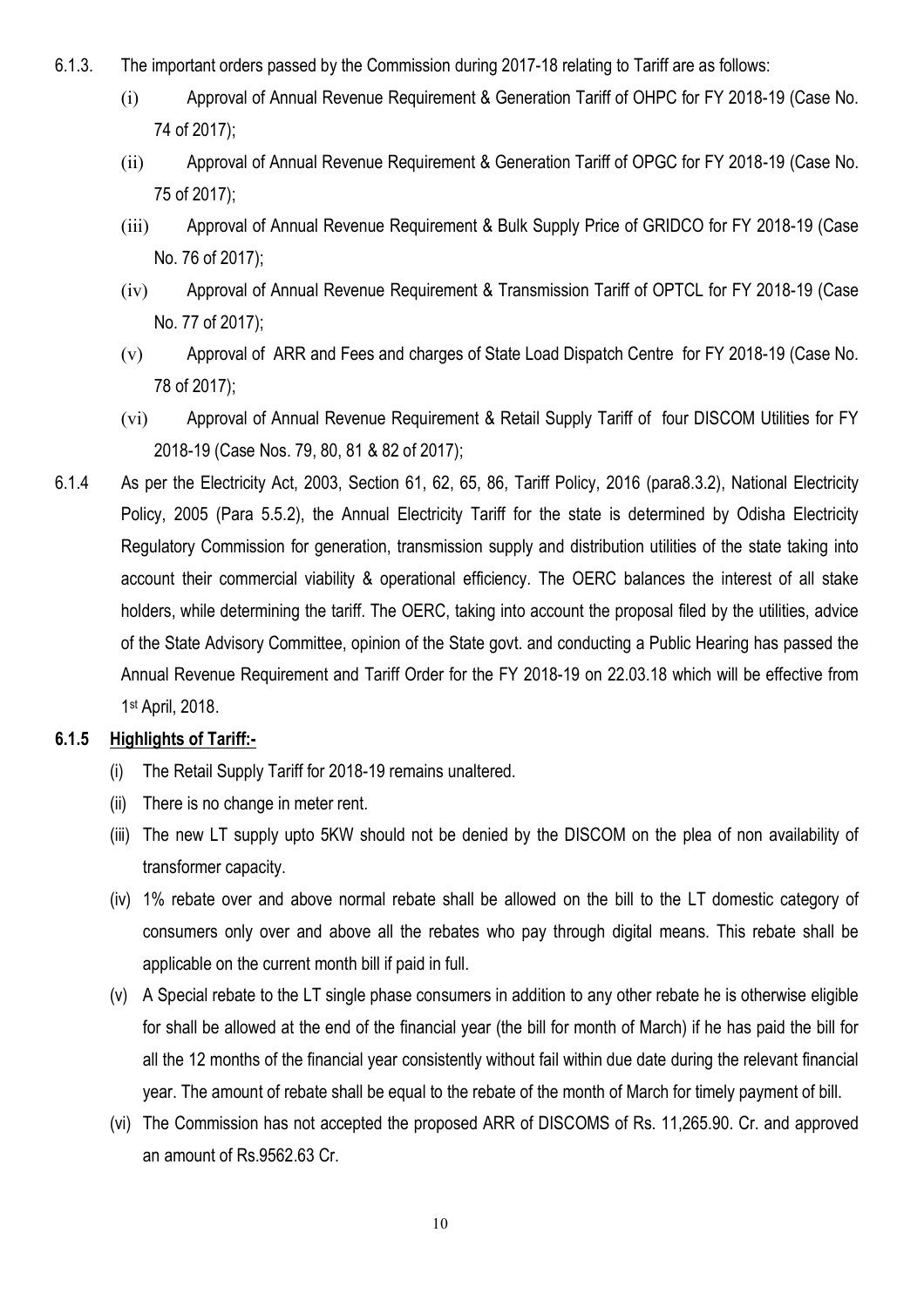6.1.3. The important orders passed by the Commission during 2017-18 relating to Tariff are as follows:

(i) Approval of Annual Revenue Requirement & Generation Tariff of OHPC for FY 2018-19 (Case No. 74 of 2017);

(ii) Approval of Annual Revenue Requirement & Generation Tariff of OPGC for FY 2018-19 (Case No. 75 of 2017);

(iii) Approval of Annual Revenue Requirement & Bulk Supply Price of GRIDCO for FY 2018-19 (Case No. 76 of 2017);

(iv) Approval of Annual Revenue Requirement & Transmission Tariff of OPTCL for FY 2018-19 (Case No. 77 of 2017);

(v) Approval of ARR and Fees and charges of State Load Dispatch Centre for FY 2018-19 (Case No. 78 of 2017);

(vi) Approval of Annual Revenue Requirement & Retail Supply Tariff of four DISCOM Utilities for FY 2018-19 (Case Nos. 79, 80, 81 & 82 of 2017);

6.1.4 As per the Electricity Act, 2003, Section 61, 62, 65, 86, Tariff Policy, 2016 (para8.3.2), National Electricity Policy, 2005 (Para 5.5.2), the Annual Electricity Tariff for the state is determined by Odisha Electricity Regulatory Commission for generation, transmission supply and distribution utilities of the state taking into account their commercial viability & operational efficiency. The OERC balances the interest of all stake holders, while determining the tariff. The OERC, taking into account the proposal filed by the utilities, advice of the State Advisory Committee, opinion of the State govt. and conducting a Public Hearing has passed the Annual Revenue Requirement and Tariff Order for the FY 2018-19 on 22.03.18 which will be effective from 1st April, 2018.

**6.1.5 <u>Highlights of Tariff:-</u>**

(i) The Retail Supply Tariff for 2018-19 remains unaltered.

(ii) There is no change in meter rent.

(iii) The new LT supply upto 5KW should not be denied by the DISCOM on the plea of non availability of transformer capacity.

(iv) 1% rebate over and above normal rebate shall be allowed on the bill to the LT domestic category of consumers only over and above all the rebates who pay through digital means. This rebate shall be applicable on the current month bill if paid in full.

(v) A Special rebate to the LT single phase consumers in addition to any other rebate he is otherwise eligible for shall be allowed at the end of the financial year (the bill for month of March) if he has paid the bill for all the 12 months of the financial year consistently without fail within due date during the relevant financial year. The amount of rebate shall be equal to the rebate of the month of March for timely payment of bill.

(vi) The Commission has not accepted the proposed ARR of DISCOMS of Rs. 11,265.90. Cr. and approved an amount of Rs.9562.63 Cr.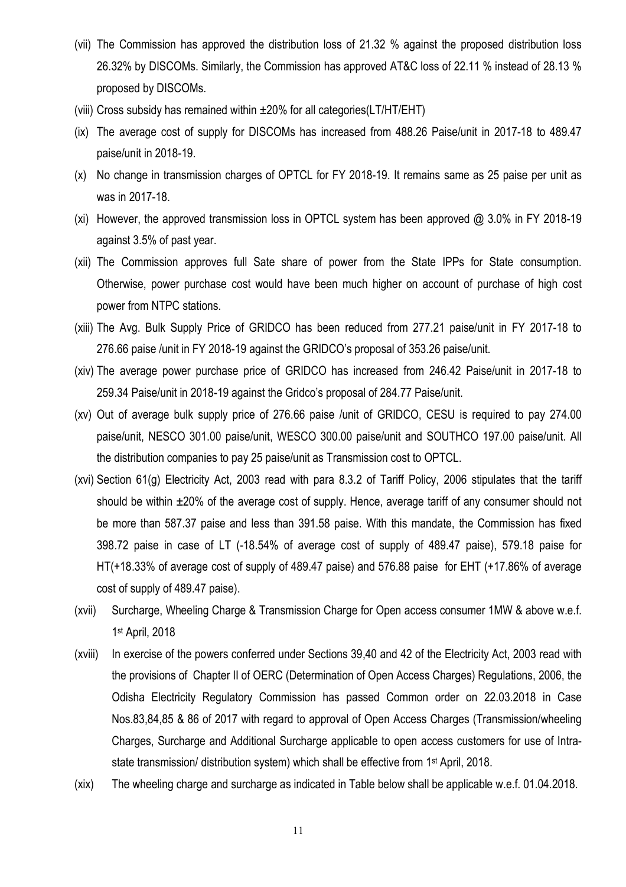(vii) The Commission has approved the distribution loss of 21.32 % against the proposed distribution loss 26.32% by DISCOMs. Similarly, the Commission has approved AT&C loss of 22.11 % instead of 28.13 % proposed by DISCOMs.

(viii) Cross subsidy has remained within ±20% for all categories(LT/HT/EHT)

(ix) The average cost of supply for DISCOMs has increased from 488.26 Paise/unit in 2017-18 to 489.47 paise/unit in 2018-19.

(x) No change in transmission charges of OPTCL for FY 2018-19. It remains same as 25 paise per unit as was in 2017-18.

(xi) However, the approved transmission loss in OPTCL system has been approved @ 3.0% in FY 2018-19 against 3.5% of past year.

(xii) The Commission approves full Sate share of power from the State IPPs for State consumption. Otherwise, power purchase cost would have been much higher on account of purchase of high cost power from NTPC stations.

(xiii) The Avg. Bulk Supply Price of GRIDCO has been reduced from 277.21 paise/unit in FY 2017-18 to 276.66 paise /unit in FY 2018-19 against the GRIDCO's proposal of 353.26 paise/unit.

(xiv) The average power purchase price of GRIDCO has increased from 246.42 Paise/unit in 2017-18 to 259.34 Paise/unit in 2018-19 against the Gridco's proposal of 284.77 Paise/unit.

(xv) Out of average bulk supply price of 276.66 paise /unit of GRIDCO, CESU is required to pay 274.00 paise/unit, NESCO 301.00 paise/unit, WESCO 300.00 paise/unit and SOUTHCO 197.00 paise/unit. All the distribution companies to pay 25 paise/unit as Transmission cost to OPTCL.

(xvi) Section 61(g) Electricity Act, 2003 read with para 8.3.2 of Tariff Policy, 2006 stipulates that the tariff should be within ±20% of the average cost of supply. Hence, average tariff of any consumer should not be more than 587.37 paise and less than 391.58 paise. With this mandate, the Commission has fixed 398.72 paise in case of LT (-18.54% of average cost of supply of 489.47 paise), 579.18 paise for HT(+18.33% of average cost of supply of 489.47 paise) and 576.88 paise for EHT (+17.86% of average cost of supply of 489.47 paise).

(xvii) Surcharge, Wheeling Charge & Transmission Charge for Open access consumer 1MW & above w.e.f. 1st April, 2018

(xviii) In exercise of the powers conferred under Sections 39,40 and 42 of the Electricity Act, 2003 read with the provisions of Chapter II of OERC (Determination of Open Access Charges) Regulations, 2006, the Odisha Electricity Regulatory Commission has passed Common order on 22.03.2018 in Case Nos.83,84,85 & 86 of 2017 with regard to approval of Open Access Charges (Transmission/wheeling Charges, Surcharge and Additional Surcharge applicable to open access customers for use of Intra-state transmission/ distribution system) which shall be effective from 1st April, 2018.

(xix) The wheeling charge and surcharge as indicated in Table below shall be applicable w.e.f. 01.04.2018.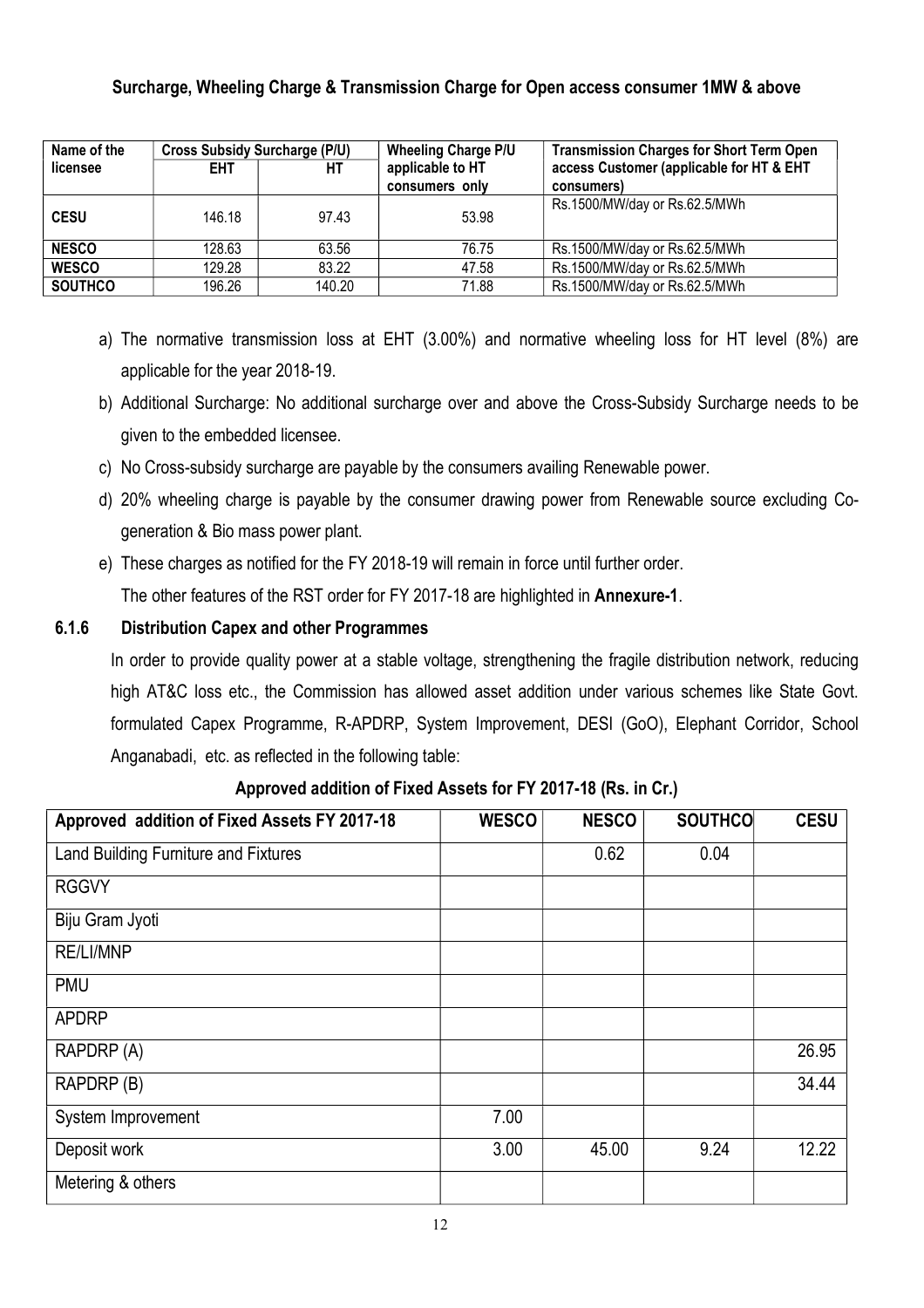**Surcharge, Wheeling Charge & Transmission Charge for Open access consumer 1MW & above**

| Name of the licensee | Cross Subsidy Surcharge (P/U) | | Wheeling Charge P/U applicable to HT consumers only | Transmission Charges for Short Term Open access Customer (applicable for HT & EHT consumers) |
|---|---|---|---|---|
| | EHT | HT | | |
| CESU | 146.18 | 97.43 | 53.98 | Rs.1500/MW/day or Rs.62.5/MWh |
| NESCO | 128.63 | 63.56 | 76.75 | Rs.1500/MW/day or Rs.62.5/MWh |
| WESCO | 129.28 | 83.22 | 47.58 | Rs.1500/MW/day or Rs.62.5/MWh |
| SOUTHCO | 196.26 | 140.20 | 71.88 | Rs.1500/MW/day or Rs.62.5/MWh |

a) The normative transmission loss at EHT (3.00%) and normative wheeling loss for HT level (8%) are applicable for the year 2018-19.

b) Additional Surcharge: No additional surcharge over and above the Cross-Subsidy Surcharge needs to be given to the embedded licensee.

c) No Cross-subsidy surcharge are payable by the consumers availing Renewable power.

d) 20% wheeling charge is payable by the consumer drawing power from Renewable source excluding Co-generation & Bio mass power plant.

e) These charges as notified for the FY 2018-19 will remain in force until further order.

The other features of the RST order for FY 2017-18 are highlighted in **Annexure-1**.

### 6.1.6 Distribution Capex and other Programmes

In order to provide quality power at a stable voltage, strengthening the fragile distribution network, reducing high AT&C loss etc., the Commission has allowed asset addition under various schemes like State Govt. formulated Capex Programme, R-APDRP, System Improvement, DESI (GoO), Elephant Corridor, School Anganabadi, etc. as reflected in the following table:

**Approved addition of Fixed Assets for FY 2017-18 (Rs. in Cr.)**

| Approved addition of Fixed Assets FY 2017-18 | WESCO | NESCO | SOUTHCO | CESU |
|---|---|---|---|---|
| Land Building Furniture and Fixtures | | 0.62 | 0.04 | |
| RGGVY | | | | |
| Biju Gram Jyoti | | | | |
| RE/LI/MNP | | | | |
| PMU | | | | |
| APDRP | | | | |
| RAPDRP (A) | | | | 26.95 |
| RAPDRP (B) | | | | 34.44 |
| System Improvement | 7.00 | | | |
| Deposit work | 3.00 | 45.00 | 9.24 | 12.22 |
| Metering & others | | | | |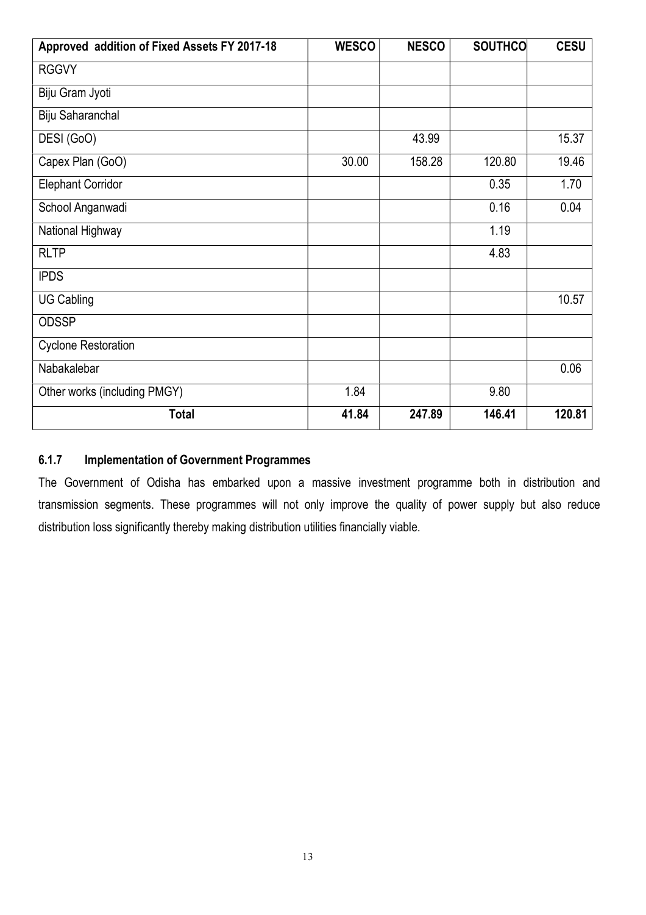| Approved addition of Fixed Assets FY 2017-18 | WESCO | NESCO | SOUTHCO | CESU |
|---|---|---|---|---|
| RGGVY | | | | |
| Biju Gram Jyoti | | | | |
| Biju Saharanchal | | | | |
| DESI (GoO) | | 43.99 | | 15.37 |
| Capex Plan (GoO) | 30.00 | 158.28 | 120.80 | 19.46 |
| Elephant Corridor | | | 0.35 | 1.70 |
| School Anganwadi | | | 0.16 | 0.04 |
| National Highway | | | 1.19 | |
| RLTP | | | 4.83 | |
| IPDS | | | | |
| UG Cabling | | | | 10.57 |
| ODSSP | | | | |
| Cyclone Restoration | | | | |
| Nabakalebar | | | | 0.06 |
| Other works (including PMGY) | 1.84 | | 9.80 | |
| **Total** | **41.84** | **247.89** | **146.41** | **120.81** |

### 6.1.7 Implementation of Government Programmes

The Government of Odisha has embarked upon a massive investment programme both in distribution and transmission segments. These programmes will not only improve the quality of power supply but also reduce distribution loss significantly thereby making distribution utilities financially viable.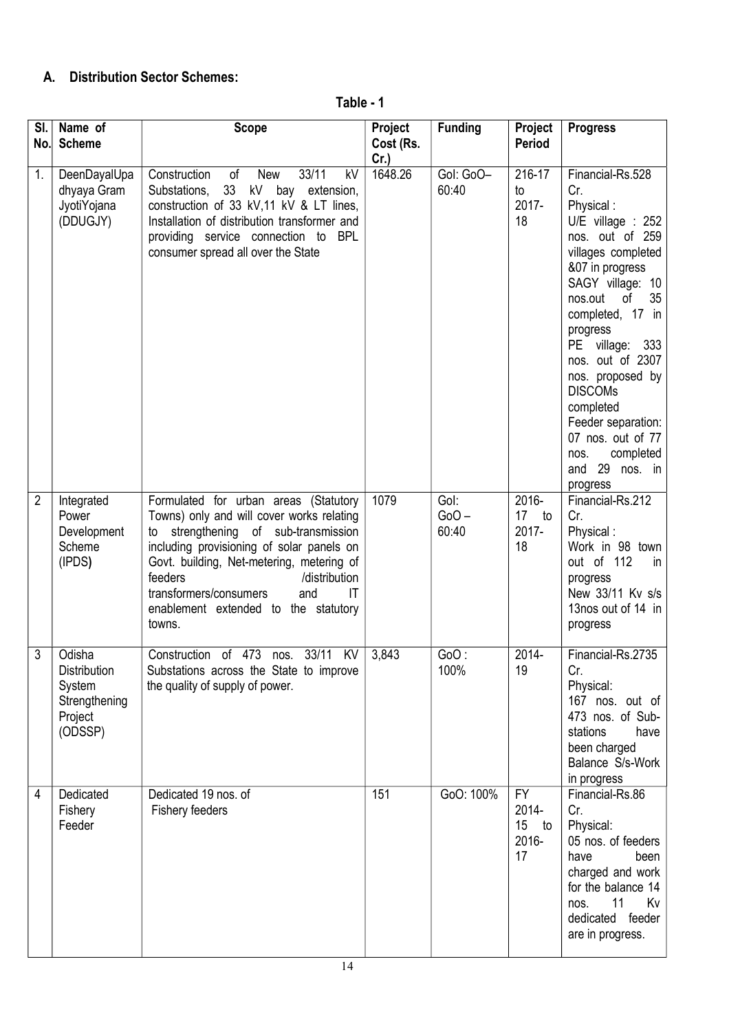## A. Distribution Sector Schemes:

**Table - 1**

| Sl. No. | Name of Scheme | Scope | Project Cost (Rs. Cr.) | Funding | Project Period | Progress |
|---|---|---|---|---|---|---|
| 1. | DeenDayalUpadhyaya Gram JyotiYojana (DDUGJY) | Construction of New 33/11 kV Substations, 33 kV bay extension, construction of 33 kV,11 kV & LT lines, Installation of distribution transformer and providing service connection to BPL consumer spread all over the State | 1648.26 | GoI: GoO–60:40 | 216-17 to 2017-18 | Financial-Rs.528 Cr. Physical : U/E village : 252 nos. out of 259 villages completed &07 in progress SAGY village: 10 nos.out of 35 completed, 17 in progress PE village: 333 nos. out of 2307 nos. proposed by DISCOMs completed Feeder separation: 07 nos. out of 77 nos. completed and 29 nos. in progress |
| 2 | Integrated Power Development Scheme (IPDS) | Formulated for urban areas (Statutory Towns) only and will cover works relating to strengthening of sub-transmission including provisioning of solar panels on Govt. building, Net-metering, metering of feeders /distribution transformers/consumers and IT enablement extended to the statutory towns. | 1079 | GoI: GoO – 60:40 | 2016-17 to 2017-18 | Financial-Rs.212 Cr. Physical : Work in 98 town out of 112 in progress New 33/11 Kv s/s 13nos out of 14 in progress |
| 3 | Odisha Distribution System Strengthening Project (ODSSP) | Construction of 473 nos. 33/11 KV Substations across the State to improve the quality of supply of power. | 3,843 | GoO : 100% | 2014-19 | Financial-Rs.2735 Cr. Physical: 167 nos. out of 473 nos. of Sub-stations have been charged Balance S/s-Work in progress |
| 4 | Dedicated Fishery Feeder | Dedicated 19 nos. of Fishery feeders | 151 | GoO: 100% | FY 2014-15 to 2016-17 | Financial-Rs.86 Cr. Physical: 05 nos. of feeders have been charged and work for the balance 14 nos. 11 Kv dedicated feeder are in progress. |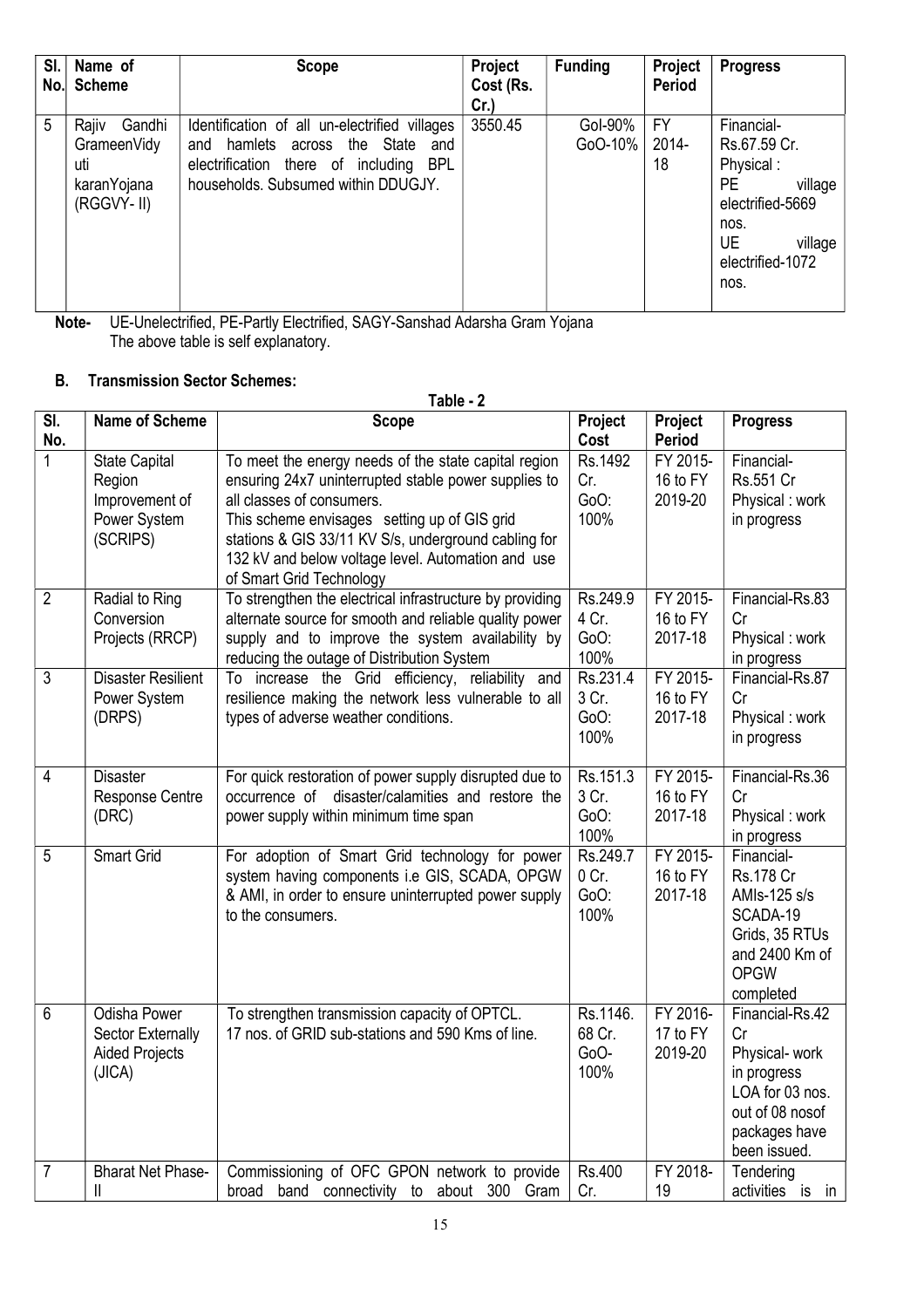| Sl. No. | Name of Scheme | Scope | Project Cost (Rs. Cr.) | Funding | Project Period | Progress |
|---|---|---|---|---|---|---|
| 5 | Rajiv Gandhi GrameenVidyuti karanYojana (RGGVY- II) | Identification of all un-electrified villages and hamlets across the State and electrification there of including BPL households. Subsumed within DDUGJY. | 3550.45 | GoI-90% GoO-10% | FY 2014-18 | Financial- Rs.67.59 Cr. Physical : PE village electrified-5669 nos. UE village electrified-1072 nos. |

**Note-** UE-Unelectrified, PE-Partly Electrified, SAGY-Sanshad Adarsha Gram Yojana
The above table is self explanatory.

## B. Transmission Sector Schemes:

**Table - 2**

| Sl. No. | Name of Scheme | Scope | Project Cost | Project Period | Progress |
|---|---|---|---|---|---|
| 1 | State Capital Region Improvement of Power System (SCRIPS) | To meet the energy needs of the state capital region ensuring 24x7 uninterrupted stable power supplies to all classes of consumers. This scheme envisages setting up of GIS grid stations & GIS 33/11 KV S/s, underground cabling for 132 kV and below voltage level. Automation and use of Smart Grid Technology | Rs.1492 Cr. GoO: 100% | FY 2015-16 to FY 2019-20 | Financial- Rs.551 Cr Physical : work in progress |
| 2 | Radial to Ring Conversion Projects (RRCP) | To strengthen the electrical infrastructure by providing alternate source for smooth and reliable quality power supply and to improve the system availability by reducing the outage of Distribution System | Rs.249.94 Cr. GoO: 100% | FY 2015-16 to FY 2017-18 | Financial-Rs.83 Cr Physical : work in progress |
| 3 | Disaster Resilient Power System (DRPS) | To increase the Grid efficiency, reliability and resilience making the network less vulnerable to all types of adverse weather conditions. | Rs.231.43 Cr. GoO: 100% | FY 2015-16 to FY 2017-18 | Financial-Rs.87 Cr Physical : work in progress |
| 4 | Disaster Response Centre (DRC) | For quick restoration of power supply disrupted due to occurrence of disaster/calamities and restore the power supply within minimum time span | Rs.151.33 Cr. GoO: 100% | FY 2015-16 to FY 2017-18 | Financial-Rs.36 Cr Physical : work in progress |
| 5 | Smart Grid | For adoption of Smart Grid technology for power system having components i.e GIS, SCADA, OPGW & AMI, in order to ensure uninterrupted power supply to the consumers. | Rs.249.70 Cr. GoO: 100% | FY 2015-16 to FY 2017-18 | Financial- Rs.178 Cr AMIs-125 s/s SCADA-19 Grids, 35 RTUs and 2400 Km of OPGW completed |
| 6 | Odisha Power Sector Externally Aided Projects (JICA) | To strengthen transmission capacity of OPTCL. 17 nos. of GRID sub-stations and 590 Kms of line. | Rs.1146.68 Cr. GoO- 100% | FY 2016-17 to FY 2019-20 | Financial-Rs.42 Cr Physical- work in progress LOA for 03 nos. out of 08 nosof packages have been issued. |
| 7 | Bharat Net Phase-II | Commissioning of OFC GPON network to provide broad band connectivity to about 300 Gram | Rs.400 Cr. | FY 2018-19 | Tendering activities is in |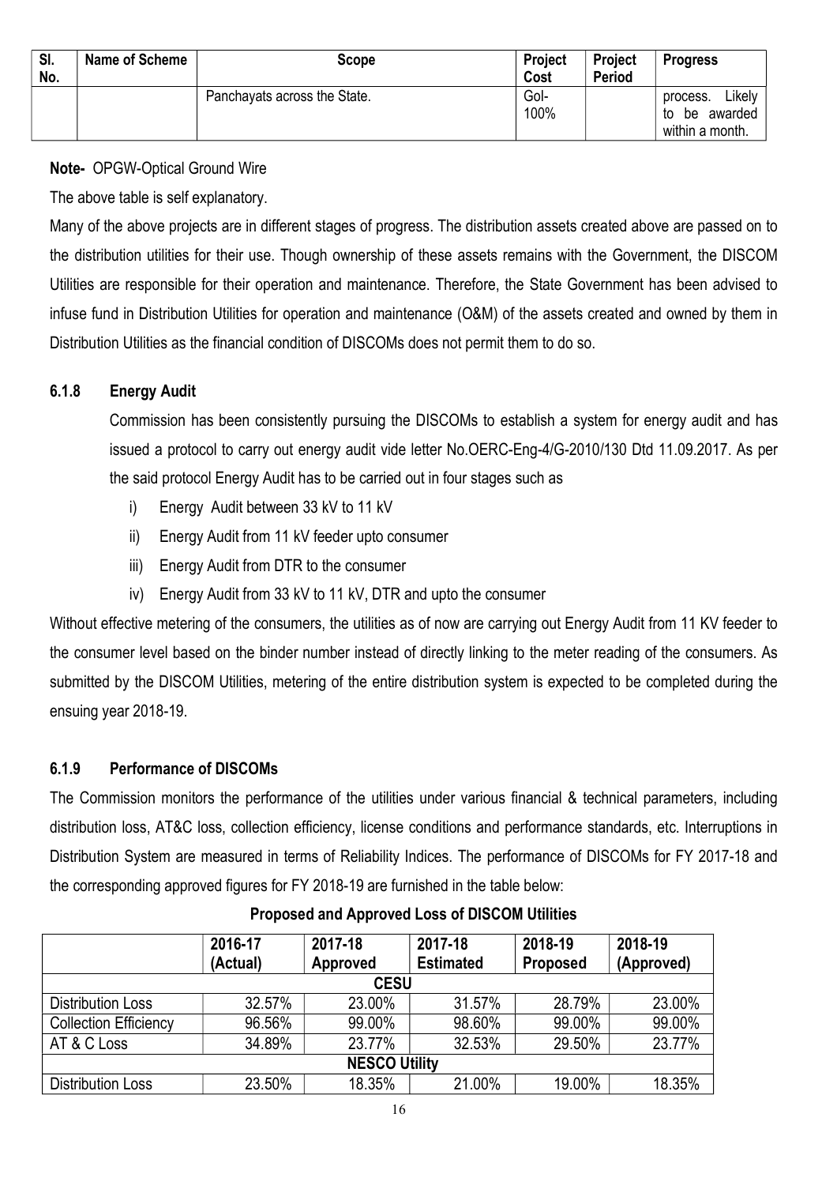| Sl. No. | Name of Scheme | Scope | Project Cost | Project Period | Progress |
|---|---|---|---|---|---|
| | | Panchayats across the State. | GoI-100% | | process. Likely to be awarded within a month. |

**Note-** OPGW-Optical Ground Wire

The above table is self explanatory.

Many of the above projects are in different stages of progress. The distribution assets created above are passed on to the distribution utilities for their use. Though ownership of these assets remains with the Government, the DISCOM Utilities are responsible for their operation and maintenance. Therefore, the State Government has been advised to infuse fund in Distribution Utilities for operation and maintenance (O&M) of the assets created and owned by them in Distribution Utilities as the financial condition of DISCOMs does not permit them to do so.

### 6.1.8 Energy Audit

Commission has been consistently pursuing the DISCOMs to establish a system for energy audit and has issued a protocol to carry out energy audit vide letter No.OERC-Eng-4/G-2010/130 Dtd 11.09.2017. As per the said protocol Energy Audit has to be carried out in four stages such as

i) Energy Audit between 33 kV to 11 kV
ii) Energy Audit from 11 kV feeder upto consumer
iii) Energy Audit from DTR to the consumer
iv) Energy Audit from 33 kV to 11 kV, DTR and upto the consumer

Without effective metering of the consumers, the utilities as of now are carrying out Energy Audit from 11 KV feeder to the consumer level based on the binder number instead of directly linking to the meter reading of the consumers. As submitted by the DISCOM Utilities, metering of the entire distribution system is expected to be completed during the ensuing year 2018-19.

### 6.1.9 Performance of DISCOMs

The Commission monitors the performance of the utilities under various financial & technical parameters, including distribution loss, AT&C loss, collection efficiency, license conditions and performance standards, etc. Interruptions in Distribution System are measured in terms of Reliability Indices. The performance of DISCOMs for FY 2017-18 and the corresponding approved figures for FY 2018-19 are furnished in the table below:

**Proposed and Approved Loss of DISCOM Utilities**

| | 2016-17 (Actual) | 2017-18 Approved | 2017-18 Estimated | 2018-19 Proposed | 2018-19 (Approved) |
|---|---|---|---|---|---|
| **CESU** | | | | | |
| Distribution Loss | 32.57% | 23.00% | 31.57% | 28.79% | 23.00% |
| Collection Efficiency | 96.56% | 99.00% | 98.60% | 99.00% | 99.00% |
| AT & C Loss | 34.89% | 23.77% | 32.53% | 29.50% | 23.77% |
| **NESCO Utility** | | | | | |
| Distribution Loss | 23.50% | 18.35% | 21.00% | 19.00% | 18.35% |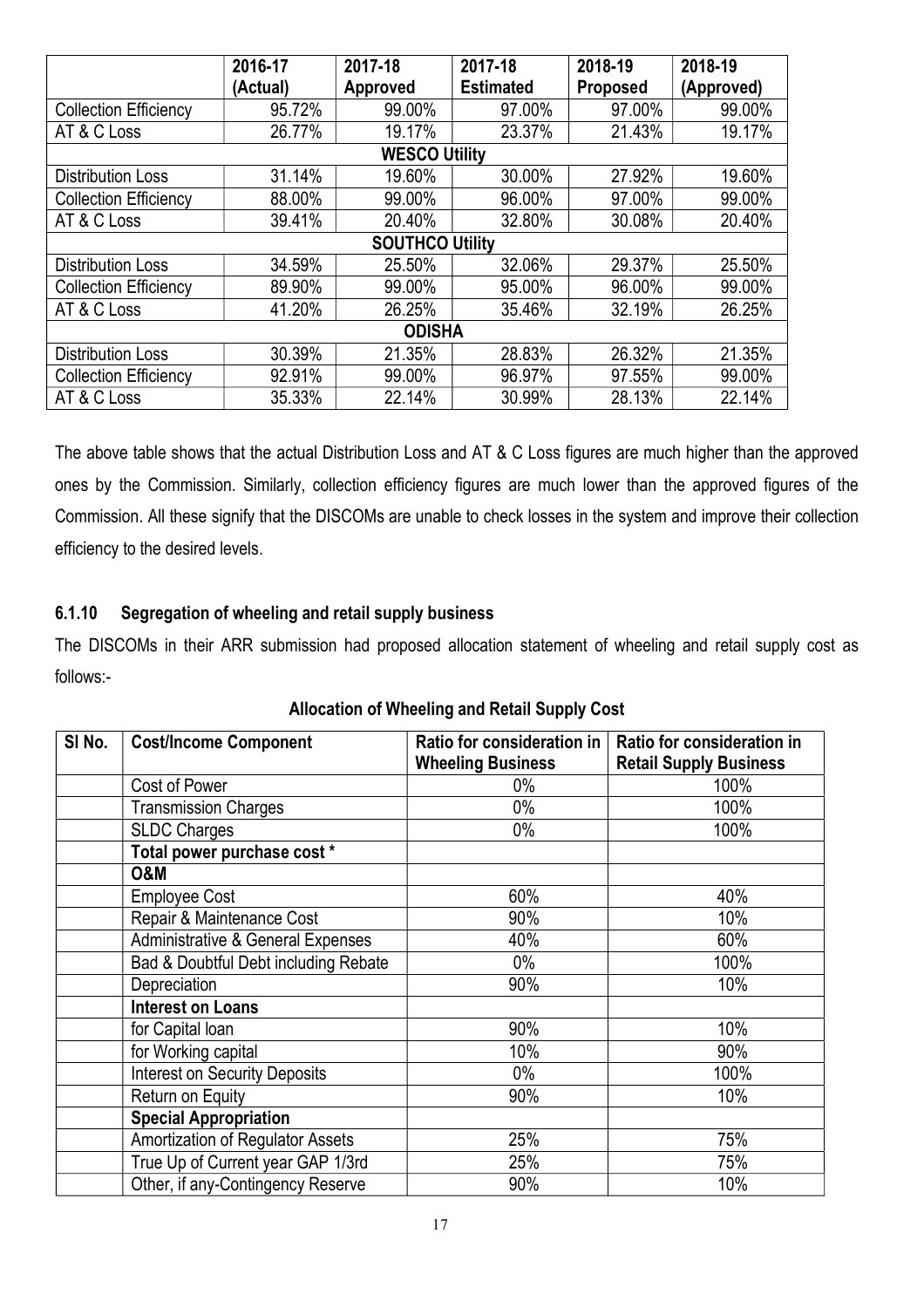| | 2016-17 (Actual) | 2017-18 Approved | 2017-18 Estimated | 2018-19 Proposed | 2018-19 (Approved) |
|---|---|---|---|---|---|
| Collection Efficiency | 95.72% | 99.00% | 97.00% | 97.00% | 99.00% |
| AT & C Loss | 26.77% | 19.17% | 23.37% | 21.43% | 19.17% |
| **WESCO Utility** | | | | | |
| Distribution Loss | 31.14% | 19.60% | 30.00% | 27.92% | 19.60% |
| Collection Efficiency | 88.00% | 99.00% | 96.00% | 97.00% | 99.00% |
| AT & C Loss | 39.41% | 20.40% | 32.80% | 30.08% | 20.40% |
| **SOUTHCO Utility** | | | | | |
| Distribution Loss | 34.59% | 25.50% | 32.06% | 29.37% | 25.50% |
| Collection Efficiency | 89.90% | 99.00% | 95.00% | 96.00% | 99.00% |
| AT & C Loss | 41.20% | 26.25% | 35.46% | 32.19% | 26.25% |
| **ODISHA** | | | | | |
| Distribution Loss | 30.39% | 21.35% | 28.83% | 26.32% | 21.35% |
| Collection Efficiency | 92.91% | 99.00% | 96.97% | 97.55% | 99.00% |
| AT & C Loss | 35.33% | 22.14% | 30.99% | 28.13% | 22.14% |

The above table shows that the actual Distribution Loss and AT & C Loss figures are much higher than the approved ones by the Commission. Similarly, collection efficiency figures are much lower than the approved figures of the Commission. All these signify that the DISCOMs are unable to check losses in the system and improve their collection efficiency to the desired levels.

### 6.1.10 Segregation of wheeling and retail supply business

The DISCOMs in their ARR submission had proposed allocation statement of wheeling and retail supply cost as follows:-

**Allocation of Wheeling and Retail Supply Cost**

| Sl No. | Cost/Income Component | Ratio for consideration in Wheeling Business | Ratio for consideration in Retail Supply Business |
|---|---|---|---|
| | Cost of Power | 0% | 100% |
| | Transmission Charges | 0% | 100% |
| | SLDC Charges | 0% | 100% |
| | **Total power purchase cost \*** | | |
| | **O&M** | | |
| | Employee Cost | 60% | 40% |
| | Repair & Maintenance Cost | 90% | 10% |
| | Administrative & General Expenses | 40% | 60% |
| | Bad & Doubtful Debt including Rebate | 0% | 100% |
| | Depreciation | 90% | 10% |
| | **Interest on Loans** | | |
| | for Capital loan | 90% | 10% |
| | for Working capital | 10% | 90% |
| | Interest on Security Deposits | 0% | 100% |
| | Return on Equity | 90% | 10% |
| | **Special Appropriation** | | |
| | Amortization of Regulator Assets | 25% | 75% |
| | True Up of Current year GAP 1/3rd | 25% | 75% |
| | Other, if any-Contingency Reserve | 90% | 10% |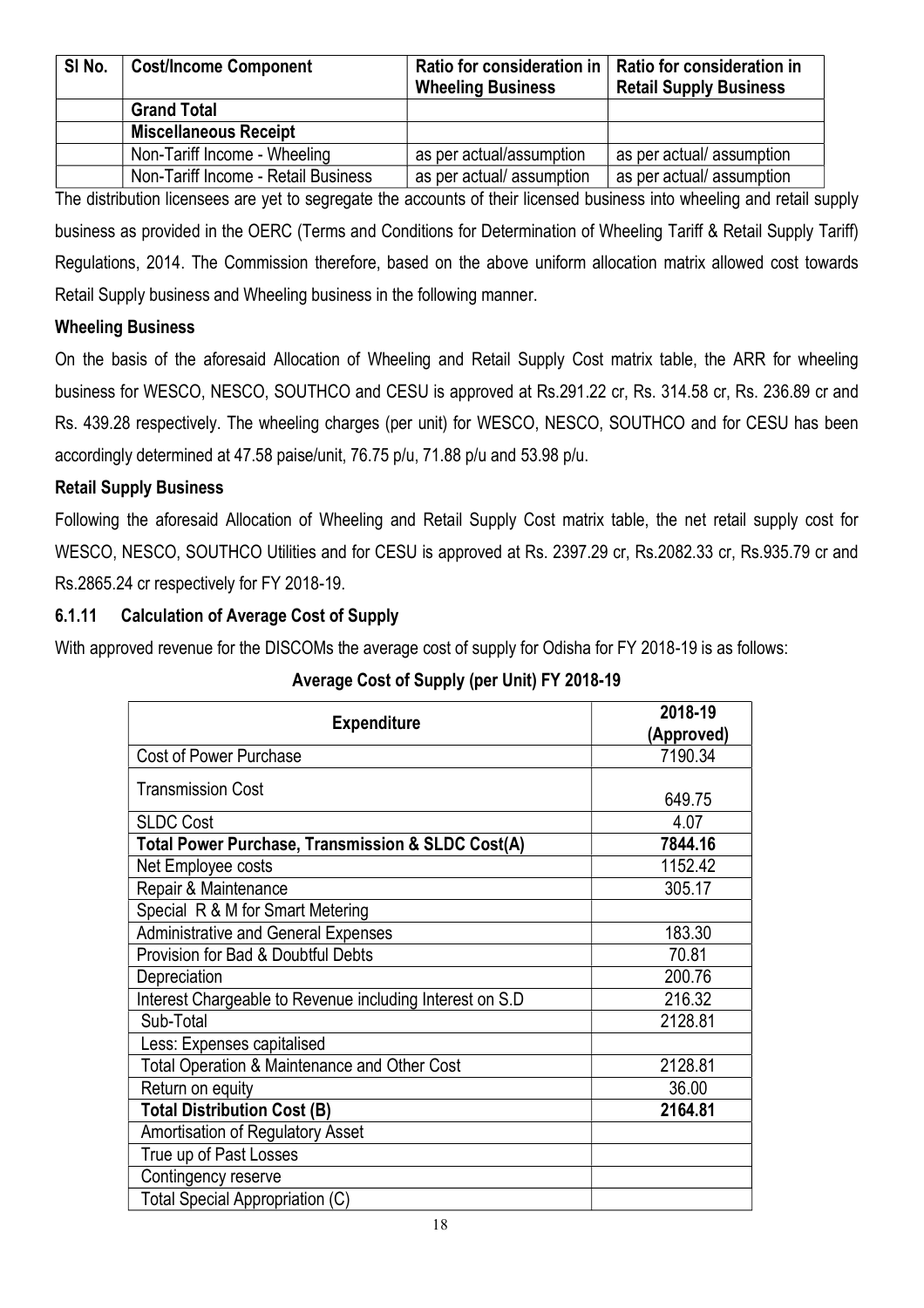| Sl No. | Cost/Income Component | Ratio for consideration in Wheeling Business | Ratio for consideration in Retail Supply Business |
|---|---|---|---|
| | **Grand Total** | | |
| | **Miscellaneous Receipt** | | |
| | Non-Tariff Income - Wheeling | as per actual/assumption | as per actual/ assumption |
| | Non-Tariff Income - Retail Business | as per actual/ assumption | as per actual/ assumption |

The distribution licensees are yet to segregate the accounts of their licensed business into wheeling and retail supply business as provided in the OERC (Terms and Conditions for Determination of Wheeling Tariff & Retail Supply Tariff) Regulations, 2014. The Commission therefore, based on the above uniform allocation matrix allowed cost towards Retail Supply business and Wheeling business in the following manner.

**Wheeling Business**

On the basis of the aforesaid Allocation of Wheeling and Retail Supply Cost matrix table, the ARR for wheeling business for WESCO, NESCO, SOUTHCO and CESU is approved at Rs.291.22 cr, Rs. 314.58 cr, Rs. 236.89 cr and Rs. 439.28 respectively. The wheeling charges (per unit) for WESCO, NESCO, SOUTHCO and for CESU has been accordingly determined at 47.58 paise/unit, 76.75 p/u, 71.88 p/u and 53.98 p/u.

**Retail Supply Business**

Following the aforesaid Allocation of Wheeling and Retail Supply Cost matrix table, the net retail supply cost for WESCO, NESCO, SOUTHCO Utilities and for CESU is approved at Rs. 2397.29 cr, Rs.2082.33 cr, Rs.935.79 cr and Rs.2865.24 cr respectively for FY 2018-19.

### 6.1.11 Calculation of Average Cost of Supply

With approved revenue for the DISCOMs the average cost of supply for Odisha for FY 2018-19 is as follows:

**Average Cost of Supply (per Unit) FY 2018-19**

| Expenditure | 2018-19 (Approved) |
|---|---|
| Cost of Power Purchase | 7190.34 |
| Transmission Cost | 649.75 |
| SLDC Cost | 4.07 |
| **Total Power Purchase, Transmission & SLDC Cost(A)** | **7844.16** |
| Net Employee costs | 1152.42 |
| Repair & Maintenance | 305.17 |
| Special R & M for Smart Metering | |
| Administrative and General Expenses | 183.30 |
| Provision for Bad & Doubtful Debts | 70.81 |
| Depreciation | 200.76 |
| Interest Chargeable to Revenue including Interest on S.D | 216.32 |
| Sub-Total | 2128.81 |
| Less: Expenses capitalised | |
| Total Operation & Maintenance and Other Cost | 2128.81 |
| Return on equity | 36.00 |
| **Total Distribution Cost (B)** | **2164.81** |
| Amortisation of Regulatory Asset | |
| True up of Past Losses | |
| Contingency reserve | |
| Total Special Appropriation (C) | |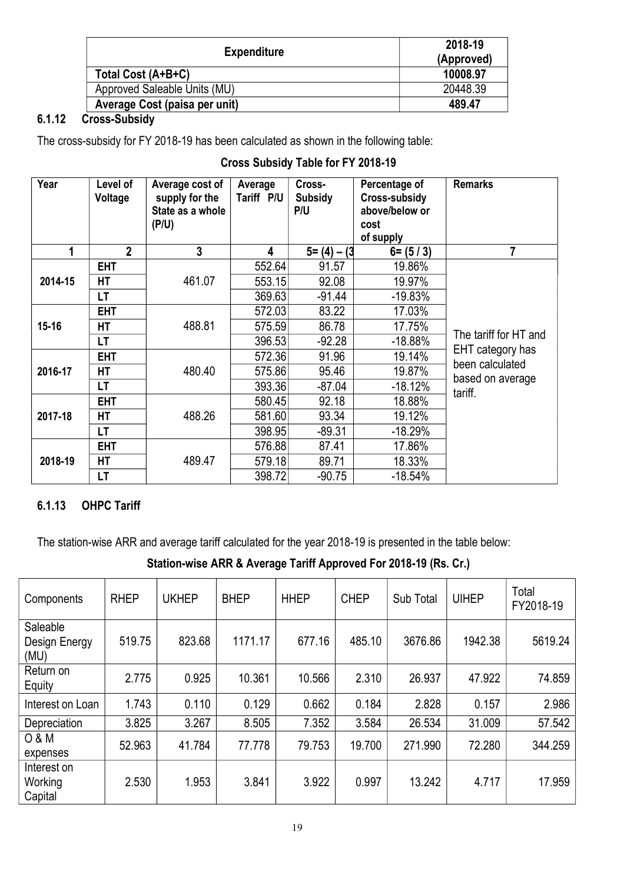| Expenditure | 2018-19 (Approved) |
|---|---|
| **Total Cost (A+B+C)** | **10008.97** |
| Approved Saleable Units (MU) | 20448.39 |
| **Average Cost (paisa per unit)** | **489.47** |

### 6.1.12 Cross-Subsidy

The cross-subsidy for FY 2018-19 has been calculated as shown in the following table:

**Cross Subsidy Table for FY 2018-19**

| Year | Level of Voltage | Average cost of supply for the State as a whole (P/U) | Average Tariff P/U | Cross-Subsidy P/U | Percentage of Cross-subsidy above/below or cost of supply | Remarks |
|---|---|---|---|---|---|---|
| 1 | 2 | 3 | 4 | 5= (4) – (3 | 6= (5 / 3) | 7 |
| 2014-15 | EHT | 461.07 | 552.64 | 91.57 | 19.86% | The tariff for HT and EHT category has been calculated based on average tariff. |
| | HT | | 553.15 | 92.08 | 19.97% | |
| | LT | | 369.63 | -91.44 | -19.83% | |
| 15-16 | EHT | 488.81 | 572.03 | 83.22 | 17.03% | |
| | HT | | 575.59 | 86.78 | 17.75% | |
| | LT | | 396.53 | -92.28 | -18.88% | |
| 2016-17 | EHT | 480.40 | 572.36 | 91.96 | 19.14% | |
| | HT | | 575.86 | 95.46 | 19.87% | |
| | LT | | 393.36 | -87.04 | -18.12% | |
| 2017-18 | EHT | 488.26 | 580.45 | 92.18 | 18.88% | |
| | HT | | 581.60 | 93.34 | 19.12% | |
| | LT | | 398.95 | -89.31 | -18.29% | |
| 2018-19 | EHT | 489.47 | 576.88 | 87.41 | 17.86% | |
| | HT | | 579.18 | 89.71 | 18.33% | |
| | LT | | 398.72 | -90.75 | -18.54% | |

### 6.1.13 OHPC Tariff

The station-wise ARR and average tariff calculated for the year 2018-19 is presented in the table below:

**Station-wise ARR & Average Tariff Approved For 2018-19 (Rs. Cr.)**

| Components | RHEP | UKHEP | BHEP | HHEP | CHEP | Sub Total | UIHEP | Total FY2018-19 |
|---|---|---|---|---|---|---|---|---|
| Saleable Design Energy (MU) | 519.75 | 823.68 | 1171.17 | 677.16 | 485.10 | 3676.86 | 1942.38 | 5619.24 |
| Return on Equity | 2.775 | 0.925 | 10.361 | 10.566 | 2.310 | 26.937 | 47.922 | 74.859 |
| Interest on Loan | 1.743 | 0.110 | 0.129 | 0.662 | 0.184 | 2.828 | 0.157 | 2.986 |
| Depreciation | 3.825 | 3.267 | 8.505 | 7.352 | 3.584 | 26.534 | 31.009 | 57.542 |
| O & M expenses | 52.963 | 41.784 | 77.778 | 79.753 | 19.700 | 271.990 | 72.280 | 344.259 |
| Interest on Working Capital | 2.530 | 1.953 | 3.841 | 3.922 | 0.997 | 13.242 | 4.717 | 17.959 |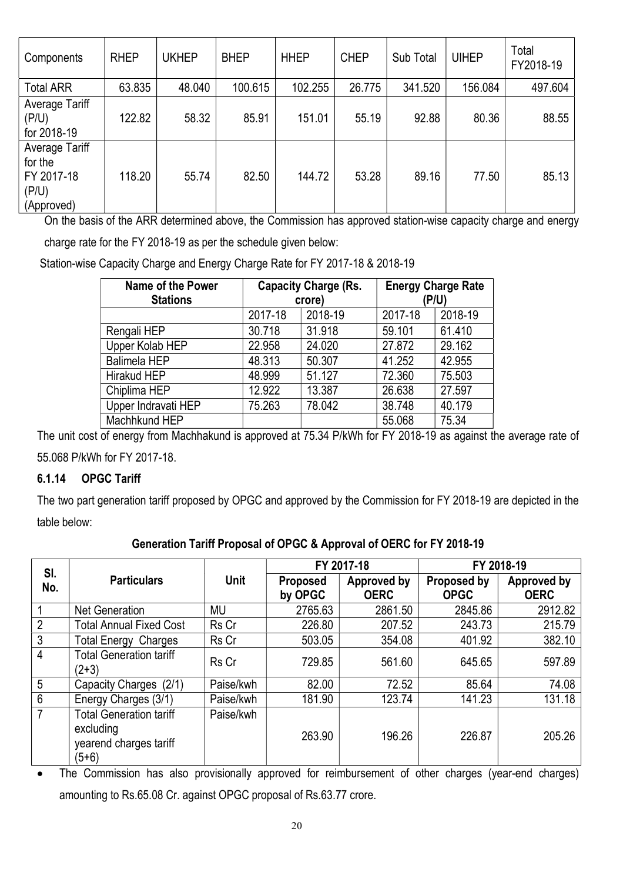| Components | RHEP | UKHEP | BHEP | HHEP | CHEP | Sub Total | UIHEP | Total FY2018-19 |
|---|---|---|---|---|---|---|---|---|
| Total ARR | 63.835 | 48.040 | 100.615 | 102.255 | 26.775 | 341.520 | 156.084 | 497.604 |
| Average Tariff (P/U) for 2018-19 | 122.82 | 58.32 | 85.91 | 151.01 | 55.19 | 92.88 | 80.36 | 88.55 |
| Average Tariff for the FY 2017-18 (P/U) (Approved) | 118.20 | 55.74 | 82.50 | 144.72 | 53.28 | 89.16 | 77.50 | 85.13 |

On the basis of the ARR determined above, the Commission has approved station-wise capacity charge and energy charge rate for the FY 2018-19 as per the schedule given below:

Station-wise Capacity Charge and Energy Charge Rate for FY 2017-18 & 2018-19

| Name of the Power Stations | Capacity Charge (Rs. crore) | | Energy Charge Rate (P/U) | |
|---|---|---|---|---|
| | 2017-18 | 2018-19 | 2017-18 | 2018-19 |
| Rengali HEP | 30.718 | 31.918 | 59.101 | 61.410 |
| Upper Kolab HEP | 22.958 | 24.020 | 27.872 | 29.162 |
| Balimela HEP | 48.313 | 50.307 | 41.252 | 42.955 |
| Hirakud HEP | 48.999 | 51.127 | 72.360 | 75.503 |
| Chiplima HEP | 12.922 | 13.387 | 26.638 | 27.597 |
| Upper Indravati HEP | 75.263 | 78.042 | 38.748 | 40.179 |
| Machhkund HEP | | | 55.068 | 75.34 |

The unit cost of energy from Machhakund is approved at 75.34 P/kWh for FY 2018-19 as against the average rate of 55.068 P/kWh for FY 2017-18.

### 6.1.14 OPGC Tariff

The two part generation tariff proposed by OPGC and approved by the Commission for FY 2018-19 are depicted in the table below:

**Generation Tariff Proposal of OPGC & Approval of OERC for FY 2018-19**

| Sl. No. | Particulars | Unit | FY 2017-18 | | FY 2018-19 | |
|---|---|---|---|---|---|---|
| | | | Proposed by OPGC | Approved by OERC | Proposed by OPGC | Approved by OERC |
| 1 | Net Generation | MU | 2765.63 | 2861.50 | 2845.86 | 2912.82 |
| 2 | Total Annual Fixed Cost | Rs Cr | 226.80 | 207.52 | 243.73 | 215.79 |
| 3 | Total Energy Charges | Rs Cr | 503.05 | 354.08 | 401.92 | 382.10 |
| 4 | Total Generation tariff (2+3) | Rs Cr | 729.85 | 561.60 | 645.65 | 597.89 |
| 5 | Capacity Charges (2/1) | Paise/kwh | 82.00 | 72.52 | 85.64 | 74.08 |
| 6 | Energy Charges (3/1) | Paise/kwh | 181.90 | 123.74 | 141.23 | 131.18 |
| 7 | Total Generation tariff excluding yearend charges tariff (5+6) | Paise/kwh | 263.90 | 196.26 | 226.87 | 205.26 |

- The Commission has also provisionally approved for reimbursement of other charges (year-end charges) amounting to Rs.65.08 Cr. against OPGC proposal of Rs.63.77 crore.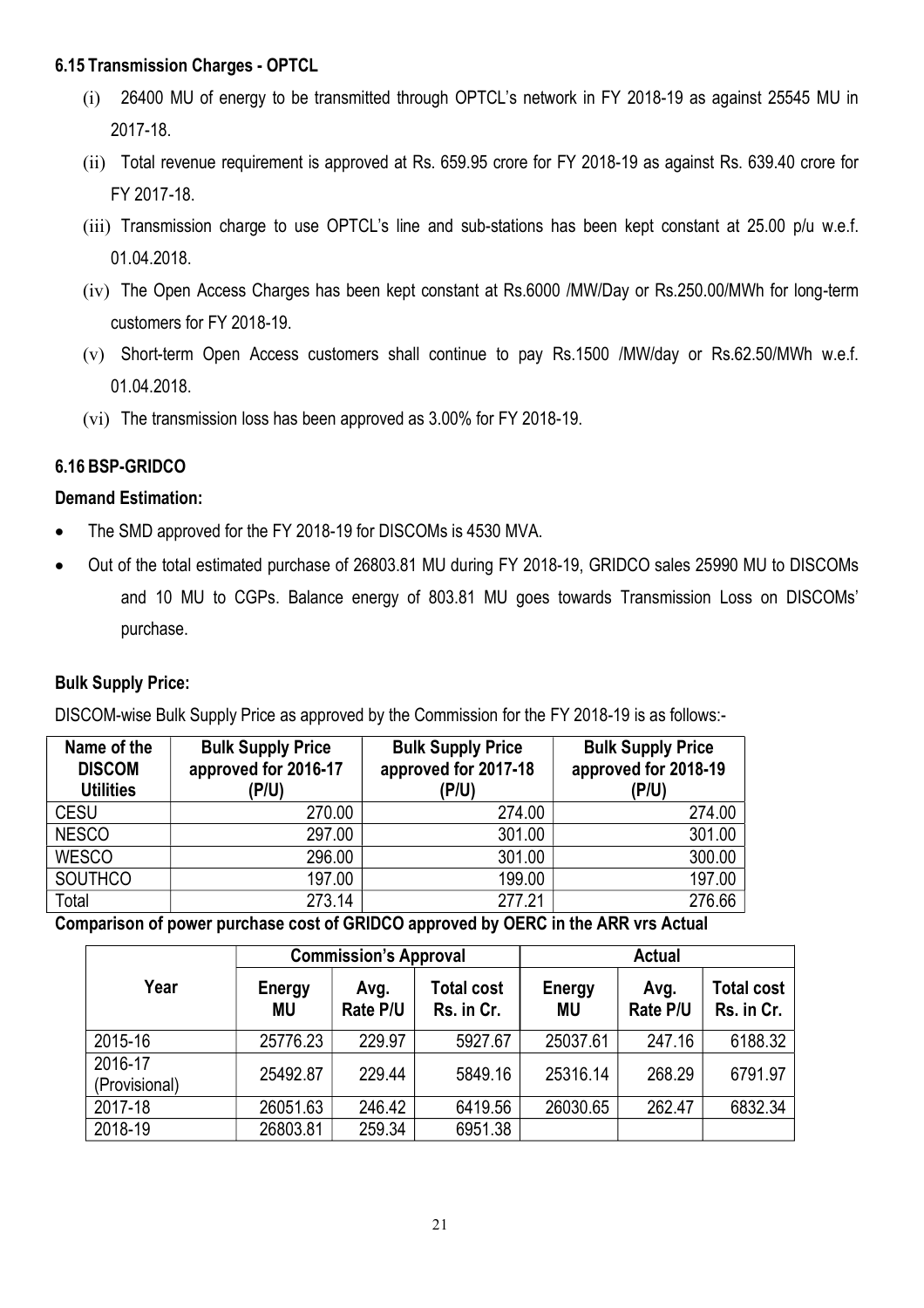### 6.15 Transmission Charges - OPTCL

(i) 26400 MU of energy to be transmitted through OPTCL's network in FY 2018-19 as against 25545 MU in 2017-18.

(ii) Total revenue requirement is approved at Rs. 659.95 crore for FY 2018-19 as against Rs. 639.40 crore for FY 2017-18.

(iii) Transmission charge to use OPTCL's line and sub-stations has been kept constant at 25.00 p/u w.e.f. 01.04.2018.

(iv) The Open Access Charges has been kept constant at Rs.6000 /MW/Day or Rs.250.00/MWh for long-term customers for FY 2018-19.

(v) Short-term Open Access customers shall continue to pay Rs.1500 /MW/day or Rs.62.50/MWh w.e.f. 01.04.2018.

(vi) The transmission loss has been approved as 3.00% for FY 2018-19.

### 6.16 BSP-GRIDCO

**Demand Estimation:**

- The SMD approved for the FY 2018-19 for DISCOMs is 4530 MVA.
- Out of the total estimated purchase of 26803.81 MU during FY 2018-19, GRIDCO sales 25990 MU to DISCOMs and 10 MU to CGPs. Balance energy of 803.81 MU goes towards Transmission Loss on DISCOMs' purchase.

**Bulk Supply Price:**

DISCOM-wise Bulk Supply Price as approved by the Commission for the FY 2018-19 is as follows:-

| Name of the DISCOM Utilities | Bulk Supply Price approved for 2016-17 (P/U) | Bulk Supply Price approved for 2017-18 (P/U) | Bulk Supply Price approved for 2018-19 (P/U) |
|---|---|---|---|
| CESU | 270.00 | 274.00 | 274.00 |
| NESCO | 297.00 | 301.00 | 301.00 |
| WESCO | 296.00 | 301.00 | 300.00 |
| SOUTHCO | 197.00 | 199.00 | 197.00 |
| Total | 273.14 | 277.21 | 276.66 |

**Comparison of power purchase cost of GRIDCO approved by OERC in the ARR vrs Actual**

| Year | Commission's Approval | | | Actual | | |
|---|---|---|---|---|---|---|
| | Energy MU | Avg. Rate P/U | Total cost Rs. in Cr. | Energy MU | Avg. Rate P/U | Total cost Rs. in Cr. |
| 2015-16 | 25776.23 | 229.97 | 5927.67 | 25037.61 | 247.16 | 6188.32 |
| 2016-17 (Provisional) | 25492.87 | 229.44 | 5849.16 | 25316.14 | 268.29 | 6791.97 |
| 2017-18 | 26051.63 | 246.42 | 6419.56 | 26030.65 | 262.47 | 6832.34 |
| 2018-19 | 26803.81 | 259.34 | 6951.38 | | | |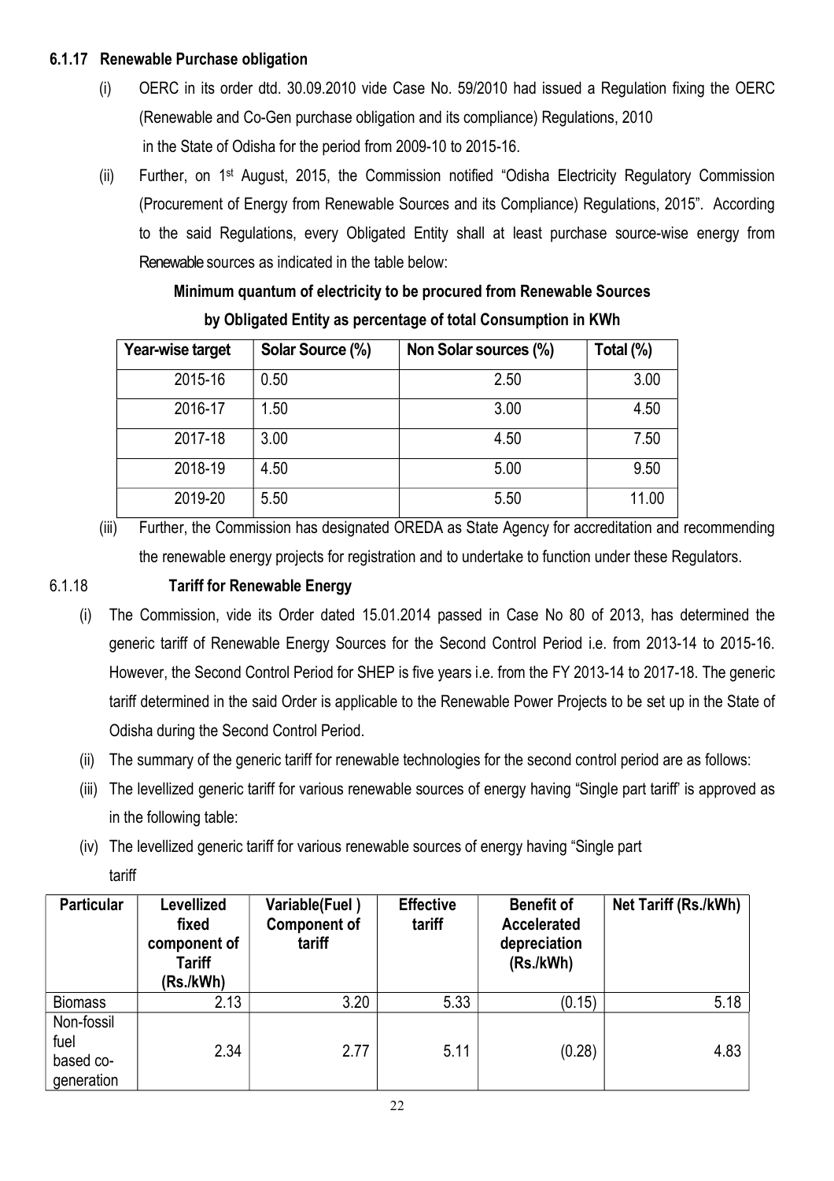### 6.1.17 Renewable Purchase obligation

(i) OERC in its order dtd. 30.09.2010 vide Case No. 59/2010 had issued a Regulation fixing the OERC (Renewable and Co-Gen purchase obligation and its compliance) Regulations, 2010 in the State of Odisha for the period from 2009-10 to 2015-16.

(ii) Further, on 1st August, 2015, the Commission notified "Odisha Electricity Regulatory Commission (Procurement of Energy from Renewable Sources and its Compliance) Regulations, 2015". According to the said Regulations, every Obligated Entity shall at least purchase source-wise energy from Renewable sources as indicated in the table below:

**Minimum quantum of electricity to be procured from Renewable Sources by Obligated Entity as percentage of total Consumption in KWh**

| Year-wise target | Solar Source (%) | Non Solar sources (%) | Total (%) |
|---|---|---|---|
| 2015-16 | 0.50 | 2.50 | 3.00 |
| 2016-17 | 1.50 | 3.00 | 4.50 |
| 2017-18 | 3.00 | 4.50 | 7.50 |
| 2018-19 | 4.50 | 5.00 | 9.50 |
| 2019-20 | 5.50 | 5.50 | 11.00 |

(iii) Further, the Commission has designated OREDA as State Agency for accreditation and recommending the renewable energy projects for registration and to undertake to function under these Regulators.

### 6.1.18 Tariff for Renewable Energy

(i) The Commission, vide its Order dated 15.01.2014 passed in Case No 80 of 2013, has determined the generic tariff of Renewable Energy Sources for the Second Control Period i.e. from 2013-14 to 2015-16. However, the Second Control Period for SHEP is five years i.e. from the FY 2013-14 to 2017-18. The generic tariff determined in the said Order is applicable to the Renewable Power Projects to be set up in the State of Odisha during the Second Control Period.

(ii) The summary of the generic tariff for renewable technologies for the second control period are as follows:

(iii) The levellized generic tariff for various renewable sources of energy having "Single part tariff' is approved as in the following table:

(iv) The levellized generic tariff for various renewable sources of energy having "Single part tariff

| Particular | Levellized fixed component of Tariff (Rs./kWh) | Variable(Fuel ) Component of tariff | Effective tariff | Benefit of Accelerated depreciation (Rs./kWh) | Net Tariff (Rs./kWh) |
|---|---|---|---|---|---|
| Biomass | 2.13 | 3.20 | 5.33 | (0.15) | 5.18 |
| Non-fossil fuel based co-generation | 2.34 | 2.77 | 5.11 | (0.28) | 4.83 |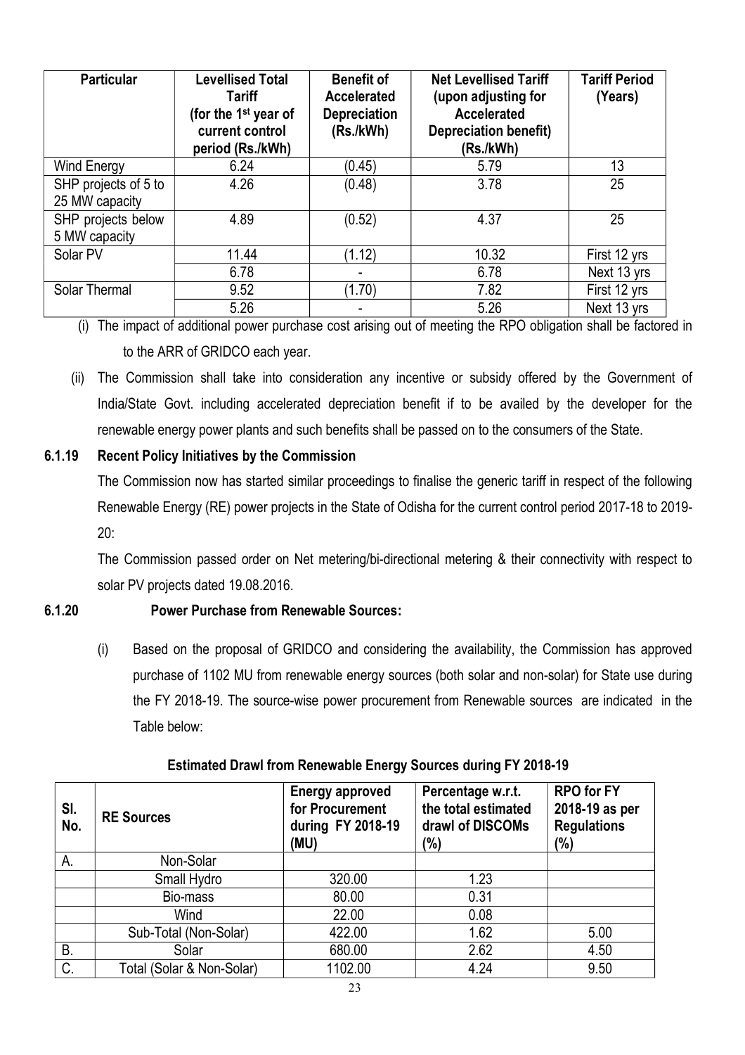| Particular | Levellised Total Tariff (for the 1st year of current control period (Rs./kWh) | Benefit of Accelerated Depreciation (Rs./kWh) | Net Levellised Tariff (upon adjusting for Accelerated Depreciation benefit) (Rs./kWh) | Tariff Period (Years) |
|---|---|---|---|---|
| Wind Energy | 6.24 | (0.45) | 5.79 | 13 |
| SHP projects of 5 to 25 MW capacity | 4.26 | (0.48) | 3.78 | 25 |
| SHP projects below 5 MW capacity | 4.89 | (0.52) | 4.37 | 25 |
| Solar PV | 11.44 | (1.12) | 10.32 | First 12 yrs |
| | 6.78 | - | 6.78 | Next 13 yrs |
| Solar Thermal | 9.52 | (1.70) | 7.82 | First 12 yrs |
| | 5.26 | - | 5.26 | Next 13 yrs |

(i) The impact of additional power purchase cost arising out of meeting the RPO obligation shall be factored in to the ARR of GRIDCO each year.

(ii) The Commission shall take into consideration any incentive or subsidy offered by the Government of India/State Govt. including accelerated depreciation benefit if to be availed by the developer for the renewable energy power plants and such benefits shall be passed on to the consumers of the State.

**6.1.19 Recent Policy Initiatives by the Commission**

The Commission now has started similar proceedings to finalise the generic tariff in respect of the following Renewable Energy (RE) power projects in the State of Odisha for the current control period 2017-18 to 2019-20:

The Commission passed order on Net metering/bi-directional metering & their connectivity with respect to solar PV projects dated 19.08.2016.

**6.1.20 Power Purchase from Renewable Sources:**

(i) Based on the proposal of GRIDCO and considering the availability, the Commission has approved purchase of 1102 MU from renewable energy sources (both solar and non-solar) for State use during the FY 2018-19. The source-wise power procurement from Renewable sources are indicated in the Table below:

**Estimated Drawl from Renewable Energy Sources during FY 2018-19**

| Sl. No. | RE Sources | Energy approved for Procurement during FY 2018-19 (MU) | Percentage w.r.t. the total estimated drawl of DISCOMs (%) | RPO for FY 2018-19 as per Regulations (%) |
|---|---|---|---|---|
| A. | Non-Solar | | | |
| | Small Hydro | 320.00 | 1.23 | |
| | Bio-mass | 80.00 | 0.31 | |
| | Wind | 22.00 | 0.08 | |
| | Sub-Total (Non-Solar) | 422.00 | 1.62 | 5.00 |
| B. | Solar | 680.00 | 2.62 | 4.50 |
| C. | Total (Solar & Non-Solar) | 1102.00 | 4.24 | 9.50 |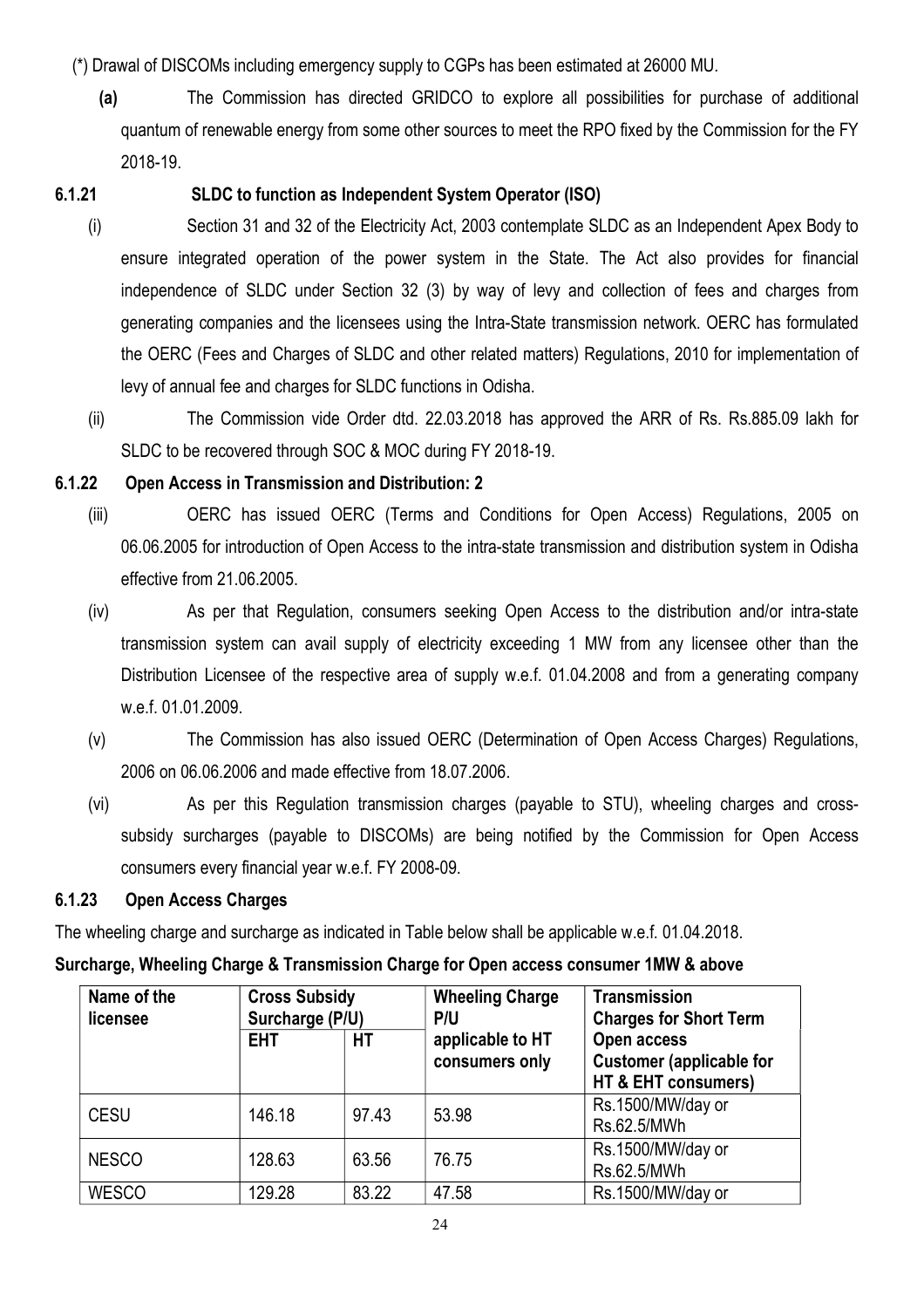(*) Drawal of DISCOMs including emergency supply to CGPs has been estimated at 26000 MU.

**(a)** The Commission has directed GRIDCO to explore all possibilities for purchase of additional quantum of renewable energy from some other sources to meet the RPO fixed by the Commission for the FY 2018-19.

### 6.1.21 SLDC to function as Independent System Operator (ISO)

(i) Section 31 and 32 of the Electricity Act, 2003 contemplate SLDC as an Independent Apex Body to ensure integrated operation of the power system in the State. The Act also provides for financial independence of SLDC under Section 32 (3) by way of levy and collection of fees and charges from generating companies and the licensees using the Intra-State transmission network. OERC has formulated the OERC (Fees and Charges of SLDC and other related matters) Regulations, 2010 for implementation of levy of annual fee and charges for SLDC functions in Odisha.

(ii) The Commission vide Order dtd. 22.03.2018 has approved the ARR of Rs. Rs.885.09 lakh for SLDC to be recovered through SOC & MOC during FY 2018-19.

### 6.1.22 Open Access in Transmission and Distribution: 2

(iii) OERC has issued OERC (Terms and Conditions for Open Access) Regulations, 2005 on 06.06.2005 for introduction of Open Access to the intra-state transmission and distribution system in Odisha effective from 21.06.2005.

(iv) As per that Regulation, consumers seeking Open Access to the distribution and/or intra-state transmission system can avail supply of electricity exceeding 1 MW from any licensee other than the Distribution Licensee of the respective area of supply w.e.f. 01.04.2008 and from a generating company w.e.f. 01.01.2009.

(v) The Commission has also issued OERC (Determination of Open Access Charges) Regulations, 2006 on 06.06.2006 and made effective from 18.07.2006.

(vi) As per this Regulation transmission charges (payable to STU), wheeling charges and cross-subsidy surcharges (payable to DISCOMs) are being notified by the Commission for Open Access consumers every financial year w.e.f. FY 2008-09.

### 6.1.23 Open Access Charges

The wheeling charge and surcharge as indicated in Table below shall be applicable w.e.f. 01.04.2018.

**Surcharge, Wheeling Charge & Transmission Charge for Open access consumer 1MW & above**

| Name of the licensee | Cross Subsidy Surcharge (P/U) | | Wheeling Charge P/U applicable to HT consumers only | Transmission Charges for Short Term Open access Customer (applicable for HT & EHT consumers) |
|---|---|---|---|---|
| | EHT | HT | | |
| CESU | 146.18 | 97.43 | 53.98 | Rs.1500/MW/day or Rs.62.5/MWh |
| NESCO | 128.63 | 63.56 | 76.75 | Rs.1500/MW/day or Rs.62.5/MWh |
| WESCO | 129.28 | 83.22 | 47.58 | Rs.1500/MW/day or |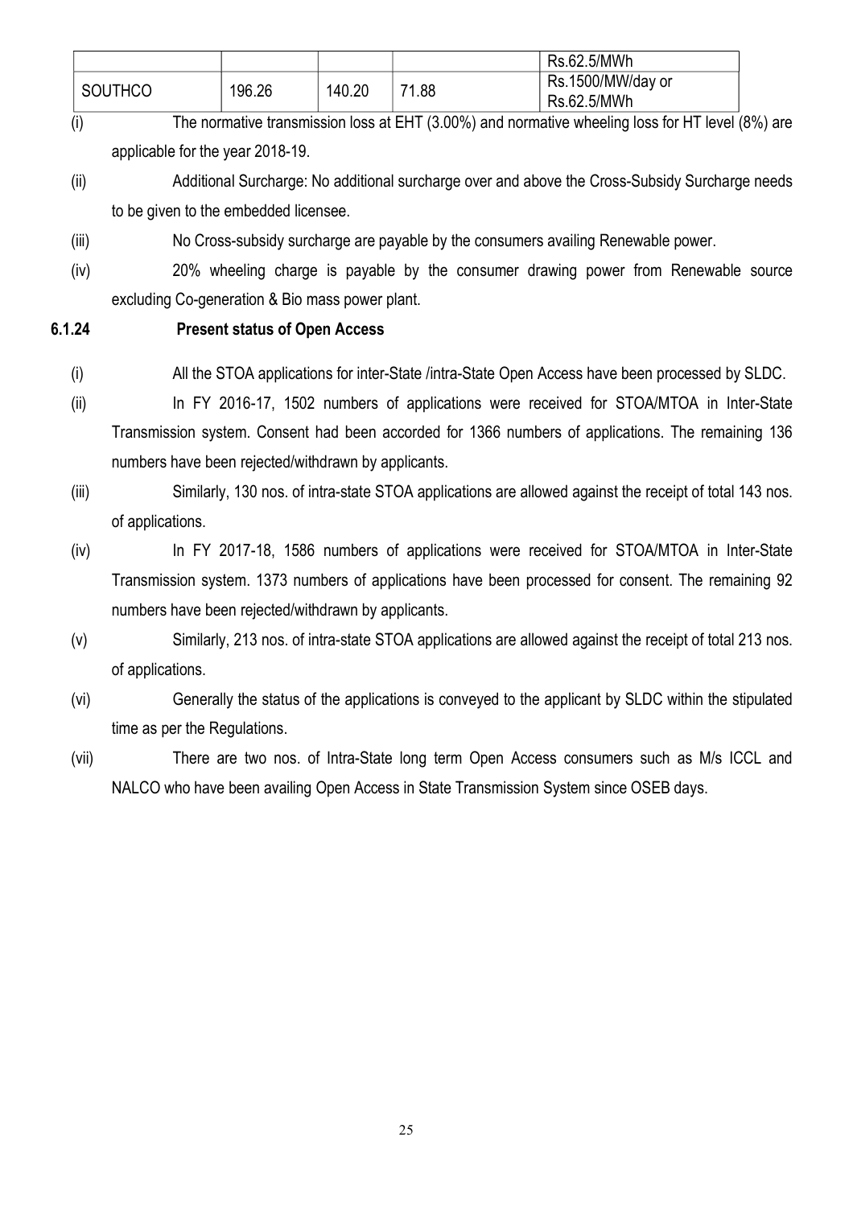| | | | | |
|---|---|---|---|---|
| | | | | Rs.62.5/MWh |
| SOUTHCO | 196.26 | 140.20 | 71.88 | Rs.1500/MW/day or Rs.62.5/MWh |

(i) The normative transmission loss at EHT (3.00%) and normative wheeling loss for HT level (8%) are applicable for the year 2018-19.

(ii) Additional Surcharge: No additional surcharge over and above the Cross-Subsidy Surcharge needs to be given to the embedded licensee.

(iii) No Cross-subsidy surcharge are payable by the consumers availing Renewable power.

(iv) 20% wheeling charge is payable by the consumer drawing power from Renewable source excluding Co-generation & Bio mass power plant.

**6.1.24 Present status of Open Access**

(i) All the STOA applications for inter-State /intra-State Open Access have been processed by SLDC.

(ii) In FY 2016-17, 1502 numbers of applications were received for STOA/MTOA in Inter-State Transmission system. Consent had been accorded for 1366 numbers of applications. The remaining 136 numbers have been rejected/withdrawn by applicants.

(iii) Similarly, 130 nos. of intra-state STOA applications are allowed against the receipt of total 143 nos. of applications.

(iv) In FY 2017-18, 1586 numbers of applications were received for STOA/MTOA in Inter-State Transmission system. 1373 numbers of applications have been processed for consent. The remaining 92 numbers have been rejected/withdrawn by applicants.

(v) Similarly, 213 nos. of intra-state STOA applications are allowed against the receipt of total 213 nos. of applications.

(vi) Generally the status of the applications is conveyed to the applicant by SLDC within the stipulated time as per the Regulations.

(vii) There are two nos. of Intra-State long term Open Access consumers such as M/s ICCL and NALCO who have been availing Open Access in State Transmission System since OSEB days.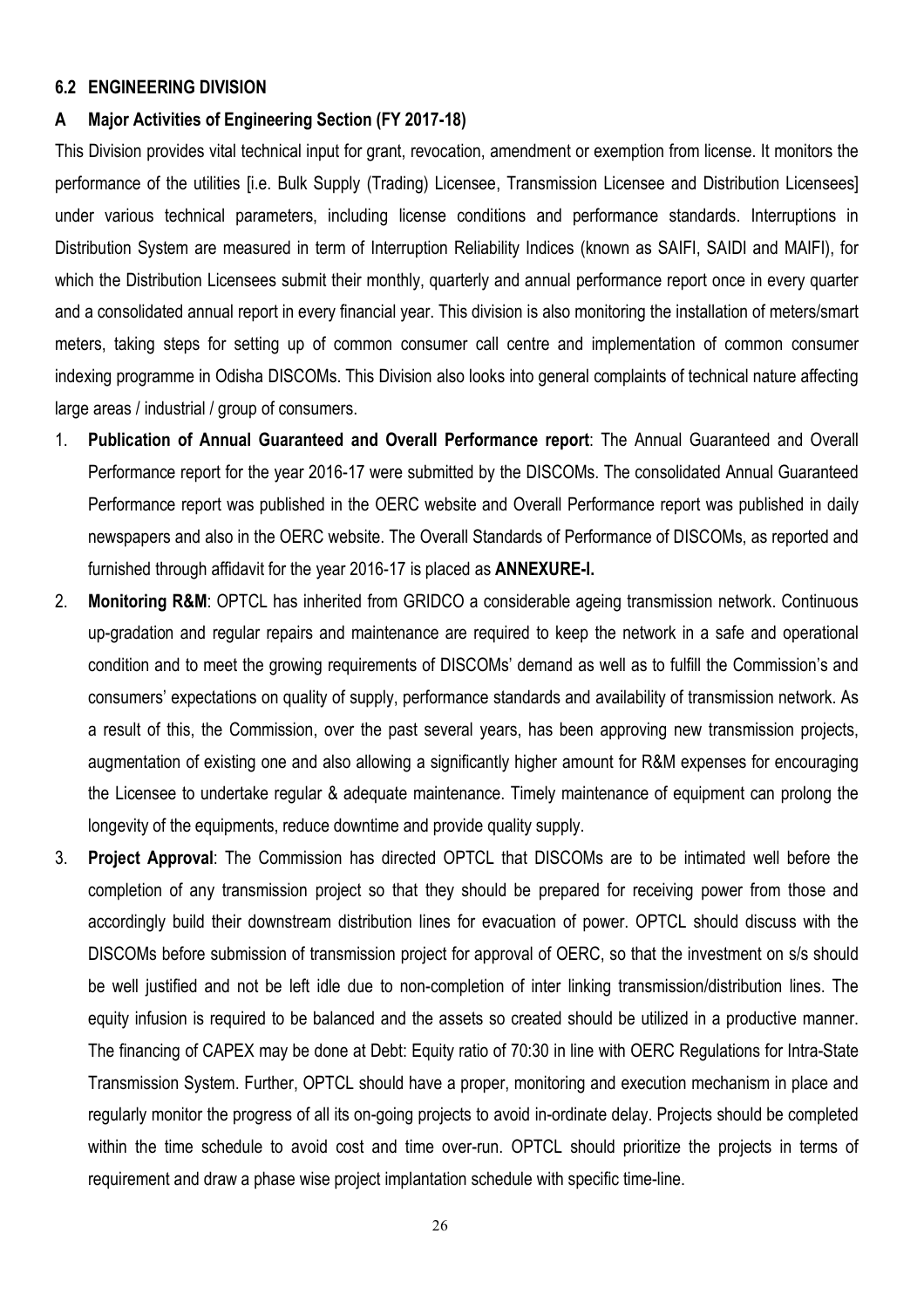### 6.2 ENGINEERING DIVISION

### A Major Activities of Engineering Section (FY 2017-18)

This Division provides vital technical input for grant, revocation, amendment or exemption from license. It monitors the performance of the utilities [i.e. Bulk Supply (Trading) Licensee, Transmission Licensee and Distribution Licensees] under various technical parameters, including license conditions and performance standards. Interruptions in Distribution System are measured in term of Interruption Reliability Indices (known as SAIFI, SAIDI and MAIFI), for which the Distribution Licensees submit their monthly, quarterly and annual performance report once in every quarter and a consolidated annual report in every financial year. This division is also monitoring the installation of meters/smart meters, taking steps for setting up of common consumer call centre and implementation of common consumer indexing programme in Odisha DISCOMs. This Division also looks into general complaints of technical nature affecting large areas / industrial / group of consumers.

1. **Publication of Annual Guaranteed and Overall Performance report**: The Annual Guaranteed and Overall Performance report for the year 2016-17 were submitted by the DISCOMs. The consolidated Annual Guaranteed Performance report was published in the OERC website and Overall Performance report was published in daily newspapers and also in the OERC website. The Overall Standards of Performance of DISCOMs, as reported and furnished through affidavit for the year 2016-17 is placed as **ANNEXURE-I.**
2. **Monitoring R&M**: OPTCL has inherited from GRIDCO a considerable ageing transmission network. Continuous up-gradation and regular repairs and maintenance are required to keep the network in a safe and operational condition and to meet the growing requirements of DISCOMs' demand as well as to fulfill the Commission's and consumers' expectations on quality of supply, performance standards and availability of transmission network. As a result of this, the Commission, over the past several years, has been approving new transmission projects, augmentation of existing one and also allowing a significantly higher amount for R&M expenses for encouraging the Licensee to undertake regular & adequate maintenance. Timely maintenance of equipment can prolong the longevity of the equipments, reduce downtime and provide quality supply.
3. **Project Approval**: The Commission has directed OPTCL that DISCOMs are to be intimated well before the completion of any transmission project so that they should be prepared for receiving power from those and accordingly build their downstream distribution lines for evacuation of power. OPTCL should discuss with the DISCOMs before submission of transmission project for approval of OERC, so that the investment on s/s should be well justified and not be left idle due to non-completion of inter linking transmission/distribution lines. The equity infusion is required to be balanced and the assets so created should be utilized in a productive manner. The financing of CAPEX may be done at Debt: Equity ratio of 70:30 in line with OERC Regulations for Intra-State Transmission System. Further, OPTCL should have a proper, monitoring and execution mechanism in place and regularly monitor the progress of all its on-going projects to avoid in-ordinate delay. Projects should be completed within the time schedule to avoid cost and time over-run. OPTCL should prioritize the projects in terms of requirement and draw a phase wise project implantation schedule with specific time-line.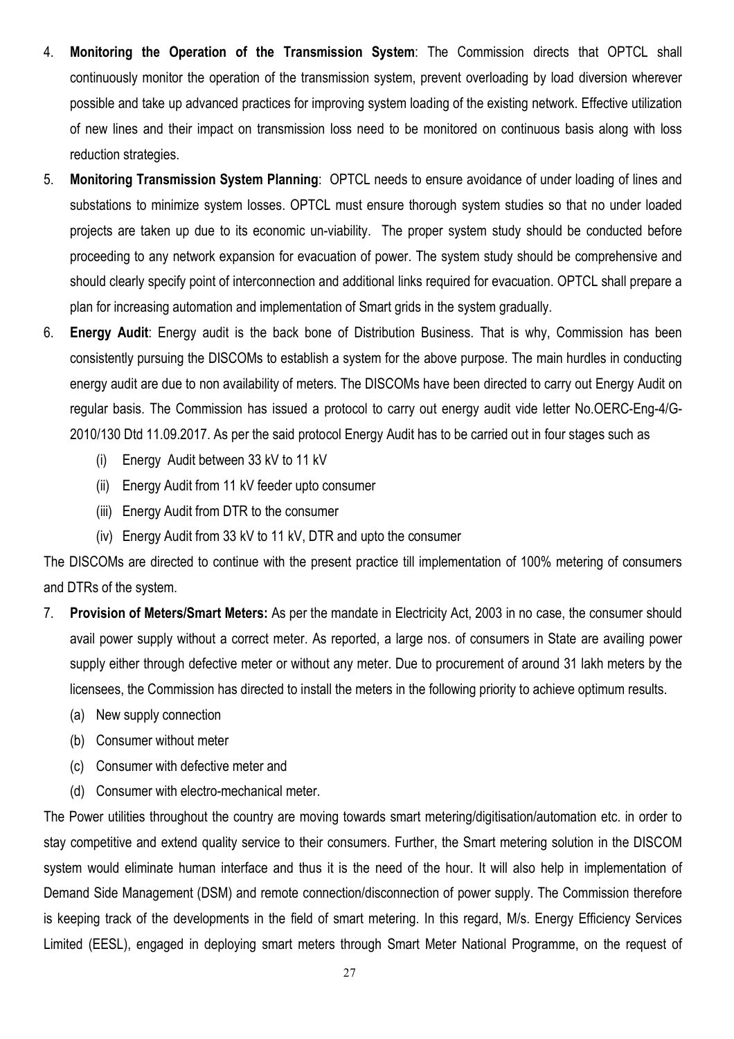4. **Monitoring the Operation of the Transmission System**: The Commission directs that OPTCL shall continuously monitor the operation of the transmission system, prevent overloading by load diversion wherever possible and take up advanced practices for improving system loading of the existing network. Effective utilization of new lines and their impact on transmission loss need to be monitored on continuous basis along with loss reduction strategies.

5. **Monitoring Transmission System Planning**: OPTCL needs to ensure avoidance of under loading of lines and substations to minimize system losses. OPTCL must ensure thorough system studies so that no under loaded projects are taken up due to its economic un-viability. The proper system study should be conducted before proceeding to any network expansion for evacuation of power. The system study should be comprehensive and should clearly specify point of interconnection and additional links required for evacuation. OPTCL shall prepare a plan for increasing automation and implementation of Smart grids in the system gradually.

6. **Energy Audit**: Energy audit is the back bone of Distribution Business. That is why, Commission has been consistently pursuing the DISCOMs to establish a system for the above purpose. The main hurdles in conducting energy audit are due to non availability of meters. The DISCOMs have been directed to carry out Energy Audit on regular basis. The Commission has issued a protocol to carry out energy audit vide letter No.OERC-Eng-4/G-2010/130 Dtd 11.09.2017. As per the said protocol Energy Audit has to be carried out in four stages such as
   (i) Energy Audit between 33 kV to 11 kV
   (ii) Energy Audit from 11 kV feeder upto consumer
   (iii) Energy Audit from DTR to the consumer
   (iv) Energy Audit from 33 kV to 11 kV, DTR and upto the consumer

The DISCOMs are directed to continue with the present practice till implementation of 100% metering of consumers and DTRs of the system.

7. **Provision of Meters/Smart Meters:** As per the mandate in Electricity Act, 2003 in no case, the consumer should avail power supply without a correct meter. As reported, a large nos. of consumers in State are availing power supply either through defective meter or without any meter. Due to procurement of around 31 lakh meters by the licensees, the Commission has directed to install the meters in the following priority to achieve optimum results.
   (a) New supply connection
   (b) Consumer without meter
   (c) Consumer with defective meter and
   (d) Consumer with electro-mechanical meter.

The Power utilities throughout the country are moving towards smart metering/digitisation/automation etc. in order to stay competitive and extend quality service to their consumers. Further, the Smart metering solution in the DISCOM system would eliminate human interface and thus it is the need of the hour. It will also help in implementation of Demand Side Management (DSM) and remote connection/disconnection of power supply. The Commission therefore is keeping track of the developments in the field of smart metering. In this regard, M/s. Energy Efficiency Services Limited (EESL), engaged in deploying smart meters through Smart Meter National Programme, on the request of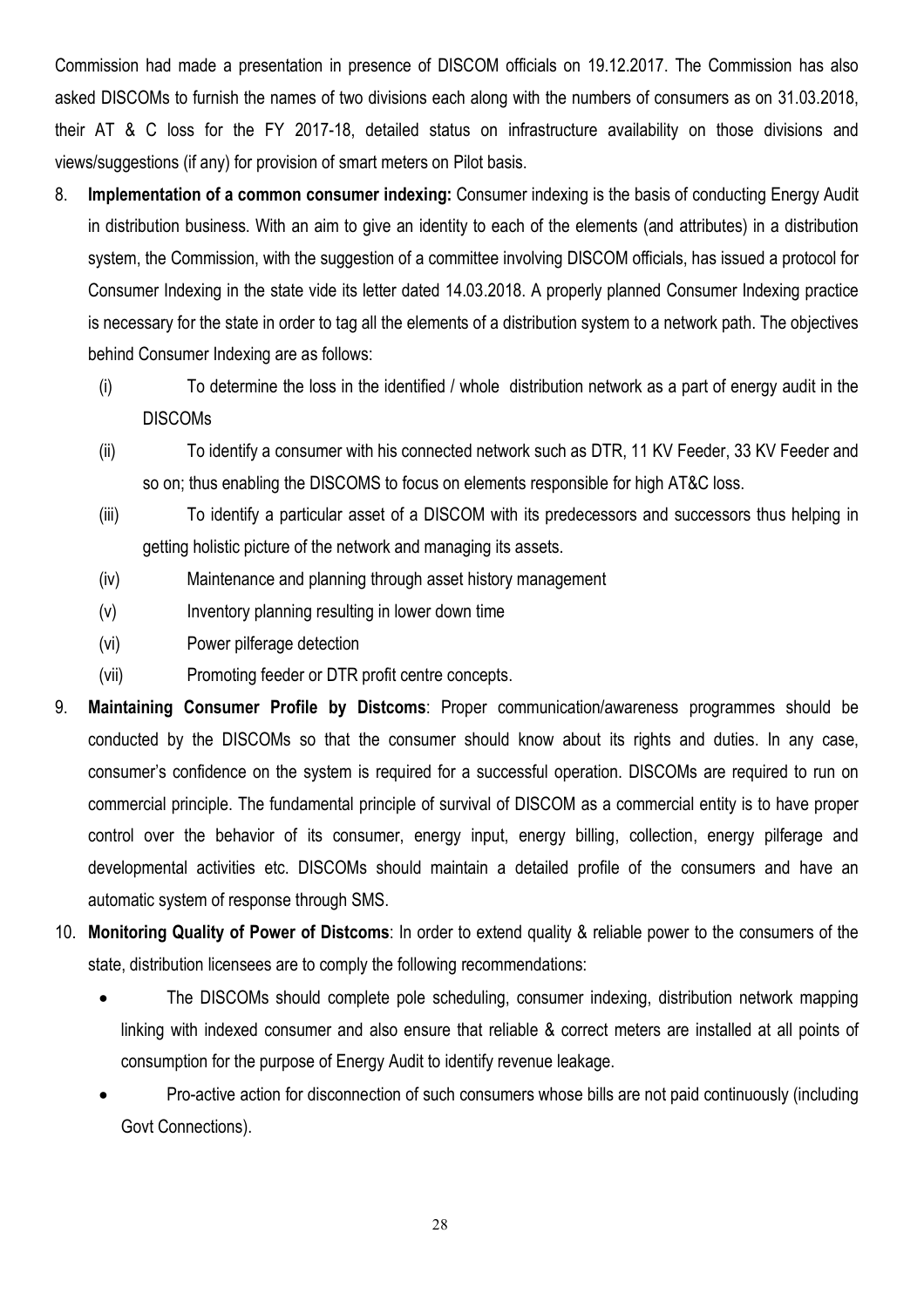Commission had made a presentation in presence of DISCOM officials on 19.12.2017. The Commission has also asked DISCOMs to furnish the names of two divisions each along with the numbers of consumers as on 31.03.2018, their AT & C loss for the FY 2017-18, detailed status on infrastructure availability on those divisions and views/suggestions (if any) for provision of smart meters on Pilot basis.

8. **Implementation of a common consumer indexing:** Consumer indexing is the basis of conducting Energy Audit in distribution business. With an aim to give an identity to each of the elements (and attributes) in a distribution system, the Commission, with the suggestion of a committee involving DISCOM officials, has issued a protocol for Consumer Indexing in the state vide its letter dated 14.03.2018. A properly planned Consumer Indexing practice is necessary for the state in order to tag all the elements of a distribution system to a network path. The objectives behind Consumer Indexing are as follows:

   (i) To determine the loss in the identified / whole distribution network as a part of energy audit in the DISCOMs

   (ii) To identify a consumer with his connected network such as DTR, 11 KV Feeder, 33 KV Feeder and so on; thus enabling the DISCOMS to focus on elements responsible for high AT&C loss.

   (iii) To identify a particular asset of a DISCOM with its predecessors and successors thus helping in getting holistic picture of the network and managing its assets.

   (iv) Maintenance and planning through asset history management

   (v) Inventory planning resulting in lower down time

   (vi) Power pilferage detection

   (vii) Promoting feeder or DTR profit centre concepts.

9. **Maintaining Consumer Profile by Distcoms**: Proper communication/awareness programmes should be conducted by the DISCOMs so that the consumer should know about its rights and duties. In any case, consumer's confidence on the system is required for a successful operation. DISCOMs are required to run on commercial principle. The fundamental principle of survival of DISCOM as a commercial entity is to have proper control over the behavior of its consumer, energy input, energy billing, collection, energy pilferage and developmental activities etc. DISCOMs should maintain a detailed profile of the consumers and have an automatic system of response through SMS.

10. **Monitoring Quality of Power of Distcoms**: In order to extend quality & reliable power to the consumers of the state, distribution licensees are to comply the following recommendations:

    - The DISCOMs should complete pole scheduling, consumer indexing, distribution network mapping linking with indexed consumer and also ensure that reliable & correct meters are installed at all points of consumption for the purpose of Energy Audit to identify revenue leakage.
    - Pro-active action for disconnection of such consumers whose bills are not paid continuously (including Govt Connections).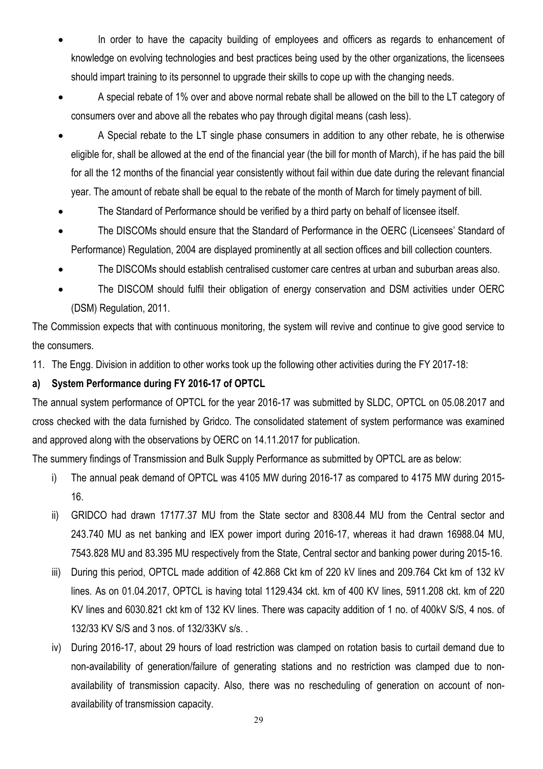- In order to have the capacity building of employees and officers as regards to enhancement of knowledge on evolving technologies and best practices being used by the other organizations, the licensees should impart training to its personnel to upgrade their skills to cope up with the changing needs.
- A special rebate of 1% over and above normal rebate shall be allowed on the bill to the LT category of consumers over and above all the rebates who pay through digital means (cash less).
- A Special rebate to the LT single phase consumers in addition to any other rebate, he is otherwise eligible for, shall be allowed at the end of the financial year (the bill for month of March), if he has paid the bill for all the 12 months of the financial year consistently without fail within due date during the relevant financial year. The amount of rebate shall be equal to the rebate of the month of March for timely payment of bill.
- The Standard of Performance should be verified by a third party on behalf of licensee itself.
- The DISCOMs should ensure that the Standard of Performance in the OERC (Licensees' Standard of Performance) Regulation, 2004 are displayed prominently at all section offices and bill collection counters.
- The DISCOMs should establish centralised customer care centres at urban and suburban areas also.
- The DISCOM should fulfil their obligation of energy conservation and DSM activities under OERC (DSM) Regulation, 2011.

The Commission expects that with continuous monitoring, the system will revive and continue to give good service to the consumers.

11. The Engg. Division in addition to other works took up the following other activities during the FY 2017-18:

**a) System Performance during FY 2016-17 of OPTCL**

The annual system performance of OPTCL for the year 2016-17 was submitted by SLDC, OPTCL on 05.08.2017 and cross checked with the data furnished by Gridco. The consolidated statement of system performance was examined and approved along with the observations by OERC on 14.11.2017 for publication.

The summery findings of Transmission and Bulk Supply Performance as submitted by OPTCL are as below:

i) The annual peak demand of OPTCL was 4105 MW during 2016-17 as compared to 4175 MW during 2015-16.

ii) GRIDCO had drawn 17177.37 MU from the State sector and 8308.44 MU from the Central sector and 243.740 MU as net banking and IEX power import during 2016-17, whereas it had drawn 16988.04 MU, 7543.828 MU and 83.395 MU respectively from the State, Central sector and banking power during 2015-16.

iii) During this period, OPTCL made addition of 42.868 Ckt km of 220 kV lines and 209.764 Ckt km of 132 kV lines. As on 01.04.2017, OPTCL is having total 1129.434 ckt. km of 400 KV lines, 5911.208 ckt. km of 220 KV lines and 6030.821 ckt km of 132 KV lines. There was capacity addition of 1 no. of 400kV S/S, 4 nos. of 132/33 KV S/S and 3 nos. of 132/33KV s/s. .

iv) During 2016-17, about 29 hours of load restriction was clamped on rotation basis to curtail demand due to non-availability of generation/failure of generating stations and no restriction was clamped due to non-availability of transmission capacity. Also, there was no rescheduling of generation on account of non-availability of transmission capacity.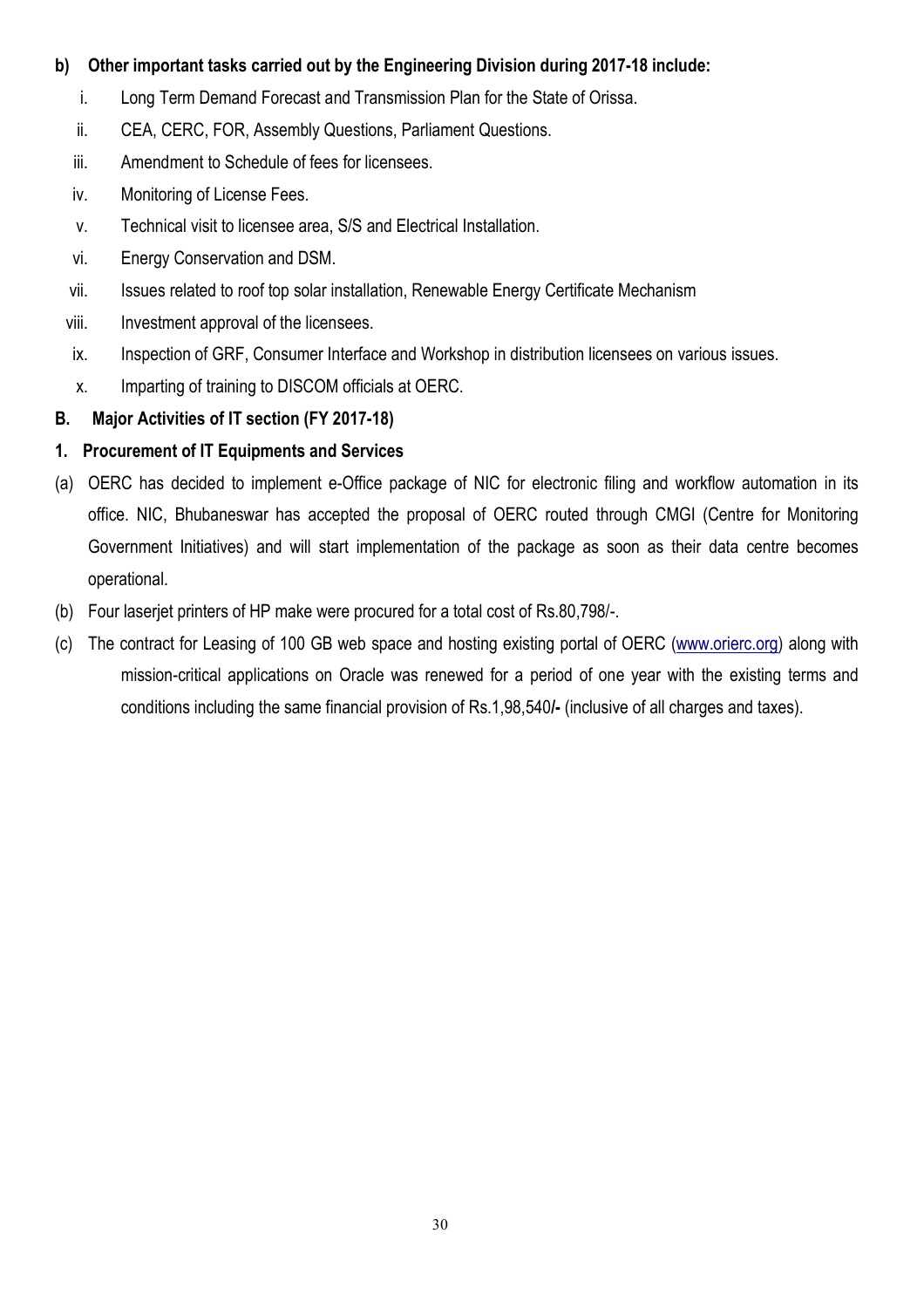**b) Other important tasks carried out by the Engineering Division during 2017-18 include:**

i. Long Term Demand Forecast and Transmission Plan for the State of Orissa.

ii. CEA, CERC, FOR, Assembly Questions, Parliament Questions.

iii. Amendment to Schedule of fees for licensees.

iv. Monitoring of License Fees.

v. Technical visit to licensee area, S/S and Electrical Installation.

vi. Energy Conservation and DSM.

vii. Issues related to roof top solar installation, Renewable Energy Certificate Mechanism

viii. Investment approval of the licensees.

ix. Inspection of GRF, Consumer Interface and Workshop in distribution licensees on various issues.

x. Imparting of training to DISCOM officials at OERC.

## B. Major Activities of IT section (FY 2017-18)

### 1. Procurement of IT Equipments and Services

(a) OERC has decided to implement e-Office package of NIC for electronic filing and workflow automation in its office. NIC, Bhubaneswar has accepted the proposal of OERC routed through CMGI (Centre for Monitoring Government Initiatives) and will start implementation of the package as soon as their data centre becomes operational.

(b) Four laserjet printers of HP make were procured for a total cost of Rs.80,798/-.

(c) The contract for Leasing of 100 GB web space and hosting existing portal of OERC (www.orierc.org) along with mission-critical applications on Oracle was renewed for a period of one year with the existing terms and conditions including the same financial provision of Rs.1,98,540**/-** (inclusive of all charges and taxes).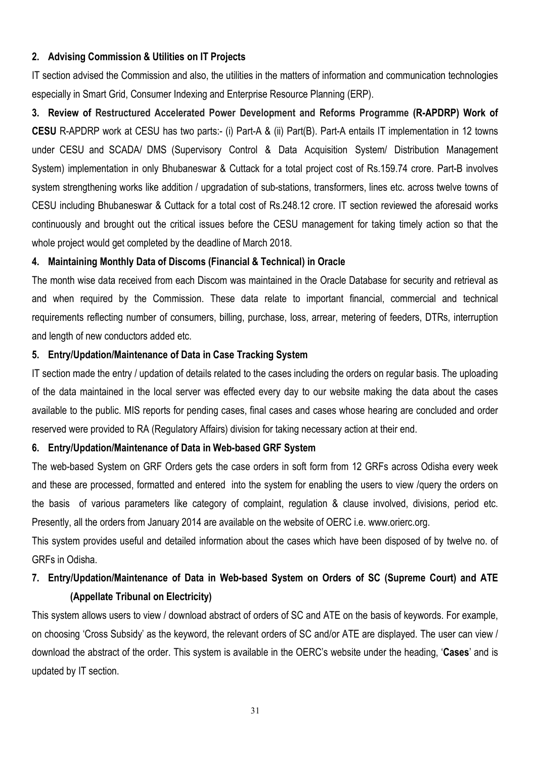**2. Advising Commission & Utilities on IT Projects**

IT section advised the Commission and also, the utilities in the matters of information and communication technologies especially in Smart Grid, Consumer Indexing and Enterprise Resource Planning (ERP).

**3. Review of Restructured Accelerated Power Development and Reforms Programme (R-APDRP) Work of CESU** R-APDRP work at CESU has two parts:- (i) Part-A & (ii) Part(B). Part-A entails IT implementation in 12 towns under CESU and SCADA/ DMS (Supervisory Control & Data Acquisition System/ Distribution Management System) implementation in only Bhubaneswar & Cuttack for a total project cost of Rs.159.74 crore. Part-B involves system strengthening works like addition / upgradation of sub-stations, transformers, lines etc. across twelve towns of CESU including Bhubaneswar & Cuttack for a total cost of Rs.248.12 crore. IT section reviewed the aforesaid works continuously and brought out the critical issues before the CESU management for taking timely action so that the whole project would get completed by the deadline of March 2018.

**4. Maintaining Monthly Data of Discoms (Financial & Technical) in Oracle**

The month wise data received from each Discom was maintained in the Oracle Database for security and retrieval as and when required by the Commission. These data relate to important financial, commercial and technical requirements reflecting number of consumers, billing, purchase, loss, arrear, metering of feeders, DTRs, interruption and length of new conductors added etc.

**5. Entry/Updation/Maintenance of Data in Case Tracking System**

IT section made the entry / updation of details related to the cases including the orders on regular basis. The uploading of the data maintained in the local server was effected every day to our website making the data about the cases available to the public. MIS reports for pending cases, final cases and cases whose hearing are concluded and order reserved were provided to RA (Regulatory Affairs) division for taking necessary action at their end.

**6. Entry/Updation/Maintenance of Data in Web-based GRF System**

The web-based System on GRF Orders gets the case orders in soft form from 12 GRFs across Odisha every week and these are processed, formatted and entered into the system for enabling the users to view /query the orders on the basis of various parameters like category of complaint, regulation & clause involved, divisions, period etc. Presently, all the orders from January 2014 are available on the website of OERC i.e. www.orierc.org.

This system provides useful and detailed information about the cases which have been disposed of by twelve no. of GRFs in Odisha.

**7. Entry/Updation/Maintenance of Data in Web-based System on Orders of SC (Supreme Court) and ATE (Appellate Tribunal on Electricity)**

This system allows users to view / download abstract of orders of SC and ATE on the basis of keywords. For example, on choosing 'Cross Subsidy' as the keyword, the relevant orders of SC and/or ATE are displayed. The user can view / download the abstract of the order. This system is available in the OERC's website under the heading, '**Cases**' and is updated by IT section.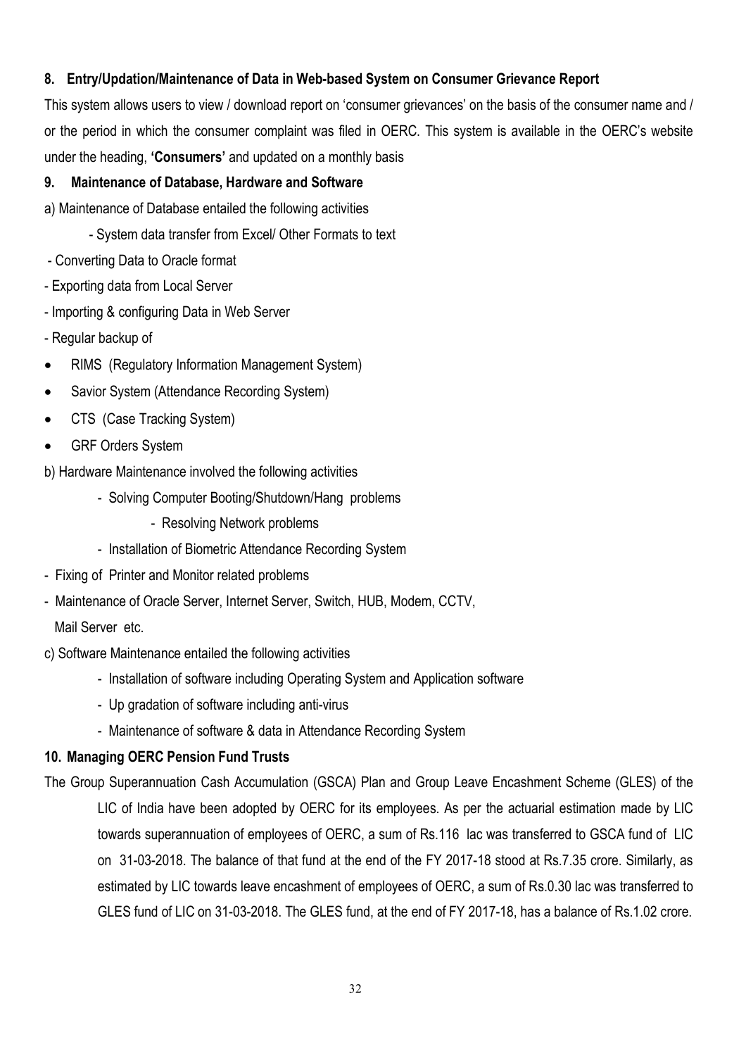**8. Entry/Updation/Maintenance of Data in Web-based System on Consumer Grievance Report**

This system allows users to view / download report on 'consumer grievances' on the basis of the consumer name and / or the period in which the consumer complaint was filed in OERC. This system is available in the OERC's website under the heading, **'Consumers'** and updated on a monthly basis

**9. Maintenance of Database, Hardware and Software**

a) Maintenance of Database entailed the following activities

- System data transfer from Excel/ Other Formats to text
- Converting Data to Oracle format
- Exporting data from Local Server
- Importing & configuring Data in Web Server
- Regular backup of
  - RIMS (Regulatory Information Management System)
  - Savior System (Attendance Recording System)
  - CTS (Case Tracking System)
  - GRF Orders System

b) Hardware Maintenance involved the following activities

- Solving Computer Booting/Shutdown/Hang problems
- Resolving Network problems
- Installation of Biometric Attendance Recording System
- Fixing of Printer and Monitor related problems
- Maintenance of Oracle Server, Internet Server, Switch, HUB, Modem, CCTV, Mail Server etc.

c) Software Maintenance entailed the following activities

- Installation of software including Operating System and Application software
- Up gradation of software including anti-virus
- Maintenance of software & data in Attendance Recording System

**10. Managing OERC Pension Fund Trusts**

The Group Superannuation Cash Accumulation (GSCA) Plan and Group Leave Encashment Scheme (GLES) of the LIC of India have been adopted by OERC for its employees. As per the actuarial estimation made by LIC towards superannuation of employees of OERC, a sum of Rs.116 lac was transferred to GSCA fund of LIC on 31-03-2018. The balance of that fund at the end of the FY 2017-18 stood at Rs.7.35 crore. Similarly, as estimated by LIC towards leave encashment of employees of OERC, a sum of Rs.0.30 lac was transferred to GLES fund of LIC on 31-03-2018. The GLES fund, at the end of FY 2017-18, has a balance of Rs.1.02 crore.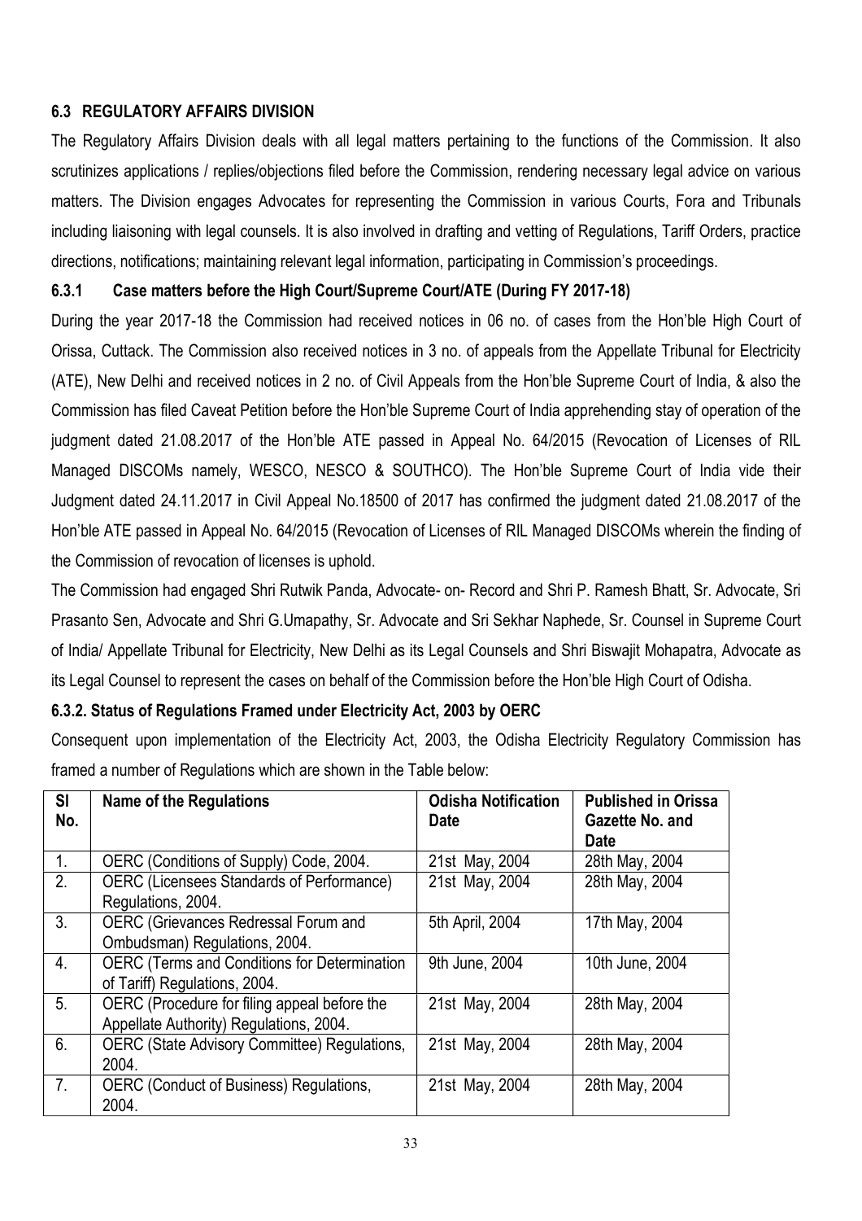### 6.3 REGULATORY AFFAIRS DIVISION

The Regulatory Affairs Division deals with all legal matters pertaining to the functions of the Commission. It also scrutinizes applications / replies/objections filed before the Commission, rendering necessary legal advice on various matters. The Division engages Advocates for representing the Commission in various Courts, Fora and Tribunals including liaisoning with legal counsels. It is also involved in drafting and vetting of Regulations, Tariff Orders, practice directions, notifications; maintaining relevant legal information, participating in Commission's proceedings.

#### 6.3.1 Case matters before the High Court/Supreme Court/ATE (During FY 2017-18)

During the year 2017-18 the Commission had received notices in 06 no. of cases from the Hon'ble High Court of Orissa, Cuttack. The Commission also received notices in 3 no. of appeals from the Appellate Tribunal for Electricity (ATE), New Delhi and received notices in 2 no. of Civil Appeals from the Hon'ble Supreme Court of India, & also the Commission has filed Caveat Petition before the Hon'ble Supreme Court of India apprehending stay of operation of the judgment dated 21.08.2017 of the Hon'ble ATE passed in Appeal No. 64/2015 (Revocation of Licenses of RIL Managed DISCOMs namely, WESCO, NESCO & SOUTHCO). The Hon'ble Supreme Court of India vide their Judgment dated 24.11.2017 in Civil Appeal No.18500 of 2017 has confirmed the judgment dated 21.08.2017 of the Hon'ble ATE passed in Appeal No. 64/2015 (Revocation of Licenses of RIL Managed DISCOMs wherein the finding of the Commission of revocation of licenses is uphold.

The Commission had engaged Shri Rutwik Panda, Advocate- on- Record and Shri P. Ramesh Bhatt, Sr. Advocate, Sri Prasanto Sen, Advocate and Shri G.Umapathy, Sr. Advocate and Sri Sekhar Naphede, Sr. Counsel in Supreme Court of India/ Appellate Tribunal for Electricity, New Delhi as its Legal Counsels and Shri Biswajit Mohapatra, Advocate as its Legal Counsel to represent the cases on behalf of the Commission before the Hon'ble High Court of Odisha.

#### 6.3.2. Status of Regulations Framed under Electricity Act, 2003 by OERC

Consequent upon implementation of the Electricity Act, 2003, the Odisha Electricity Regulatory Commission has framed a number of Regulations which are shown in the Table below:

| Sl No. | Name of the Regulations | Odisha Notification Date | Published in Orissa Gazette No. and Date |
|---|---|---|---|
| 1. | OERC (Conditions of Supply) Code, 2004. | 21st May, 2004 | 28th May, 2004 |
| 2. | OERC (Licensees Standards of Performance) Regulations, 2004. | 21st May, 2004 | 28th May, 2004 |
| 3. | OERC (Grievances Redressal Forum and Ombudsman) Regulations, 2004. | 5th April, 2004 | 17th May, 2004 |
| 4. | OERC (Terms and Conditions for Determination of Tariff) Regulations, 2004. | 9th June, 2004 | 10th June, 2004 |
| 5. | OERC (Procedure for filing appeal before the Appellate Authority) Regulations, 2004. | 21st May, 2004 | 28th May, 2004 |
| 6. | OERC (State Advisory Committee) Regulations, 2004. | 21st May, 2004 | 28th May, 2004 |
| 7. | OERC (Conduct of Business) Regulations, 2004. | 21st May, 2004 | 28th May, 2004 |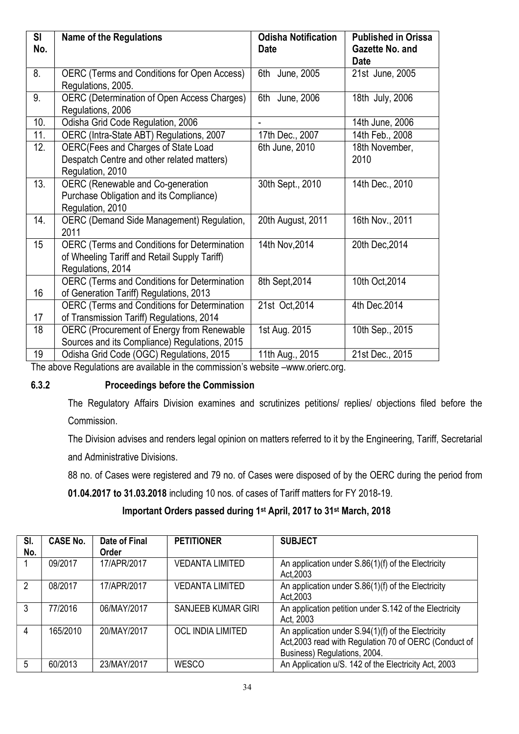| Sl No. | Name of the Regulations | Odisha Notification Date | Published in Orissa Gazette No. and Date |
|---|---|---|---|
| 8. | OERC (Terms and Conditions for Open Access) Regulations, 2005. | 6th June, 2005 | 21st June, 2005 |
| 9. | OERC (Determination of Open Access Charges) Regulations, 2006 | 6th June, 2006 | 18th July, 2006 |
| 10. | Odisha Grid Code Regulation, 2006 | - | 14th June, 2006 |
| 11. | OERC (Intra-State ABT) Regulations, 2007 | 17th Dec., 2007 | 14th Feb., 2008 |
| 12. | OERC(Fees and Charges of State Load Despatch Centre and other related matters) Regulation, 2010 | 6th June, 2010 | 18th November, 2010 |
| 13. | OERC (Renewable and Co-generation Purchase Obligation and its Compliance) Regulation, 2010 | 30th Sept., 2010 | 14th Dec., 2010 |
| 14. | OERC (Demand Side Management) Regulation, 2011 | 20th August, 2011 | 16th Nov., 2011 |
| 15 | OERC (Terms and Conditions for Determination of Wheeling Tariff and Retail Supply Tariff) Regulations, 2014 | 14th Nov,2014 | 20th Dec,2014 |
| 16 | OERC (Terms and Conditions for Determination of Generation Tariff) Regulations, 2013 | 8th Sept,2014 | 10th Oct,2014 |
| 17 | OERC (Terms and Conditions for Determination of Transmission Tariff) Regulations, 2014 | 21st Oct,2014 | 4th Dec.2014 |
| 18 | OERC (Procurement of Energy from Renewable Sources and its Compliance) Regulations, 2015 | 1st Aug. 2015 | 10th Sep., 2015 |
| 19 | Odisha Grid Code (OGC) Regulations, 2015 | 11th Aug., 2015 | 21st Dec., 2015 |

The above Regulations are available in the commission's website –www.orierc.org.

### 6.3.2 Proceedings before the Commission

The Regulatory Affairs Division examines and scrutinizes petitions/ replies/ objections filed before the Commission.

The Division advises and renders legal opinion on matters referred to it by the Engineering, Tariff, Secretarial and Administrative Divisions.

88 no. of Cases were registered and 79 no. of Cases were disposed of by the OERC during the period from **01.04.2017 to 31.03.2018** including 10 nos. of cases of Tariff matters for FY 2018-19.

**Important Orders passed during 1st April, 2017 to 31st March, 2018**

| Sl. No. | CASE No. | Date of Final Order | PETITIONER | SUBJECT |
|---|---|---|---|---|
| 1 | 09/2017 | 17/APR/2017 | VEDANTA LIMITED | An application under S.86(1)(f) of the Electricity Act,2003 |
| 2 | 08/2017 | 17/APR/2017 | VEDANTA LIMITED | An application under S.86(1)(f) of the Electricity Act,2003 |
| 3 | 77/2016 | 06/MAY/2017 | SANJEEB KUMAR GIRI | An application petition under S.142 of the Electricity Act, 2003 |
| 4 | 165/2010 | 20/MAY/2017 | OCL INDIA LIMITED | An application under S.94(1)(f) of the Electricity Act,2003 read with Regulation 70 of OERC (Conduct of Business) Regulations, 2004. |
| 5 | 60/2013 | 23/MAY/2017 | WESCO | An Application u/S. 142 of the Electricity Act, 2003 |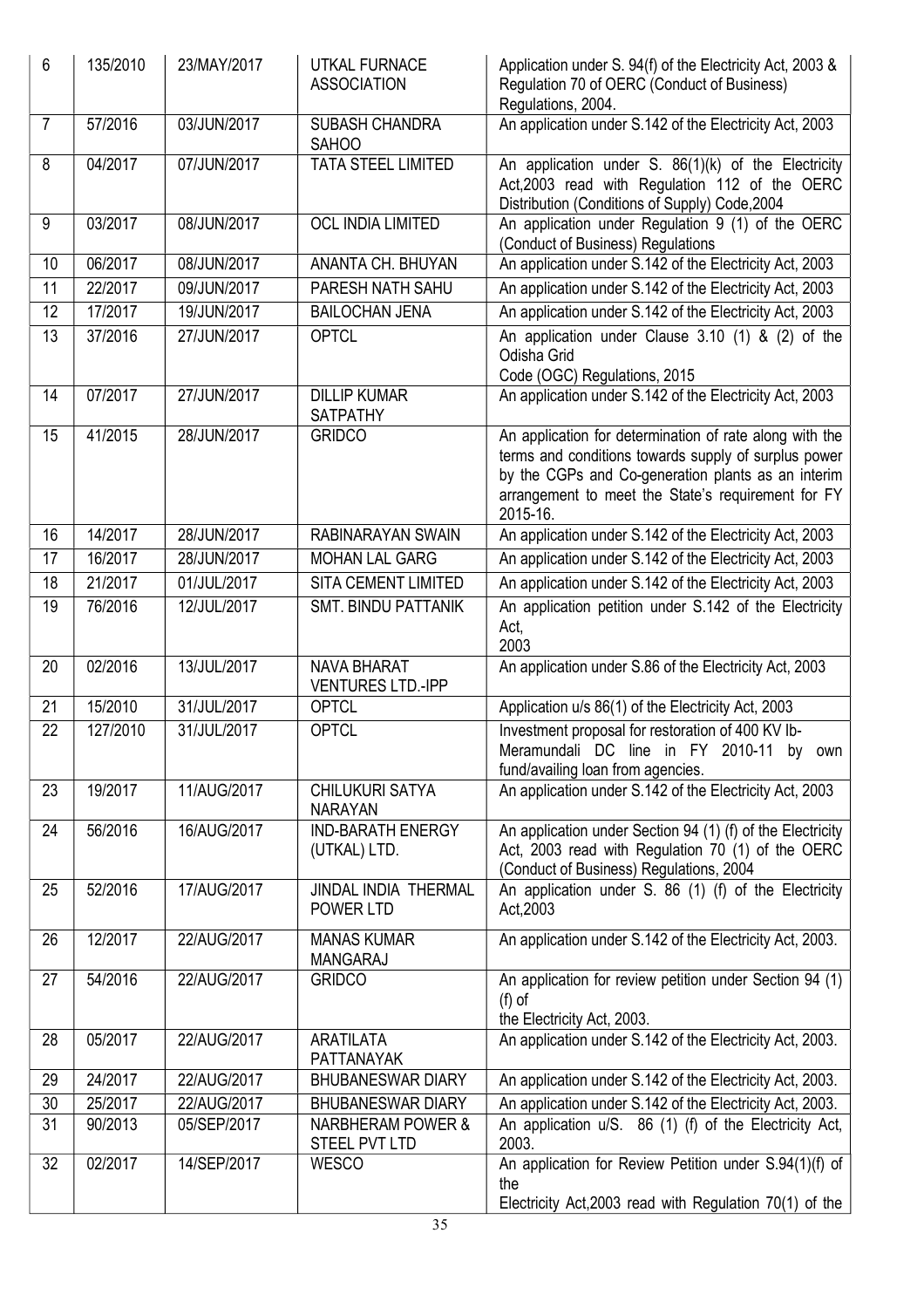| | | | | |
|---|---|---|---|---|
| 6 | 135/2010 | 23/MAY/2017 | UTKAL FURNACE ASSOCIATION | Application under S. 94(f) of the Electricity Act, 2003 & Regulation 70 of OERC (Conduct of Business) Regulations, 2004. |
| 7 | 57/2016 | 03/JUN/2017 | SUBASH CHANDRA SAHOO | An application under S.142 of the Electricity Act, 2003 |
| 8 | 04/2017 | 07/JUN/2017 | TATA STEEL LIMITED | An application under S. 86(1)(k) of the Electricity Act,2003 read with Regulation 112 of the OERC Distribution (Conditions of Supply) Code,2004 |
| 9 | 03/2017 | 08/JUN/2017 | OCL INDIA LIMITED | An application under Regulation 9 (1) of the OERC (Conduct of Business) Regulations |
| 10 | 06/2017 | 08/JUN/2017 | ANANTA CH. BHUYAN | An application under S.142 of the Electricity Act, 2003 |
| 11 | 22/2017 | 09/JUN/2017 | PARESH NATH SAHU | An application under S.142 of the Electricity Act, 2003 |
| 12 | 17/2017 | 19/JUN/2017 | BAILOCHAN JENA | An application under S.142 of the Electricity Act, 2003 |
| 13 | 37/2016 | 27/JUN/2017 | OPTCL | An application under Clause 3.10 (1) & (2) of the Odisha Grid Code (OGC) Regulations, 2015 |
| 14 | 07/2017 | 27/JUN/2017 | DILLIP KUMAR SATPATHY | An application under S.142 of the Electricity Act, 2003 |
| 15 | 41/2015 | 28/JUN/2017 | GRIDCO | An application for determination of rate along with the terms and conditions towards supply of surplus power by the CGPs and Co-generation plants as an interim arrangement to meet the State's requirement for FY 2015-16. |
| 16 | 14/2017 | 28/JUN/2017 | RABINARAYAN SWAIN | An application under S.142 of the Electricity Act, 2003 |
| 17 | 16/2017 | 28/JUN/2017 | MOHAN LAL GARG | An application under S.142 of the Electricity Act, 2003 |
| 18 | 21/2017 | 01/JUL/2017 | SITA CEMENT LIMITED | An application under S.142 of the Electricity Act, 2003 |
| 19 | 76/2016 | 12/JUL/2017 | SMT. BINDU PATTANIK | An application petition under S.142 of the Electricity Act, 2003 |
| 20 | 02/2016 | 13/JUL/2017 | NAVA BHARAT VENTURES LTD.-IPP | An application under S.86 of the Electricity Act, 2003 |
| 21 | 15/2010 | 31/JUL/2017 | OPTCL | Application u/s 86(1) of the Electricity Act, 2003 |
| 22 | 127/2010 | 31/JUL/2017 | OPTCL | Investment proposal for restoration of 400 KV Ib-Meramundali DC line in FY 2010-11 by own fund/availing loan from agencies. |
| 23 | 19/2017 | 11/AUG/2017 | CHILUKURI SATYA NARAYAN | An application under S.142 of the Electricity Act, 2003 |
| 24 | 56/2016 | 16/AUG/2017 | IND-BARATH ENERGY (UTKAL) LTD. | An application under Section 94 (1) (f) of the Electricity Act, 2003 read with Regulation 70 (1) of the OERC (Conduct of Business) Regulations, 2004 |
| 25 | 52/2016 | 17/AUG/2017 | JINDAL INDIA THERMAL POWER LTD | An application under S. 86 (1) (f) of the Electricity Act,2003 |
| 26 | 12/2017 | 22/AUG/2017 | MANAS KUMAR MANGARAJ | An application under S.142 of the Electricity Act, 2003. |
| 27 | 54/2016 | 22/AUG/2017 | GRIDCO | An application for review petition under Section 94 (1) (f) of the Electricity Act, 2003. |
| 28 | 05/2017 | 22/AUG/2017 | ARATILATA PATTANAYAK | An application under S.142 of the Electricity Act, 2003. |
| 29 | 24/2017 | 22/AUG/2017 | BHUBANESWAR DIARY | An application under S.142 of the Electricity Act, 2003. |
| 30 | 25/2017 | 22/AUG/2017 | BHUBANESWAR DIARY | An application under S.142 of the Electricity Act, 2003. |
| 31 | 90/2013 | 05/SEP/2017 | NARBHERAM POWER & STEEL PVT LTD | An application u/S. 86 (1) (f) of the Electricity Act, 2003. |
| 32 | 02/2017 | 14/SEP/2017 | WESCO | An application for Review Petition under S.94(1)(f) of the Electricity Act,2003 read with Regulation 70(1) of the |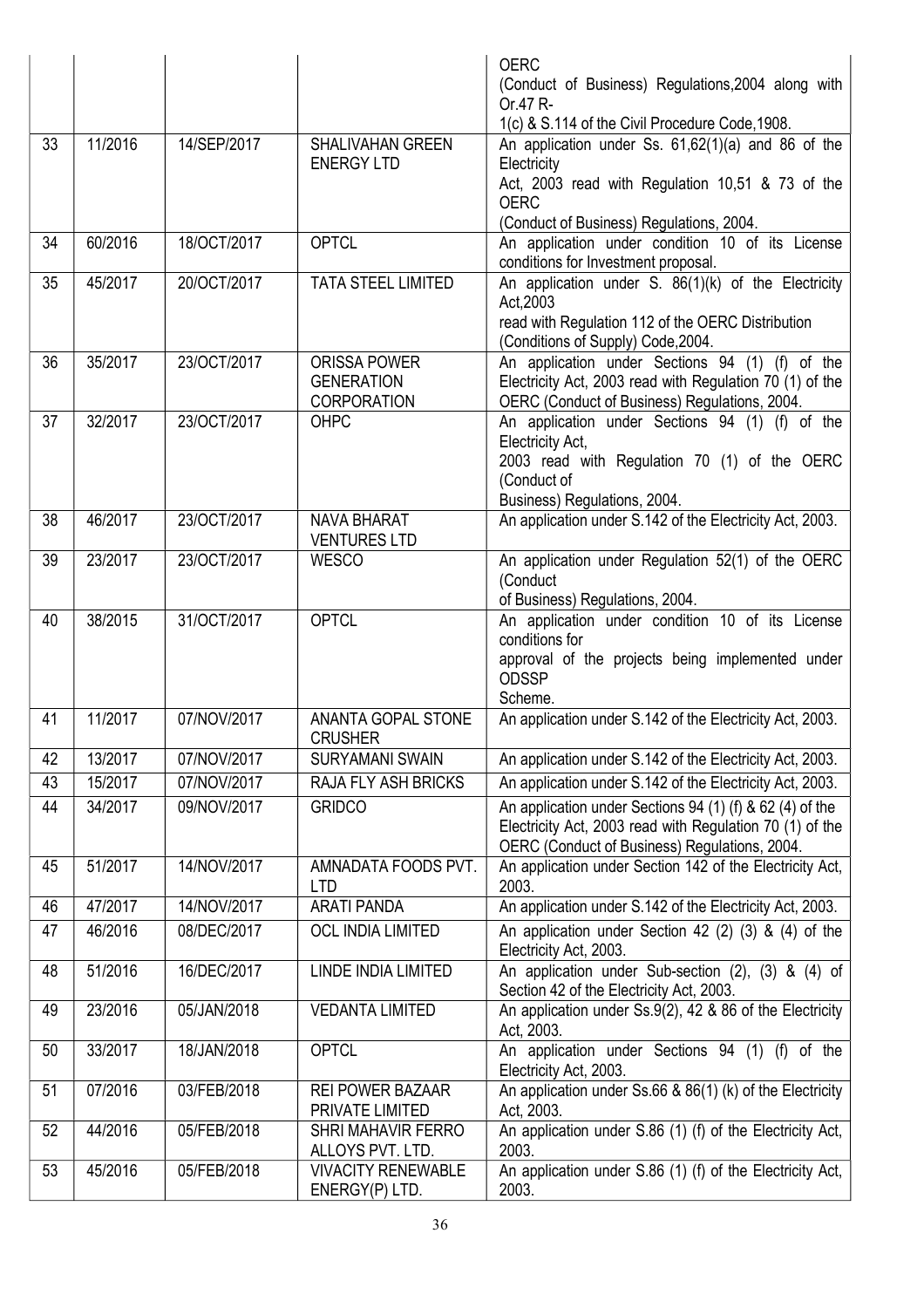| | | | | |
|---|---|---|---|---|
| | | | | OERC (Conduct of Business) Regulations,2004 along with Or.47 R-1(c) & S.114 of the Civil Procedure Code,1908. |
| 33 | 11/2016 | 14/SEP/2017 | SHALIVAHAN GREEN ENERGY LTD | An application under Ss. 61,62(1)(a) and 86 of the Electricity Act, 2003 read with Regulation 10,51 & 73 of the OERC (Conduct of Business) Regulations, 2004. |
| 34 | 60/2016 | 18/OCT/2017 | OPTCL | An application under condition 10 of its License conditions for Investment proposal. |
| 35 | 45/2017 | 20/OCT/2017 | TATA STEEL LIMITED | An application under S. 86(1)(k) of the Electricity Act,2003 read with Regulation 112 of the OERC Distribution (Conditions of Supply) Code,2004. |
| 36 | 35/2017 | 23/OCT/2017 | ORISSA POWER GENERATION CORPORATION | An application under Sections 94 (1) (f) of the Electricity Act, 2003 read with Regulation 70 (1) of the OERC (Conduct of Business) Regulations, 2004. |
| 37 | 32/2017 | 23/OCT/2017 | OHPC | An application under Sections 94 (1) (f) of the Electricity Act, 2003 read with Regulation 70 (1) of the OERC (Conduct of Business) Regulations, 2004. |
| 38 | 46/2017 | 23/OCT/2017 | NAVA BHARAT VENTURES LTD | An application under S.142 of the Electricity Act, 2003. |
| 39 | 23/2017 | 23/OCT/2017 | WESCO | An application under Regulation 52(1) of the OERC (Conduct of Business) Regulations, 2004. |
| 40 | 38/2015 | 31/OCT/2017 | OPTCL | An application under condition 10 of its License conditions for approval of the projects being implemented under ODSSP Scheme. |
| 41 | 11/2017 | 07/NOV/2017 | ANANTA GOPAL STONE CRUSHER | An application under S.142 of the Electricity Act, 2003. |
| 42 | 13/2017 | 07/NOV/2017 | SURYAMANI SWAIN | An application under S.142 of the Electricity Act, 2003. |
| 43 | 15/2017 | 07/NOV/2017 | RAJA FLY ASH BRICKS | An application under S.142 of the Electricity Act, 2003. |
| 44 | 34/2017 | 09/NOV/2017 | GRIDCO | An application under Sections 94 (1) (f) & 62 (4) of the Electricity Act, 2003 read with Regulation 70 (1) of the OERC (Conduct of Business) Regulations, 2004. |
| 45 | 51/2017 | 14/NOV/2017 | AMNADATA FOODS PVT. LTD | An application under Section 142 of the Electricity Act, 2003. |
| 46 | 47/2017 | 14/NOV/2017 | ARATI PANDA | An application under S.142 of the Electricity Act, 2003. |
| 47 | 46/2016 | 08/DEC/2017 | OCL INDIA LIMITED | An application under Section 42 (2) (3) & (4) of the Electricity Act, 2003. |
| 48 | 51/2016 | 16/DEC/2017 | LINDE INDIA LIMITED | An application under Sub-section (2), (3) & (4) of Section 42 of the Electricity Act, 2003. |
| 49 | 23/2016 | 05/JAN/2018 | VEDANTA LIMITED | An application under Ss.9(2), 42 & 86 of the Electricity Act, 2003. |
| 50 | 33/2017 | 18/JAN/2018 | OPTCL | An application under Sections 94 (1) (f) of the Electricity Act, 2003. |
| 51 | 07/2016 | 03/FEB/2018 | REI POWER BAZAAR PRIVATE LIMITED | An application under Ss.66 & 86(1) (k) of the Electricity Act, 2003. |
| 52 | 44/2016 | 05/FEB/2018 | SHRI MAHAVIR FERRO ALLOYS PVT. LTD. | An application under S.86 (1) (f) of the Electricity Act, 2003. |
| 53 | 45/2016 | 05/FEB/2018 | VIVACITY RENEWABLE ENERGY(P) LTD. | An application under S.86 (1) (f) of the Electricity Act, 2003. |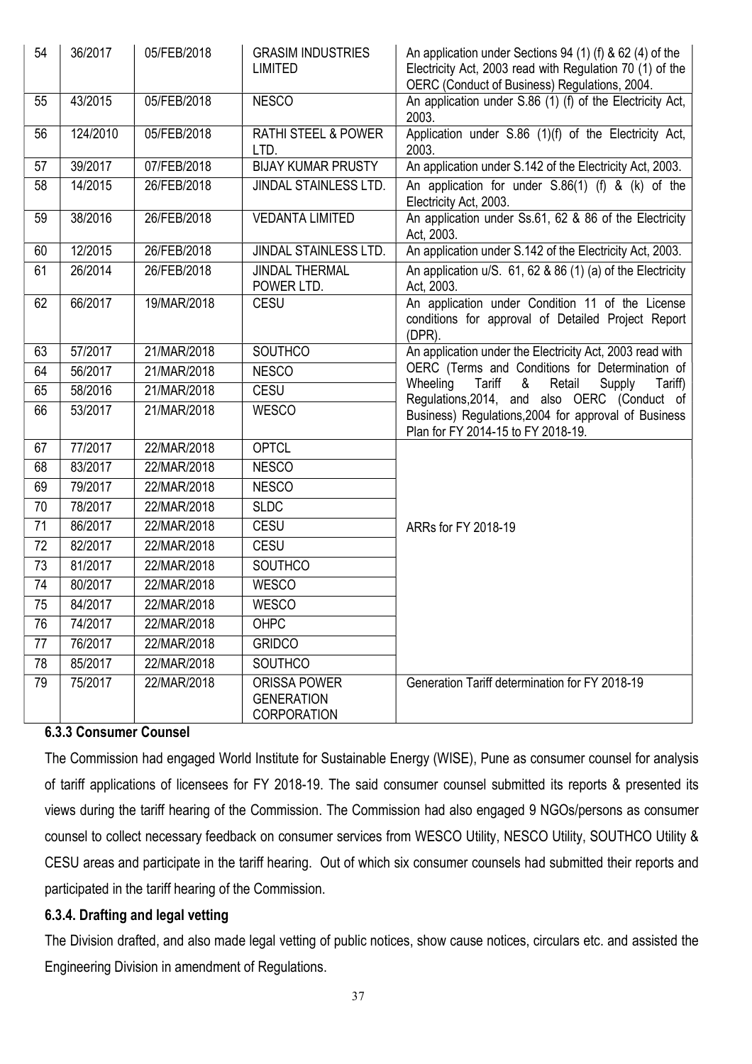| | | | | |
|---|---|---|---|---|
| 54 | 36/2017 | 05/FEB/2018 | GRASIM INDUSTRIES LIMITED | An application under Sections 94 (1) (f) & 62 (4) of the Electricity Act, 2003 read with Regulation 70 (1) of the OERC (Conduct of Business) Regulations, 2004. |
| 55 | 43/2015 | 05/FEB/2018 | NESCO | An application under S.86 (1) (f) of the Electricity Act, 2003. |
| 56 | 124/2010 | 05/FEB/2018 | RATHI STEEL & POWER LTD. | Application under S.86 (1)(f) of the Electricity Act, 2003. |
| 57 | 39/2017 | 07/FEB/2018 | BIJAY KUMAR PRUSTY | An application under S.142 of the Electricity Act, 2003. |
| 58 | 14/2015 | 26/FEB/2018 | JINDAL STAINLESS LTD. | An application for under S.86(1) (f) & (k) of the Electricity Act, 2003. |
| 59 | 38/2016 | 26/FEB/2018 | VEDANTA LIMITED | An application under Ss.61, 62 & 86 of the Electricity Act, 2003. |
| 60 | 12/2015 | 26/FEB/2018 | JINDAL STAINLESS LTD. | An application under S.142 of the Electricity Act, 2003. |
| 61 | 26/2014 | 26/FEB/2018 | JINDAL THERMAL POWER LTD. | An application u/S. 61, 62 & 86 (1) (a) of the Electricity Act, 2003. |
| 62 | 66/2017 | 19/MAR/2018 | CESU | An application under Condition 11 of the License conditions for approval of Detailed Project Report (DPR). |
| 63 | 57/2017 | 21/MAR/2018 | SOUTHCO | An application under the Electricity Act, 2003 read with OERC (Terms and Conditions for Determination of Wheeling Tariff & Retail Supply Tariff) Regulations,2014, and also OERC (Conduct of Business) Regulations,2004 for approval of Business Plan for FY 2014-15 to FY 2018-19. |
| 64 | 56/2017 | 21/MAR/2018 | NESCO | |
| 65 | 58/2016 | 21/MAR/2018 | CESU | |
| 66 | 53/2017 | 21/MAR/2018 | WESCO | |
| 67 | 77/2017 | 22/MAR/2018 | OPTCL | ARRs for FY 2018-19 |
| 68 | 83/2017 | 22/MAR/2018 | NESCO | |
| 69 | 79/2017 | 22/MAR/2018 | NESCO | |
| 70 | 78/2017 | 22/MAR/2018 | SLDC | |
| 71 | 86/2017 | 22/MAR/2018 | CESU | |
| 72 | 82/2017 | 22/MAR/2018 | CESU | |
| 73 | 81/2017 | 22/MAR/2018 | SOUTHCO | |
| 74 | 80/2017 | 22/MAR/2018 | WESCO | |
| 75 | 84/2017 | 22/MAR/2018 | WESCO | |
| 76 | 74/2017 | 22/MAR/2018 | OHPC | |
| 77 | 76/2017 | 22/MAR/2018 | GRIDCO | |
| 78 | 85/2017 | 22/MAR/2018 | SOUTHCO | |
| 79 | 75/2017 | 22/MAR/2018 | ORISSA POWER GENERATION CORPORATION | Generation Tariff determination for FY 2018-19 |

### 6.3.3 Consumer Counsel

The Commission had engaged World Institute for Sustainable Energy (WISE), Pune as consumer counsel for analysis of tariff applications of licensees for FY 2018-19. The said consumer counsel submitted its reports & presented its views during the tariff hearing of the Commission. The Commission had also engaged 9 NGOs/persons as consumer counsel to collect necessary feedback on consumer services from WESCO Utility, NESCO Utility, SOUTHCO Utility & CESU areas and participate in the tariff hearing. Out of which six consumer counsels had submitted their reports and participated in the tariff hearing of the Commission.

### 6.3.4. Drafting and legal vetting

The Division drafted, and also made legal vetting of public notices, show cause notices, circulars etc. and assisted the Engineering Division in amendment of Regulations.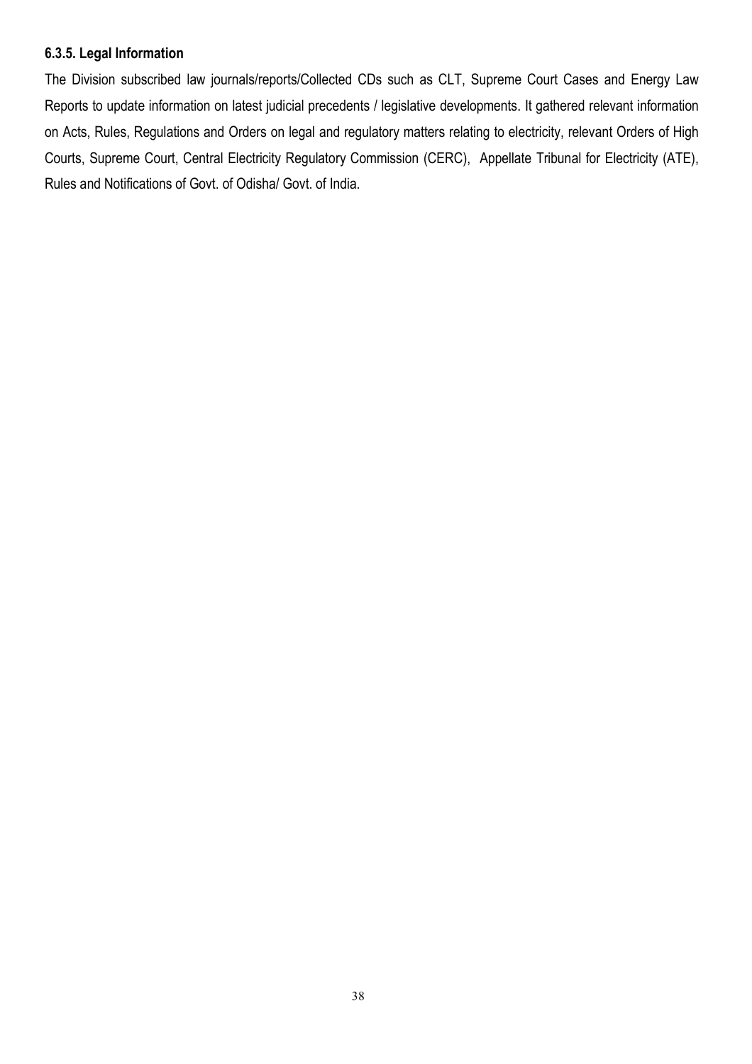### 6.3.5. Legal Information

The Division subscribed law journals/reports/Collected CDs such as CLT, Supreme Court Cases and Energy Law Reports to update information on latest judicial precedents / legislative developments. It gathered relevant information on Acts, Rules, Regulations and Orders on legal and regulatory matters relating to electricity, relevant Orders of High Courts, Supreme Court, Central Electricity Regulatory Commission (CERC), Appellate Tribunal for Electricity (ATE), Rules and Notifications of Govt. of Odisha/ Govt. of India.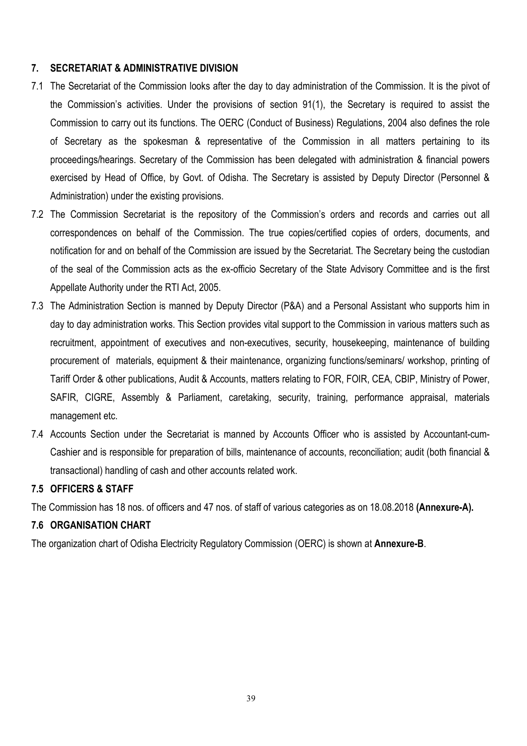## 7. SECRETARIAT & ADMINISTRATIVE DIVISION

7.1 The Secretariat of the Commission looks after the day to day administration of the Commission. It is the pivot of the Commission's activities. Under the provisions of section 91(1), the Secretary is required to assist the Commission to carry out its functions. The OERC (Conduct of Business) Regulations, 2004 also defines the role of Secretary as the spokesman & representative of the Commission in all matters pertaining to its proceedings/hearings. Secretary of the Commission has been delegated with administration & financial powers exercised by Head of Office, by Govt. of Odisha. The Secretary is assisted by Deputy Director (Personnel & Administration) under the existing provisions.

7.2 The Commission Secretariat is the repository of the Commission's orders and records and carries out all correspondences on behalf of the Commission. The true copies/certified copies of orders, documents, and notification for and on behalf of the Commission are issued by the Secretariat. The Secretary being the custodian of the seal of the Commission acts as the ex-officio Secretary of the State Advisory Committee and is the first Appellate Authority under the RTI Act, 2005.

7.3 The Administration Section is manned by Deputy Director (P&A) and a Personal Assistant who supports him in day to day administration works. This Section provides vital support to the Commission in various matters such as recruitment, appointment of executives and non-executives, security, housekeeping, maintenance of building procurement of materials, equipment & their maintenance, organizing functions/seminars/ workshop, printing of Tariff Order & other publications, Audit & Accounts, matters relating to FOR, FOIR, CEA, CBIP, Ministry of Power, SAFIR, CIGRE, Assembly & Parliament, caretaking, security, training, performance appraisal, materials management etc.

7.4 Accounts Section under the Secretariat is manned by Accounts Officer who is assisted by Accountant-cum-Cashier and is responsible for preparation of bills, maintenance of accounts, reconciliation; audit (both financial & transactional) handling of cash and other accounts related work.

### 7.5 OFFICERS & STAFF

The Commission has 18 nos. of officers and 47 nos. of staff of various categories as on 18.08.2018 **(Annexure-A).**

### 7.6 ORGANISATION CHART

The organization chart of Odisha Electricity Regulatory Commission (OERC) is shown at **Annexure-B**.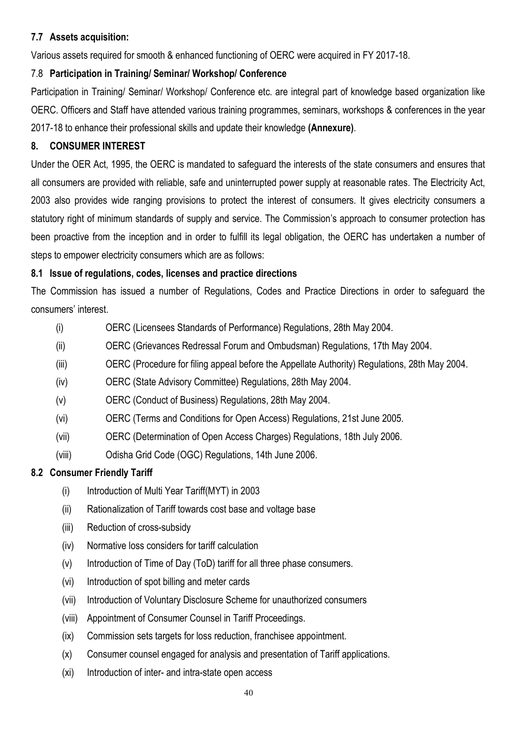### 7.7 Assets acquisition:

Various assets required for smooth & enhanced functioning of OERC were acquired in FY 2017-18.

### 7.8 Participation in Training/ Seminar/ Workshop/ Conference

Participation in Training/ Seminar/ Workshop/ Conference etc. are integral part of knowledge based organization like OERC. Officers and Staff have attended various training programmes, seminars, workshops & conferences in the year 2017-18 to enhance their professional skills and update their knowledge **(Annexure)**.

## 8. CONSUMER INTEREST

Under the OER Act, 1995, the OERC is mandated to safeguard the interests of the state consumers and ensures that all consumers are provided with reliable, safe and uninterrupted power supply at reasonable rates. The Electricity Act, 2003 also provides wide ranging provisions to protect the interest of consumers. It gives electricity consumers a statutory right of minimum standards of supply and service. The Commission's approach to consumer protection has been proactive from the inception and in order to fulfill its legal obligation, the OERC has undertaken a number of steps to empower electricity consumers which are as follows:

### 8.1 Issue of regulations, codes, licenses and practice directions

The Commission has issued a number of Regulations, Codes and Practice Directions in order to safeguard the consumers' interest.

(i) OERC (Licensees Standards of Performance) Regulations, 28th May 2004.

(ii) OERC (Grievances Redressal Forum and Ombudsman) Regulations, 17th May 2004.

(iii) OERC (Procedure for filing appeal before the Appellate Authority) Regulations, 28th May 2004.

(iv) OERC (State Advisory Committee) Regulations, 28th May 2004.

(v) OERC (Conduct of Business) Regulations, 28th May 2004.

(vi) OERC (Terms and Conditions for Open Access) Regulations, 21st June 2005.

(vii) OERC (Determination of Open Access Charges) Regulations, 18th July 2006.

(viii) Odisha Grid Code (OGC) Regulations, 14th June 2006.

### 8.2 Consumer Friendly Tariff

(i) Introduction of Multi Year Tariff(MYT) in 2003

(ii) Rationalization of Tariff towards cost base and voltage base

(iii) Reduction of cross-subsidy

(iv) Normative loss considers for tariff calculation

(v) Introduction of Time of Day (ToD) tariff for all three phase consumers.

(vi) Introduction of spot billing and meter cards

(vii) Introduction of Voluntary Disclosure Scheme for unauthorized consumers

(viii) Appointment of Consumer Counsel in Tariff Proceedings.

(ix) Commission sets targets for loss reduction, franchisee appointment.

(x) Consumer counsel engaged for analysis and presentation of Tariff applications.

(xi) Introduction of inter- and intra-state open access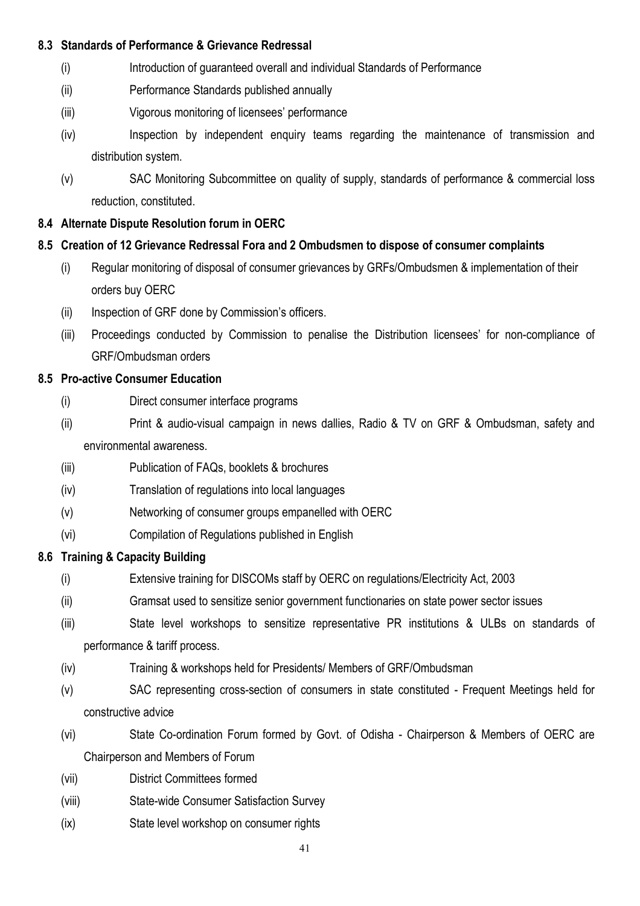**8.3 Standards of Performance & Grievance Redressal**

(i) Introduction of guaranteed overall and individual Standards of Performance

(ii) Performance Standards published annually

(iii) Vigorous monitoring of licensees' performance

(iv) Inspection by independent enquiry teams regarding the maintenance of transmission and distribution system.

(v) SAC Monitoring Subcommittee on quality of supply, standards of performance & commercial loss reduction, constituted.

**8.4 Alternate Dispute Resolution forum in OERC**

**8.5 Creation of 12 Grievance Redressal Fora and 2 Ombudsmen to dispose of consumer complaints**

(i) Regular monitoring of disposal of consumer grievances by GRFs/Ombudsmen & implementation of their orders buy OERC

(ii) Inspection of GRF done by Commission's officers.

(iii) Proceedings conducted by Commission to penalise the Distribution licensees' for non-compliance of GRF/Ombudsman orders

**8.5 Pro-active Consumer Education**

(i) Direct consumer interface programs

(ii) Print & audio-visual campaign in news dallies, Radio & TV on GRF & Ombudsman, safety and environmental awareness.

(iii) Publication of FAQs, booklets & brochures

(iv) Translation of regulations into local languages

(v) Networking of consumer groups empanelled with OERC

(vi) Compilation of Regulations published in English

**8.6 Training & Capacity Building**

(i) Extensive training for DISCOMs staff by OERC on regulations/Electricity Act, 2003

(ii) Gramsat used to sensitize senior government functionaries on state power sector issues

(iii) State level workshops to sensitize representative PR institutions & ULBs on standards of performance & tariff process.

(iv) Training & workshops held for Presidents/ Members of GRF/Ombudsman

(v) SAC representing cross-section of consumers in state constituted - Frequent Meetings held for constructive advice

(vi) State Co-ordination Forum formed by Govt. of Odisha - Chairperson & Members of OERC are Chairperson and Members of Forum

(vii) District Committees formed

(viii) State-wide Consumer Satisfaction Survey

(ix) State level workshop on consumer rights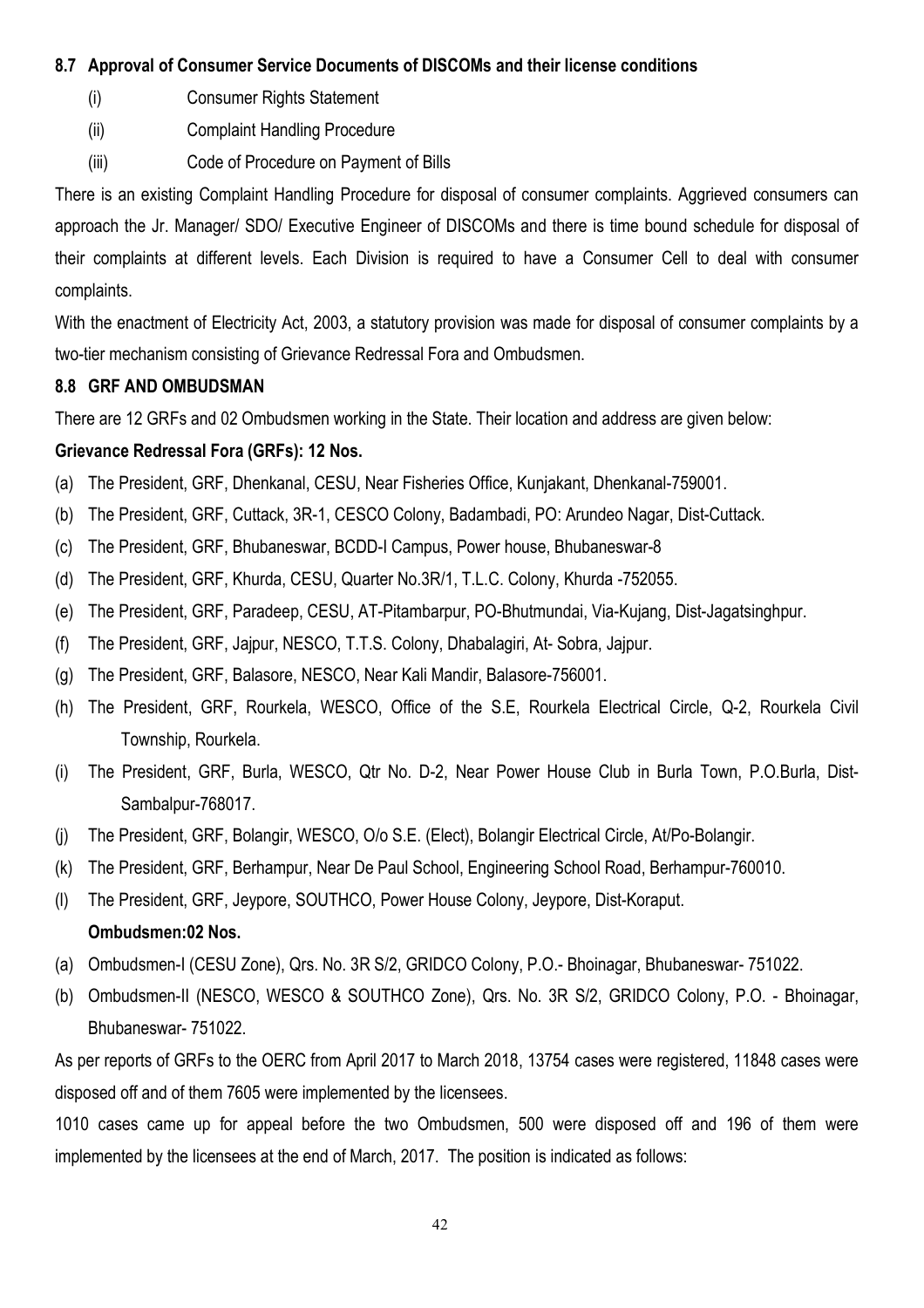### 8.7 Approval of Consumer Service Documents of DISCOMs and their license conditions

- (i) Consumer Rights Statement
- (ii) Complaint Handling Procedure
- (iii) Code of Procedure on Payment of Bills

There is an existing Complaint Handling Procedure for disposal of consumer complaints. Aggrieved consumers can approach the Jr. Manager/ SDO/ Executive Engineer of DISCOMs and there is time bound schedule for disposal of their complaints at different levels. Each Division is required to have a Consumer Cell to deal with consumer complaints.

With the enactment of Electricity Act, 2003, a statutory provision was made for disposal of consumer complaints by a two-tier mechanism consisting of Grievance Redressal Fora and Ombudsmen.

### 8.8 GRF AND OMBUDSMAN

There are 12 GRFs and 02 Ombudsmen working in the State. Their location and address are given below:

**Grievance Redressal Fora (GRFs): 12 Nos.**

(a) The President, GRF, Dhenkanal, CESU, Near Fisheries Office, Kunjakant, Dhenkanal-759001.

(b) The President, GRF, Cuttack, 3R-1, CESCO Colony, Badambadi, PO: Arundeo Nagar, Dist-Cuttack.

(c) The President, GRF, Bhubaneswar, BCDD-I Campus, Power house, Bhubaneswar-8

(d) The President, GRF, Khurda, CESU, Quarter No.3R/1, T.L.C. Colony, Khurda -752055.

(e) The President, GRF, Paradeep, CESU, AT-Pitambarpur, PO-Bhutmundai, Via-Kujang, Dist-Jagatsinghpur.

(f) The President, GRF, Jajpur, NESCO, T.T.S. Colony, Dhabalagiri, At- Sobra, Jajpur.

(g) The President, GRF, Balasore, NESCO, Near Kali Mandir, Balasore-756001.

(h) The President, GRF, Rourkela, WESCO, Office of the S.E, Rourkela Electrical Circle, Q-2, Rourkela Civil Township, Rourkela.

(i) The President, GRF, Burla, WESCO, Qtr No. D-2, Near Power House Club in Burla Town, P.O.Burla, Dist-Sambalpur-768017.

(j) The President, GRF, Bolangir, WESCO, O/o S.E. (Elect), Bolangir Electrical Circle, At/Po-Bolangir.

(k) The President, GRF, Berhampur, Near De Paul School, Engineering School Road, Berhampur-760010.

(l) The President, GRF, Jeypore, SOUTHCO, Power House Colony, Jeypore, Dist-Koraput.

**Ombudsmen:02 Nos.**

(a) Ombudsmen-I (CESU Zone), Qrs. No. 3R S/2, GRIDCO Colony, P.O.- Bhoinagar, Bhubaneswar- 751022.

(b) Ombudsmen-II (NESCO, WESCO & SOUTHCO Zone), Qrs. No. 3R S/2, GRIDCO Colony, P.O. - Bhoinagar, Bhubaneswar- 751022.

As per reports of GRFs to the OERC from April 2017 to March 2018, 13754 cases were registered, 11848 cases were disposed off and of them 7605 were implemented by the licensees.

1010 cases came up for appeal before the two Ombudsmen, 500 were disposed off and 196 of them were implemented by the licensees at the end of March, 2017. The position is indicated as follows: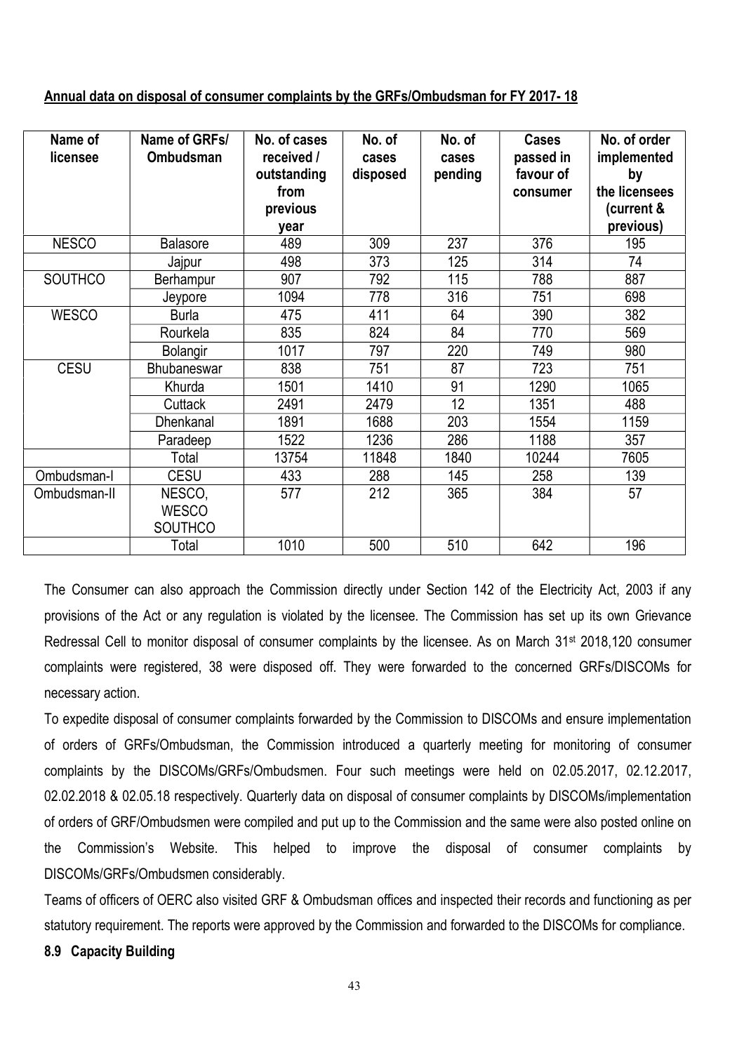**Annual data on disposal of consumer complaints by the GRFs/Ombudsman for FY 2017- 18**

| Name of licensee | Name of GRFs/ Ombudsman | No. of cases received / outstanding from previous year | No. of cases disposed | No. of cases pending | Cases passed in favour of consumer | No. of order implemented by the licensees (current & previous) |
|---|---|---|---|---|---|---|
| NESCO | Balasore | 489 | 309 | 237 | 376 | 195 |
| | Jajpur | 498 | 373 | 125 | 314 | 74 |
| SOUTHCO | Berhampur | 907 | 792 | 115 | 788 | 887 |
| | Jeypore | 1094 | 778 | 316 | 751 | 698 |
| WESCO | Burla | 475 | 411 | 64 | 390 | 382 |
| | Rourkela | 835 | 824 | 84 | 770 | 569 |
| | Bolangir | 1017 | 797 | 220 | 749 | 980 |
| CESU | Bhubaneswar | 838 | 751 | 87 | 723 | 751 |
| | Khurda | 1501 | 1410 | 91 | 1290 | 1065 |
| | Cuttack | 2491 | 2479 | 12 | 1351 | 488 |
| | Dhenkanal | 1891 | 1688 | 203 | 1554 | 1159 |
| | Paradeep | 1522 | 1236 | 286 | 1188 | 357 |
| | Total | 13754 | 11848 | 1840 | 10244 | 7605 |
| Ombudsman-I | CESU | 433 | 288 | 145 | 258 | 139 |
| Ombudsman-II | NESCO, WESCO SOUTHCO | 577 | 212 | 365 | 384 | 57 |
| | Total | 1010 | 500 | 510 | 642 | 196 |

The Consumer can also approach the Commission directly under Section 142 of the Electricity Act, 2003 if any provisions of the Act or any regulation is violated by the licensee. The Commission has set up its own Grievance Redressal Cell to monitor disposal of consumer complaints by the licensee. As on March 31st 2018,120 consumer complaints were registered, 38 were disposed off. They were forwarded to the concerned GRFs/DISCOMs for necessary action.

To expedite disposal of consumer complaints forwarded by the Commission to DISCOMs and ensure implementation of orders of GRFs/Ombudsman, the Commission introduced a quarterly meeting for monitoring of consumer complaints by the DISCOMs/GRFs/Ombudsmen. Four such meetings were held on 02.05.2017, 02.12.2017, 02.02.2018 & 02.05.18 respectively. Quarterly data on disposal of consumer complaints by DISCOMs/implementation of orders of GRF/Ombudsmen were compiled and put up to the Commission and the same were also posted online on the Commission's Website. This helped to improve the disposal of consumer complaints by DISCOMs/GRFs/Ombudsmen considerably.

Teams of officers of OERC also visited GRF & Ombudsman offices and inspected their records and functioning as per statutory requirement. The reports were approved by the Commission and forwarded to the DISCOMs for compliance.

**8.9 Capacity Building**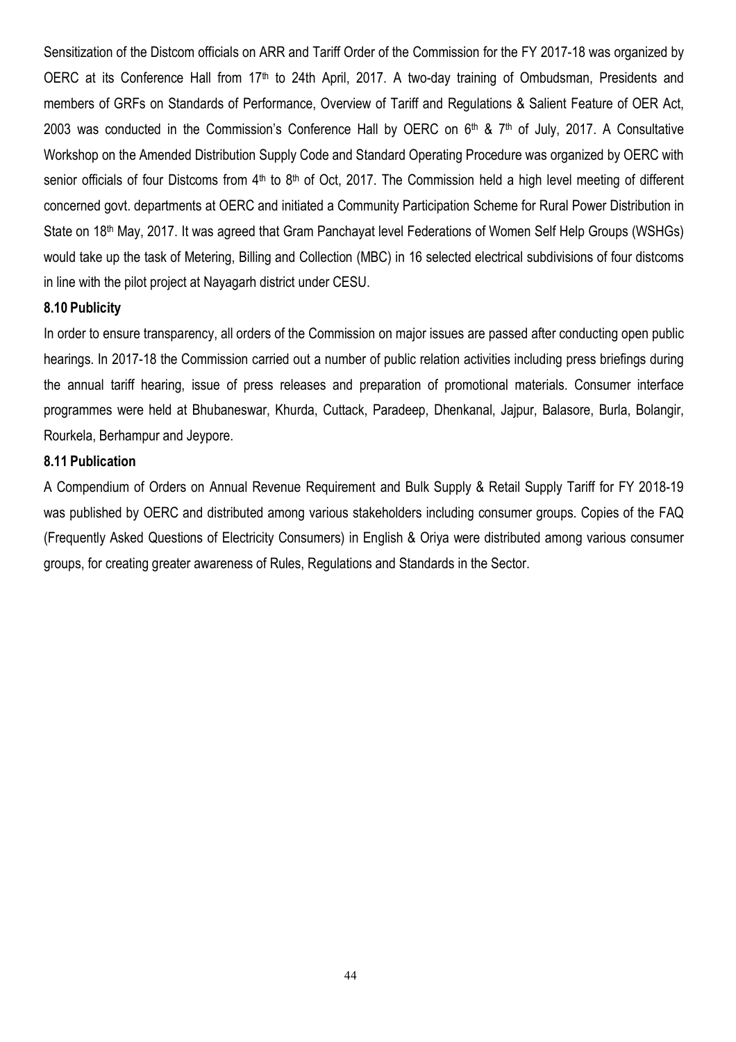Sensitization of the Distcom officials on ARR and Tariff Order of the Commission for the FY 2017-18 was organized by OERC at its Conference Hall from 17th to 24th April, 2017. A two-day training of Ombudsman, Presidents and members of GRFs on Standards of Performance, Overview of Tariff and Regulations & Salient Feature of OER Act, 2003 was conducted in the Commission's Conference Hall by OERC on 6th & 7th of July, 2017. A Consultative Workshop on the Amended Distribution Supply Code and Standard Operating Procedure was organized by OERC with senior officials of four Distcoms from 4th to 8th of Oct, 2017. The Commission held a high level meeting of different concerned govt. departments at OERC and initiated a Community Participation Scheme for Rural Power Distribution in State on 18th May, 2017. It was agreed that Gram Panchayat level Federations of Women Self Help Groups (WSHGs) would take up the task of Metering, Billing and Collection (MBC) in 16 selected electrical subdivisions of four distcoms in line with the pilot project at Nayagarh district under CESU.

### 8.10 Publicity

In order to ensure transparency, all orders of the Commission on major issues are passed after conducting open public hearings. In 2017-18 the Commission carried out a number of public relation activities including press briefings during the annual tariff hearing, issue of press releases and preparation of promotional materials. Consumer interface programmes were held at Bhubaneswar, Khurda, Cuttack, Paradeep, Dhenkanal, Jajpur, Balasore, Burla, Bolangir, Rourkela, Berhampur and Jeypore.

### 8.11 Publication

A Compendium of Orders on Annual Revenue Requirement and Bulk Supply & Retail Supply Tariff for FY 2018-19 was published by OERC and distributed among various stakeholders including consumer groups. Copies of the FAQ (Frequently Asked Questions of Electricity Consumers) in English & Oriya were distributed among various consumer groups, for creating greater awareness of Rules, Regulations and Standards in the Sector.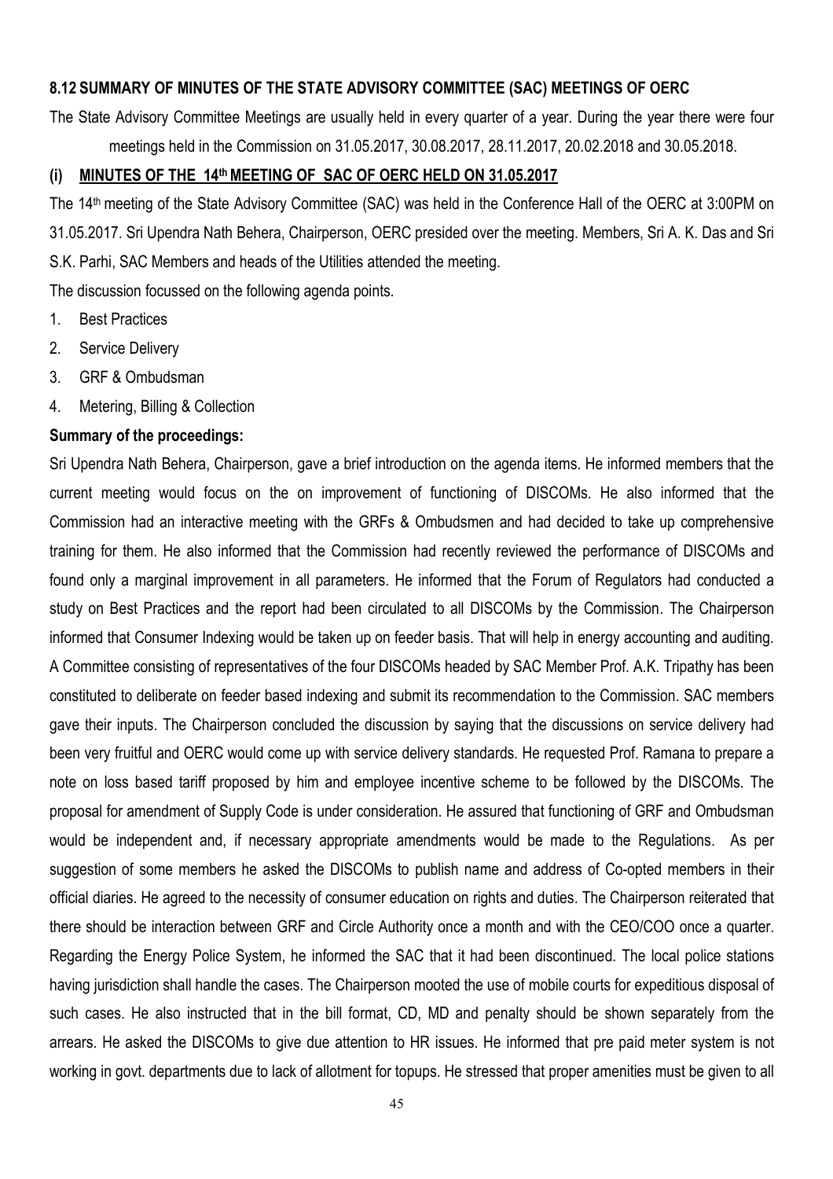### 8.12 SUMMARY OF MINUTES OF THE STATE ADVISORY COMMITTEE (SAC) MEETINGS OF OERC

The State Advisory Committee Meetings are usually held in every quarter of a year. During the year there were four meetings held in the Commission on 31.05.2017, 30.08.2017, 28.11.2017, 20.02.2018 and 30.05.2018.

#### (i) MINUTES OF THE 14th MEETING OF SAC OF OERC HELD ON 31.05.2017

The 14th meeting of the State Advisory Committee (SAC) was held in the Conference Hall of the OERC at 3:00PM on 31.05.2017. Sri Upendra Nath Behera, Chairperson, OERC presided over the meeting. Members, Sri A. K. Das and Sri S.K. Parhi, SAC Members and heads of the Utilities attended the meeting.

The discussion focussed on the following agenda points.

1. Best Practices
2. Service Delivery
3. GRF & Ombudsman
4. Metering, Billing & Collection

**Summary of the proceedings:**

Sri Upendra Nath Behera, Chairperson, gave a brief introduction on the agenda items. He informed members that the current meeting would focus on the on improvement of functioning of DISCOMs. He also informed that the Commission had an interactive meeting with the GRFs & Ombudsmen and had decided to take up comprehensive training for them. He also informed that the Commission had recently reviewed the performance of DISCOMs and found only a marginal improvement in all parameters. He informed that the Forum of Regulators had conducted a study on Best Practices and the report had been circulated to all DISCOMs by the Commission. The Chairperson informed that Consumer Indexing would be taken up on feeder basis. That will help in energy accounting and auditing. A Committee consisting of representatives of the four DISCOMs headed by SAC Member Prof. A.K. Tripathy has been constituted to deliberate on feeder based indexing and submit its recommendation to the Commission. SAC members gave their inputs. The Chairperson concluded the discussion by saying that the discussions on service delivery had been very fruitful and OERC would come up with service delivery standards. He requested Prof. Ramana to prepare a note on loss based tariff proposed by him and employee incentive scheme to be followed by the DISCOMs. The proposal for amendment of Supply Code is under consideration. He assured that functioning of GRF and Ombudsman would be independent and, if necessary appropriate amendments would be made to the Regulations. As per suggestion of some members he asked the DISCOMs to publish name and address of Co-opted members in their official diaries. He agreed to the necessity of consumer education on rights and duties. The Chairperson reiterated that there should be interaction between GRF and Circle Authority once a month and with the CEO/COO once a quarter. Regarding the Energy Police System, he informed the SAC that it had been discontinued. The local police stations having jurisdiction shall handle the cases. The Chairperson mooted the use of mobile courts for expeditious disposal of such cases. He also instructed that in the bill format, CD, MD and penalty should be shown separately from the arrears. He asked the DISCOMs to give due attention to HR issues. He informed that pre paid meter system is not working in govt. departments due to lack of allotment for topups. He stressed that proper amenities must be given to all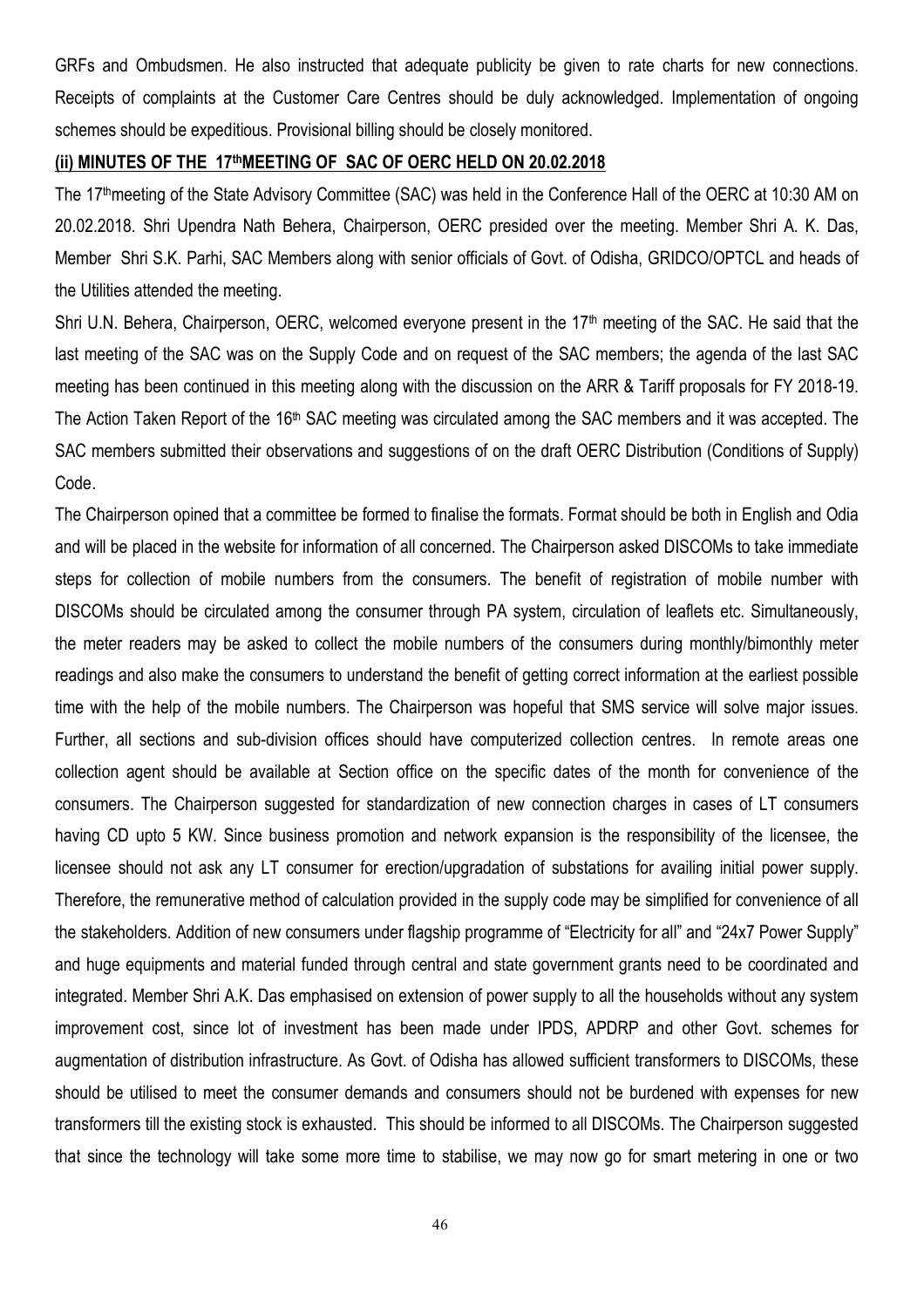GRFs and Ombudsmen. He also instructed that adequate publicity be given to rate charts for new connections. Receipts of complaints at the Customer Care Centres should be duly acknowledged. Implementation of ongoing schemes should be expeditious. Provisional billing should be closely monitored.

**(ii) MINUTES OF THE 17thMEETING OF SAC OF OERC HELD ON 20.02.2018**

The 17thmeeting of the State Advisory Committee (SAC) was held in the Conference Hall of the OERC at 10:30 AM on 20.02.2018. Shri Upendra Nath Behera, Chairperson, OERC presided over the meeting. Member Shri A. K. Das, Member Shri S.K. Parhi, SAC Members along with senior officials of Govt. of Odisha, GRIDCO/OPTCL and heads of the Utilities attended the meeting.

Shri U.N. Behera, Chairperson, OERC, welcomed everyone present in the 17th meeting of the SAC. He said that the last meeting of the SAC was on the Supply Code and on request of the SAC members; the agenda of the last SAC meeting has been continued in this meeting along with the discussion on the ARR & Tariff proposals for FY 2018-19. The Action Taken Report of the 16th SAC meeting was circulated among the SAC members and it was accepted. The SAC members submitted their observations and suggestions of on the draft OERC Distribution (Conditions of Supply) Code.

The Chairperson opined that a committee be formed to finalise the formats. Format should be both in English and Odia and will be placed in the website for information of all concerned. The Chairperson asked DISCOMs to take immediate steps for collection of mobile numbers from the consumers. The benefit of registration of mobile number with DISCOMs should be circulated among the consumer through PA system, circulation of leaflets etc. Simultaneously, the meter readers may be asked to collect the mobile numbers of the consumers during monthly/bimonthly meter readings and also make the consumers to understand the benefit of getting correct information at the earliest possible time with the help of the mobile numbers. The Chairperson was hopeful that SMS service will solve major issues. Further, all sections and sub-division offices should have computerized collection centres. In remote areas one collection agent should be available at Section office on the specific dates of the month for convenience of the consumers. The Chairperson suggested for standardization of new connection charges in cases of LT consumers having CD upto 5 KW. Since business promotion and network expansion is the responsibility of the licensee, the licensee should not ask any LT consumer for erection/upgradation of substations for availing initial power supply. Therefore, the remunerative method of calculation provided in the supply code may be simplified for convenience of all the stakeholders. Addition of new consumers under flagship programme of "Electricity for all" and "24x7 Power Supply" and huge equipments and material funded through central and state government grants need to be coordinated and integrated. Member Shri A.K. Das emphasised on extension of power supply to all the households without any system improvement cost, since lot of investment has been made under IPDS, APDRP and other Govt. schemes for augmentation of distribution infrastructure. As Govt. of Odisha has allowed sufficient transformers to DISCOMs, these should be utilised to meet the consumer demands and consumers should not be burdened with expenses for new transformers till the existing stock is exhausted. This should be informed to all DISCOMs. The Chairperson suggested that since the technology will take some more time to stabilise, we may now go for smart metering in one or two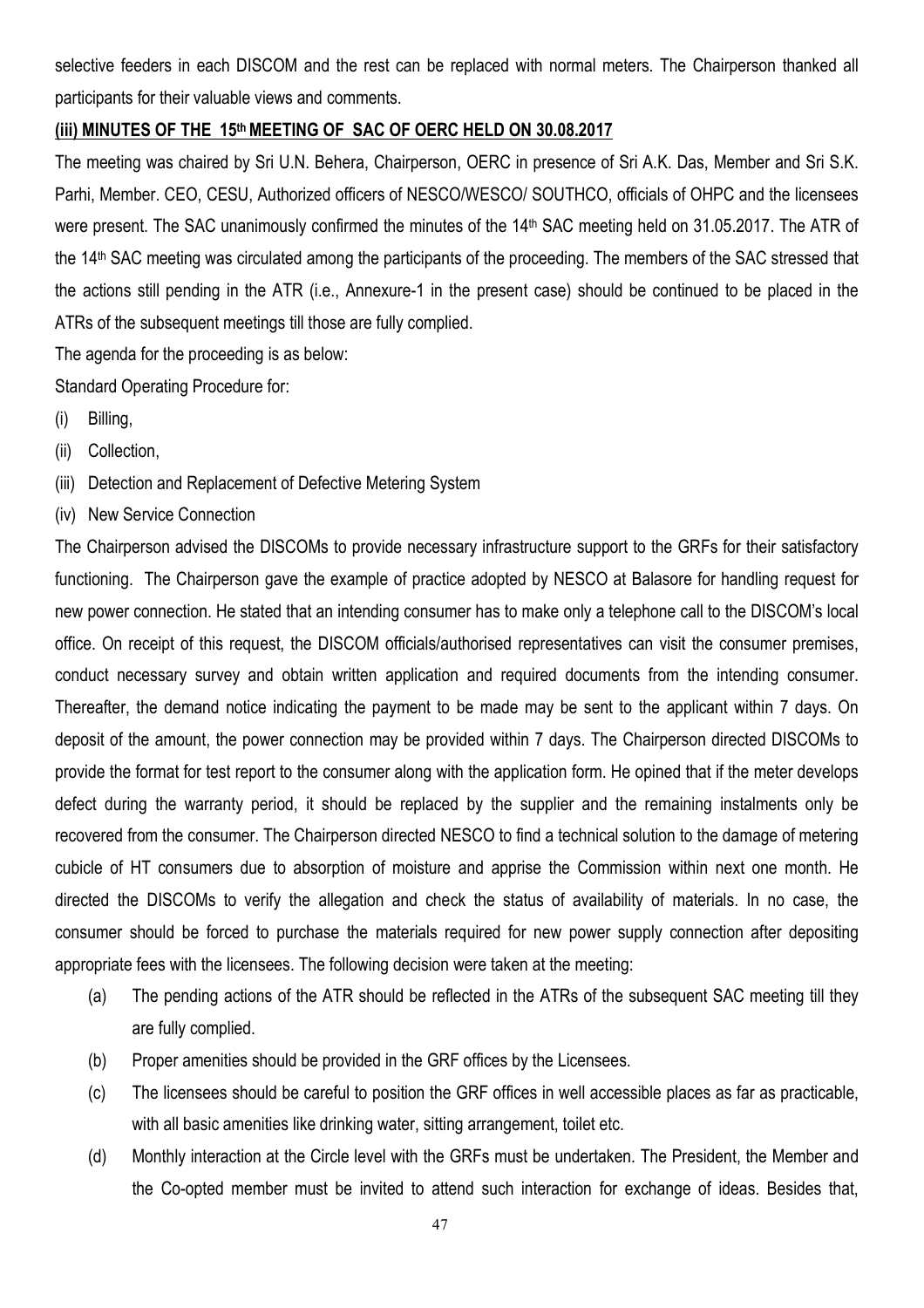selective feeders in each DISCOM and the rest can be replaced with normal meters. The Chairperson thanked all participants for their valuable views and comments.

**(iii) MINUTES OF THE 15th MEETING OF SAC OF OERC HELD ON 30.08.2017**

The meeting was chaired by Sri U.N. Behera, Chairperson, OERC in presence of Sri A.K. Das, Member and Sri S.K. Parhi, Member. CEO, CESU, Authorized officers of NESCO/WESCO/ SOUTHCO, officials of OHPC and the licensees were present. The SAC unanimously confirmed the minutes of the 14th SAC meeting held on 31.05.2017. The ATR of the 14th SAC meeting was circulated among the participants of the proceeding. The members of the SAC stressed that the actions still pending in the ATR (i.e., Annexure-1 in the present case) should be continued to be placed in the ATRs of the subsequent meetings till those are fully complied.

The agenda for the proceeding is as below:

Standard Operating Procedure for:

(i) Billing,

(ii) Collection,

(iii) Detection and Replacement of Defective Metering System

(iv) New Service Connection

The Chairperson advised the DISCOMs to provide necessary infrastructure support to the GRFs for their satisfactory functioning. The Chairperson gave the example of practice adopted by NESCO at Balasore for handling request for new power connection. He stated that an intending consumer has to make only a telephone call to the DISCOM's local office. On receipt of this request, the DISCOM officials/authorised representatives can visit the consumer premises, conduct necessary survey and obtain written application and required documents from the intending consumer. Thereafter, the demand notice indicating the payment to be made may be sent to the applicant within 7 days. On deposit of the amount, the power connection may be provided within 7 days. The Chairperson directed DISCOMs to provide the format for test report to the consumer along with the application form. He opined that if the meter develops defect during the warranty period, it should be replaced by the supplier and the remaining instalments only be recovered from the consumer. The Chairperson directed NESCO to find a technical solution to the damage of metering cubicle of HT consumers due to absorption of moisture and apprise the Commission within next one month. He directed the DISCOMs to verify the allegation and check the status of availability of materials. In no case, the consumer should be forced to purchase the materials required for new power supply connection after depositing appropriate fees with the licensees. The following decision were taken at the meeting:

(a) The pending actions of the ATR should be reflected in the ATRs of the subsequent SAC meeting till they are fully complied.

(b) Proper amenities should be provided in the GRF offices by the Licensees.

(c) The licensees should be careful to position the GRF offices in well accessible places as far as practicable, with all basic amenities like drinking water, sitting arrangement, toilet etc.

(d) Monthly interaction at the Circle level with the GRFs must be undertaken. The President, the Member and the Co-opted member must be invited to attend such interaction for exchange of ideas. Besides that,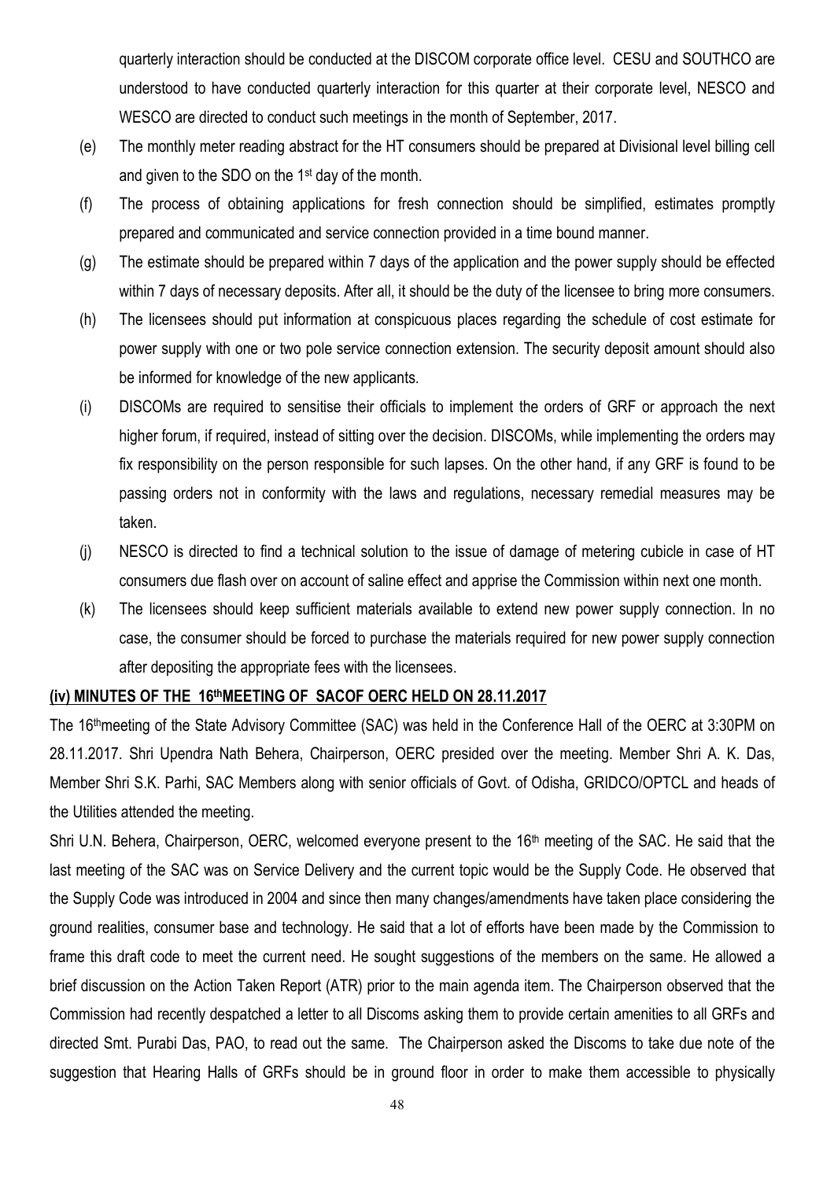quarterly interaction should be conducted at the DISCOM corporate office level. CESU and SOUTHCO are understood to have conducted quarterly interaction for this quarter at their corporate level, NESCO and WESCO are directed to conduct such meetings in the month of September, 2017.

(e) The monthly meter reading abstract for the HT consumers should be prepared at Divisional level billing cell and given to the SDO on the 1st day of the month.

(f) The process of obtaining applications for fresh connection should be simplified, estimates promptly prepared and communicated and service connection provided in a time bound manner.

(g) The estimate should be prepared within 7 days of the application and the power supply should be effected within 7 days of necessary deposits. After all, it should be the duty of the licensee to bring more consumers.

(h) The licensees should put information at conspicuous places regarding the schedule of cost estimate for power supply with one or two pole service connection extension. The security deposit amount should also be informed for knowledge of the new applicants.

(i) DISCOMs are required to sensitise their officials to implement the orders of GRF or approach the next higher forum, if required, instead of sitting over the decision. DISCOMs, while implementing the orders may fix responsibility on the person responsible for such lapses. On the other hand, if any GRF is found to be passing orders not in conformity with the laws and regulations, necessary remedial measures may be taken.

(j) NESCO is directed to find a technical solution to the issue of damage of metering cubicle in case of HT consumers due flash over on account of saline effect and apprise the Commission within next one month.

(k) The licensees should keep sufficient materials available to extend new power supply connection. In no case, the consumer should be forced to purchase the materials required for new power supply connection after depositing the appropriate fees with the licensees.

**(iv) MINUTES OF THE 16thMEETING OF SACOF OERC HELD ON 28.11.2017**

The 16thmeeting of the State Advisory Committee (SAC) was held in the Conference Hall of the OERC at 3:30PM on 28.11.2017. Shri Upendra Nath Behera, Chairperson, OERC presided over the meeting. Member Shri A. K. Das, Member Shri S.K. Parhi, SAC Members along with senior officials of Govt. of Odisha, GRIDCO/OPTCL and heads of the Utilities attended the meeting.

Shri U.N. Behera, Chairperson, OERC, welcomed everyone present to the 16th meeting of the SAC. He said that the last meeting of the SAC was on Service Delivery and the current topic would be the Supply Code. He observed that the Supply Code was introduced in 2004 and since then many changes/amendments have taken place considering the ground realities, consumer base and technology. He said that a lot of efforts have been made by the Commission to frame this draft code to meet the current need. He sought suggestions of the members on the same. He allowed a brief discussion on the Action Taken Report (ATR) prior to the main agenda item. The Chairperson observed that the Commission had recently despatched a letter to all Discoms asking them to provide certain amenities to all GRFs and directed Smt. Purabi Das, PAO, to read out the same. The Chairperson asked the Discoms to take due note of the suggestion that Hearing Halls of GRFs should be in ground floor in order to make them accessible to physically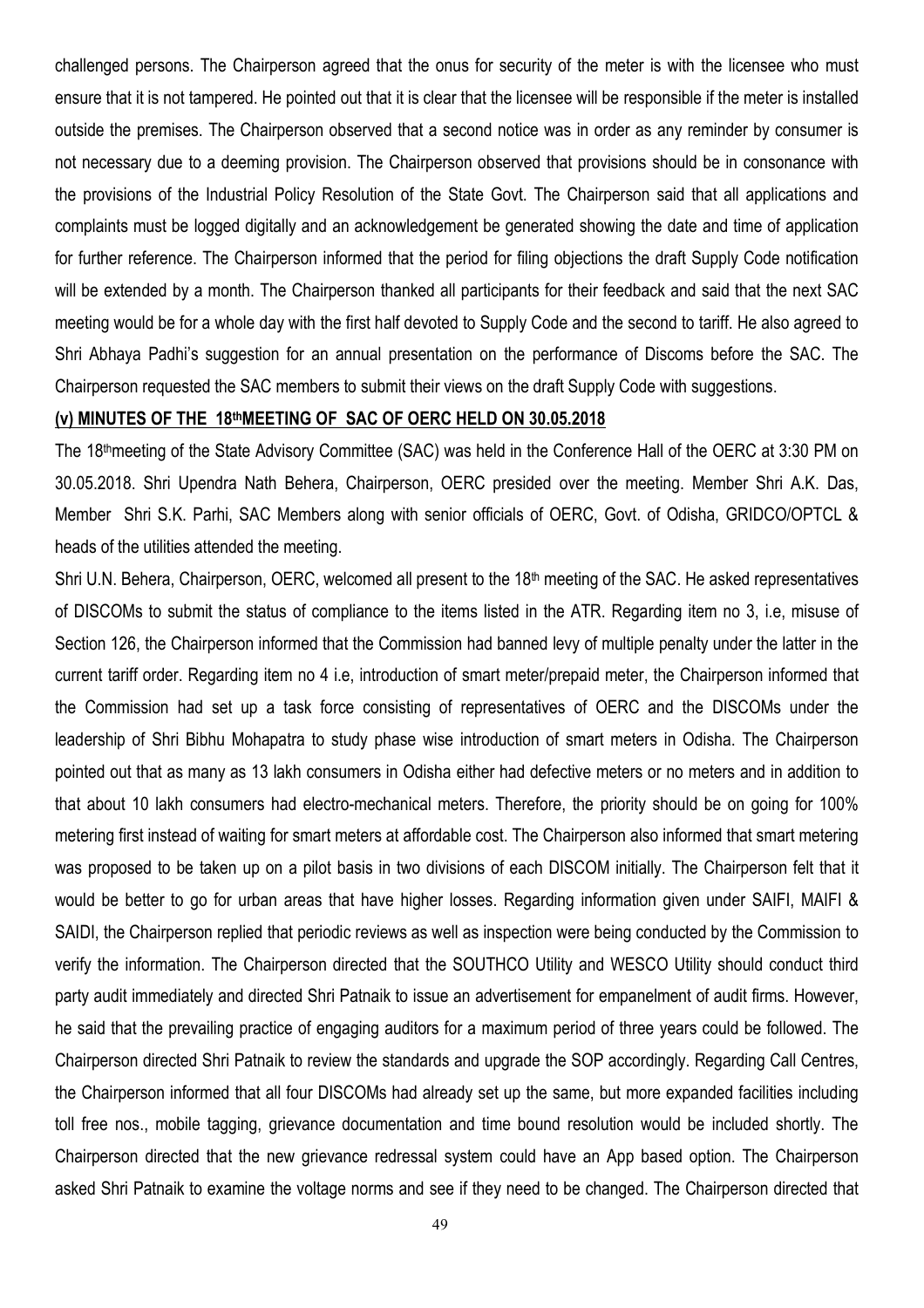challenged persons. The Chairperson agreed that the onus for security of the meter is with the licensee who must ensure that it is not tampered. He pointed out that it is clear that the licensee will be responsible if the meter is installed outside the premises. The Chairperson observed that a second notice was in order as any reminder by consumer is not necessary due to a deeming provision. The Chairperson observed that provisions should be in consonance with the provisions of the Industrial Policy Resolution of the State Govt. The Chairperson said that all applications and complaints must be logged digitally and an acknowledgement be generated showing the date and time of application for further reference. The Chairperson informed that the period for filing objections the draft Supply Code notification will be extended by a month. The Chairperson thanked all participants for their feedback and said that the next SAC meeting would be for a whole day with the first half devoted to Supply Code and the second to tariff. He also agreed to Shri Abhaya Padhi's suggestion for an annual presentation on the performance of Discoms before the SAC. The Chairperson requested the SAC members to submit their views on the draft Supply Code with suggestions.

**(v) MINUTES OF THE 18thMEETING OF SAC OF OERC HELD ON 30.05.2018**

The 18thmeeting of the State Advisory Committee (SAC) was held in the Conference Hall of the OERC at 3:30 PM on 30.05.2018. Shri Upendra Nath Behera, Chairperson, OERC presided over the meeting. Member Shri A.K. Das, Member Shri S.K. Parhi, SAC Members along with senior officials of OERC, Govt. of Odisha, GRIDCO/OPTCL & heads of the utilities attended the meeting.

Shri U.N. Behera, Chairperson, OERC, welcomed all present to the 18th meeting of the SAC. He asked representatives of DISCOMs to submit the status of compliance to the items listed in the ATR. Regarding item no 3, i.e, misuse of Section 126, the Chairperson informed that the Commission had banned levy of multiple penalty under the latter in the current tariff order. Regarding item no 4 i.e, introduction of smart meter/prepaid meter, the Chairperson informed that the Commission had set up a task force consisting of representatives of OERC and the DISCOMs under the leadership of Shri Bibhu Mohapatra to study phase wise introduction of smart meters in Odisha. The Chairperson pointed out that as many as 13 lakh consumers in Odisha either had defective meters or no meters and in addition to that about 10 lakh consumers had electro-mechanical meters. Therefore, the priority should be on going for 100% metering first instead of waiting for smart meters at affordable cost. The Chairperson also informed that smart metering was proposed to be taken up on a pilot basis in two divisions of each DISCOM initially. The Chairperson felt that it would be better to go for urban areas that have higher losses. Regarding information given under SAIFI, MAIFI & SAIDI, the Chairperson replied that periodic reviews as well as inspection were being conducted by the Commission to verify the information. The Chairperson directed that the SOUTHCO Utility and WESCO Utility should conduct third party audit immediately and directed Shri Patnaik to issue an advertisement for empanelment of audit firms. However, he said that the prevailing practice of engaging auditors for a maximum period of three years could be followed. The Chairperson directed Shri Patnaik to review the standards and upgrade the SOP accordingly. Regarding Call Centres, the Chairperson informed that all four DISCOMs had already set up the same, but more expanded facilities including toll free nos., mobile tagging, grievance documentation and time bound resolution would be included shortly. The Chairperson directed that the new grievance redressal system could have an App based option. The Chairperson asked Shri Patnaik to examine the voltage norms and see if they need to be changed. The Chairperson directed that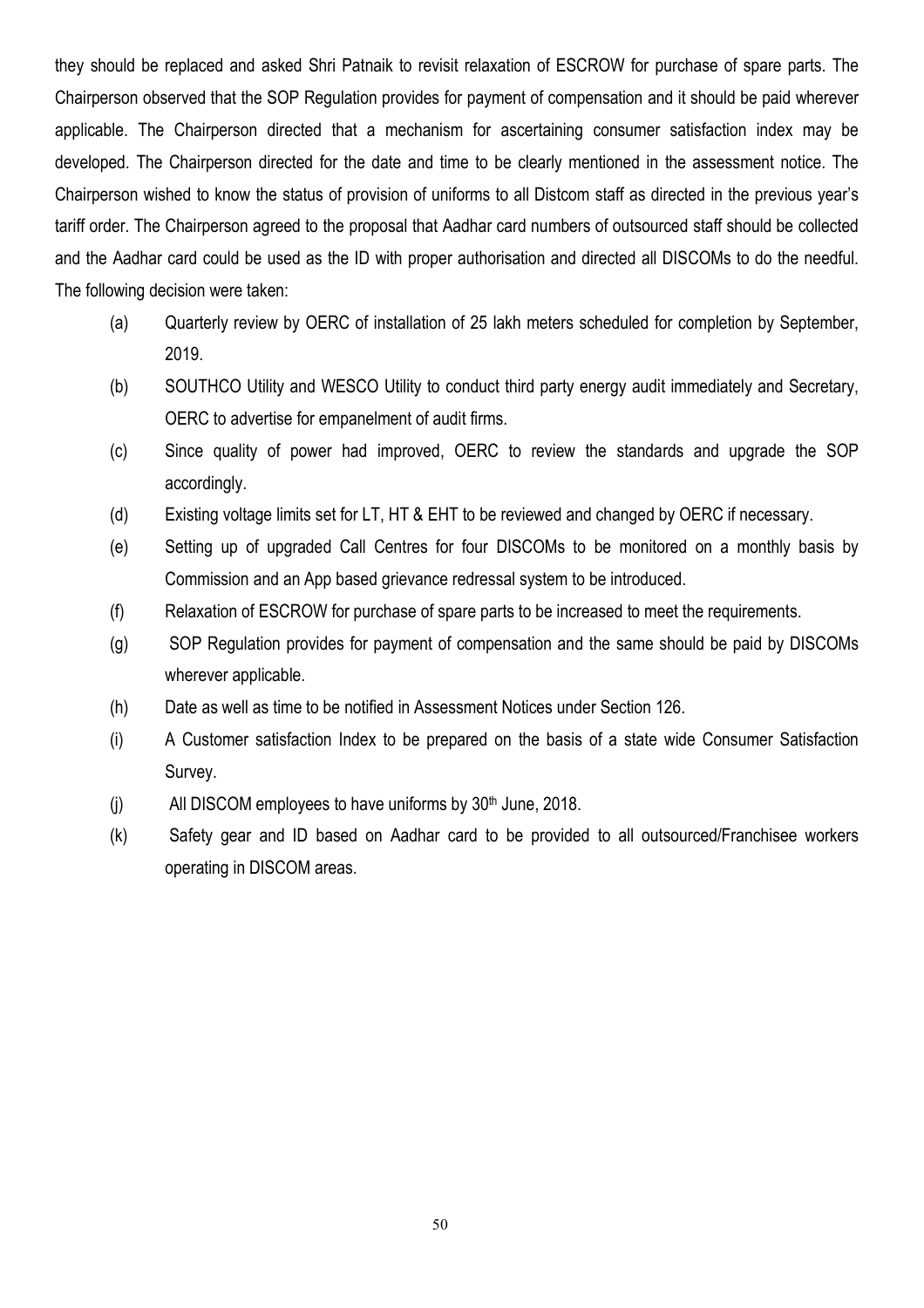they should be replaced and asked Shri Patnaik to revisit relaxation of ESCROW for purchase of spare parts. The Chairperson observed that the SOP Regulation provides for payment of compensation and it should be paid wherever applicable. The Chairperson directed that a mechanism for ascertaining consumer satisfaction index may be developed. The Chairperson directed for the date and time to be clearly mentioned in the assessment notice. The Chairperson wished to know the status of provision of uniforms to all Distcom staff as directed in the previous year's tariff order. The Chairperson agreed to the proposal that Aadhar card numbers of outsourced staff should be collected and the Aadhar card could be used as the ID with proper authorisation and directed all DISCOMs to do the needful. The following decision were taken:

(a) Quarterly review by OERC of installation of 25 lakh meters scheduled for completion by September, 2019.

(b) SOUTHCO Utility and WESCO Utility to conduct third party energy audit immediately and Secretary, OERC to advertise for empanelment of audit firms.

(c) Since quality of power had improved, OERC to review the standards and upgrade the SOP accordingly.

(d) Existing voltage limits set for LT, HT & EHT to be reviewed and changed by OERC if necessary.

(e) Setting up of upgraded Call Centres for four DISCOMs to be monitored on a monthly basis by Commission and an App based grievance redressal system to be introduced.

(f) Relaxation of ESCROW for purchase of spare parts to be increased to meet the requirements.

(g) SOP Regulation provides for payment of compensation and the same should be paid by DISCOMs wherever applicable.

(h) Date as well as time to be notified in Assessment Notices under Section 126.

(i) A Customer satisfaction Index to be prepared on the basis of a state wide Consumer Satisfaction Survey.

(j) All DISCOM employees to have uniforms by 30th June, 2018.

(k) Safety gear and ID based on Aadhar card to be provided to all outsourced/Franchisee workers operating in DISCOM areas.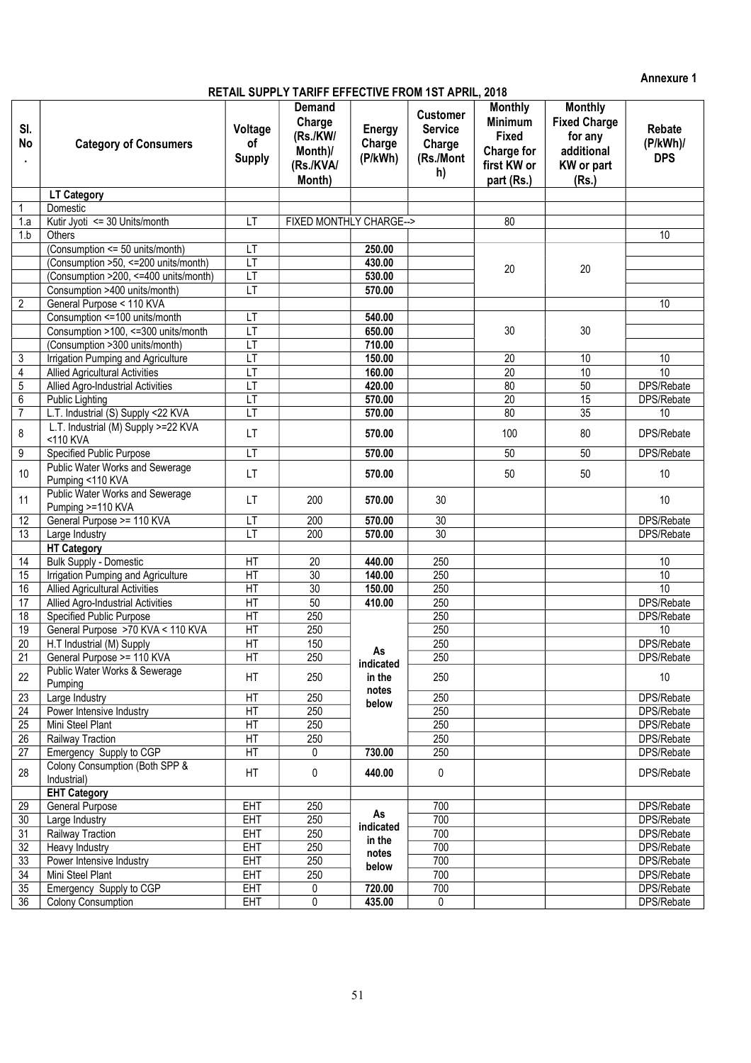**Annexure 1**

## RETAIL SUPPLY TARIFF EFFECTIVE FROM 1ST APRIL, 2018

| Sl. No. | Category of Consumers | Voltage of Supply | Demand Charge (Rs./KW/ Month)/ (Rs./KVA/ Month) | Energy Charge (P/kWh) | Customer Service Charge (Rs./Month) | Monthly Minimum Fixed Charge for first KW or part (Rs.) | Monthly Fixed Charge for any additional KW or part (Rs.) | Rebate (P/kWh)/ DPS |
|---|---|---|---|---|---|---|---|---|
| | **LT Category** | | | | | | | |
| 1 | Domestic | | | | | | | |
| 1.a | Kutir Jyoti <= 30 Units/month | LT | FIXED MONTHLY CHARGE--> | | | 80 | | |
| 1.b | Others | | | | | | | 10 |
| | (Consumption <= 50 units/month) | LT | | **250.00** | | 20 | 20 | |
| | (Consumption >50, <=200 units/month) | LT | | **430.00** | | | | |
| | (Consumption >200, <=400 units/month) | LT | | **530.00** | | | | |
| | Consumption >400 units/month) | LT | | **570.00** | | | | |
| 2 | General Purpose < 110 KVA | | | | | | | 10 |
| | Consumption <=100 units/month | LT | | **540.00** | | 30 | 30 | |
| | Consumption >100, <=300 units/month | LT | | **650.00** | | | | |
| | (Consumption >300 units/month) | LT | | **710.00** | | | | |
| 3 | Irrigation Pumping and Agriculture | LT | | **150.00** | | 20 | 10 | 10 |
| 4 | Allied Agricultural Activities | LT | | **160.00** | | 20 | 10 | 10 |
| 5 | Allied Agro-Industrial Activities | LT | | **420.00** | | 80 | 50 | DPS/Rebate |
| 6 | Public Lighting | LT | | **570.00** | | 20 | 15 | DPS/Rebate |
| 7 | L.T. Industrial (S) Supply <22 KVA | LT | | **570.00** | | 80 | 35 | 10 |
| 8 | L.T. Industrial (M) Supply >=22 KVA <110 KVA | LT | | **570.00** | | 100 | 80 | DPS/Rebate |
| 9 | Specified Public Purpose | LT | | **570.00** | | 50 | 50 | DPS/Rebate |
| 10 | Public Water Works and Sewerage Pumping <110 KVA | LT | | **570.00** | | 50 | 50 | 10 |
| 11 | Public Water Works and Sewerage Pumping >=110 KVA | LT | 200 | **570.00** | 30 | | | 10 |
| 12 | General Purpose >= 110 KVA | LT | 200 | **570.00** | 30 | | | DPS/Rebate |
| 13 | Large Industry | LT | 200 | **570.00** | 30 | | | DPS/Rebate |
| | **HT Category** | | | | | | | |
| 14 | Bulk Supply - Domestic | HT | 20 | **440.00** | 250 | | | 10 |
| 15 | Irrigation Pumping and Agriculture | HT | 30 | **140.00** | 250 | | | 10 |
| 16 | Allied Agricultural Activities | HT | 30 | **150.00** | 250 | | | 10 |
| 17 | Allied Agro-Industrial Activities | HT | 50 | **410.00** | 250 | | | DPS/Rebate |
| 18 | Specified Public Purpose | HT | 250 | **As indicated in the notes below** | 250 | | | DPS/Rebate |
| 19 | General Purpose >70 KVA < 110 KVA | HT | 250 | | 250 | | | 10 |
| 20 | H.T Industrial (M) Supply | HT | 150 | | 250 | | | DPS/Rebate |
| 21 | General Purpose >= 110 KVA | HT | 250 | | 250 | | | DPS/Rebate |
| 22 | Public Water Works & Sewerage Pumping | HT | 250 | | 250 | | | 10 |
| 23 | Large Industry | HT | 250 | | 250 | | | DPS/Rebate |
| 24 | Power Intensive Industry | HT | 250 | | 250 | | | DPS/Rebate |
| 25 | Mini Steel Plant | HT | 250 | | 250 | | | DPS/Rebate |
| 26 | Railway Traction | HT | 250 | | 250 | | | DPS/Rebate |
| 27 | Emergency Supply to CGP | HT | 0 | **730.00** | 250 | | | DPS/Rebate |
| 28 | Colony Consumption (Both SPP & Industrial) | HT | 0 | **440.00** | 0 | | | DPS/Rebate |
| | **EHT Category** | | | | | | | |
| 29 | General Purpose | EHT | 250 | **As indicated in the notes below** | 700 | | | DPS/Rebate |
| 30 | Large Industry | EHT | 250 | | 700 | | | DPS/Rebate |
| 31 | Railway Traction | EHT | 250 | | 700 | | | DPS/Rebate |
| 32 | Heavy Industry | EHT | 250 | | 700 | | | DPS/Rebate |
| 33 | Power Intensive Industry | EHT | 250 | | 700 | | | DPS/Rebate |
| 34 | Mini Steel Plant | EHT | 250 | | 700 | | | DPS/Rebate |
| 35 | Emergency Supply to CGP | EHT | 0 | **720.00** | 700 | | | DPS/Rebate |
| 36 | Colony Consumption | EHT | 0 | **435.00** | 0 | | | DPS/Rebate |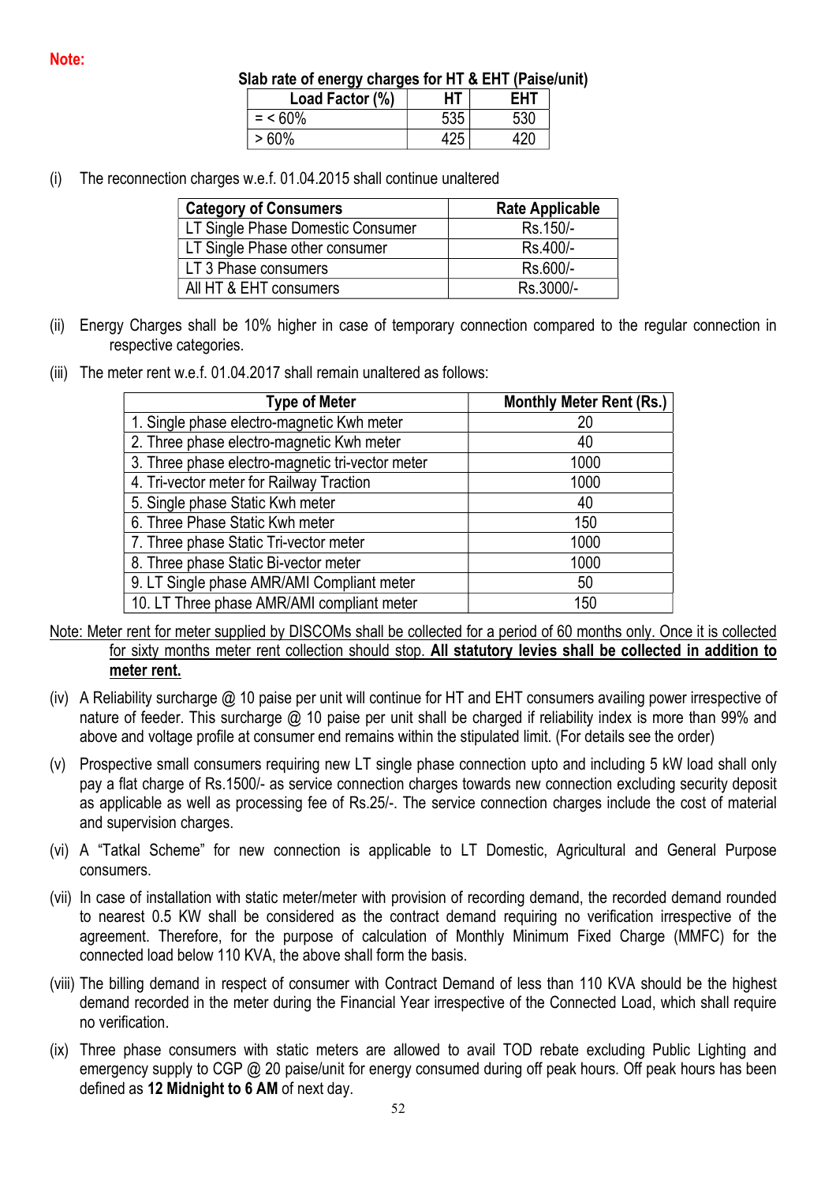**Note:**

**Slab rate of energy charges for HT & EHT (Paise/unit)**

| Load Factor (%) | HT | EHT |
|---|---|---|
| = < 60% | 535 | 530 |
| > 60% | 425 | 420 |

(i) The reconnection charges w.e.f. 01.04.2015 shall continue unaltered

| Category of Consumers | Rate Applicable |
|---|---|
| LT Single Phase Domestic Consumer | Rs.150/- |
| LT Single Phase other consumer | Rs.400/- |
| LT 3 Phase consumers | Rs.600/- |
| All HT & EHT consumers | Rs.3000/- |

(ii) Energy Charges shall be 10% higher in case of temporary connection compared to the regular connection in respective categories.

(iii) The meter rent w.e.f. 01.04.2017 shall remain unaltered as follows:

| Type of Meter | Monthly Meter Rent (Rs.) |
|---|---|
| 1. Single phase electro-magnetic Kwh meter | 20 |
| 2. Three phase electro-magnetic Kwh meter | 40 |
| 3. Three phase electro-magnetic tri-vector meter | 1000 |
| 4. Tri-vector meter for Railway Traction | 1000 |
| 5. Single phase Static Kwh meter | 40 |
| 6. Three Phase Static Kwh meter | 150 |
| 7. Three phase Static Tri-vector meter | 1000 |
| 8. Three phase Static Bi-vector meter | 1000 |
| 9. LT Single phase AMR/AMI Compliant meter | 50 |
| 10. LT Three phase AMR/AMI compliant meter | 150 |

Note: Meter rent for meter supplied by DISCOMs shall be collected for a period of 60 months only. Once it is collected for sixty months meter rent collection should stop. **All statutory levies shall be collected in addition to meter rent.**

(iv) A Reliability surcharge @ 10 paise per unit will continue for HT and EHT consumers availing power irrespective of nature of feeder. This surcharge @ 10 paise per unit shall be charged if reliability index is more than 99% and above and voltage profile at consumer end remains within the stipulated limit. (For details see the order)

(v) Prospective small consumers requiring new LT single phase connection upto and including 5 kW load shall only pay a flat charge of Rs.1500/- as service connection charges towards new connection excluding security deposit as applicable as well as processing fee of Rs.25/-. The service connection charges include the cost of material and supervision charges.

(vi) A "Tatkal Scheme" for new connection is applicable to LT Domestic, Agricultural and General Purpose consumers.

(vii) In case of installation with static meter/meter with provision of recording demand, the recorded demand rounded to nearest 0.5 KW shall be considered as the contract demand requiring no verification irrespective of the agreement. Therefore, for the purpose of calculation of Monthly Minimum Fixed Charge (MMFC) for the connected load below 110 KVA, the above shall form the basis.

(viii) The billing demand in respect of consumer with Contract Demand of less than 110 KVA should be the highest demand recorded in the meter during the Financial Year irrespective of the Connected Load, which shall require no verification.

(ix) Three phase consumers with static meters are allowed to avail TOD rebate excluding Public Lighting and emergency supply to CGP @ 20 paise/unit for energy consumed during off peak hours. Off peak hours has been defined as **12 Midnight to 6 AM** of next day.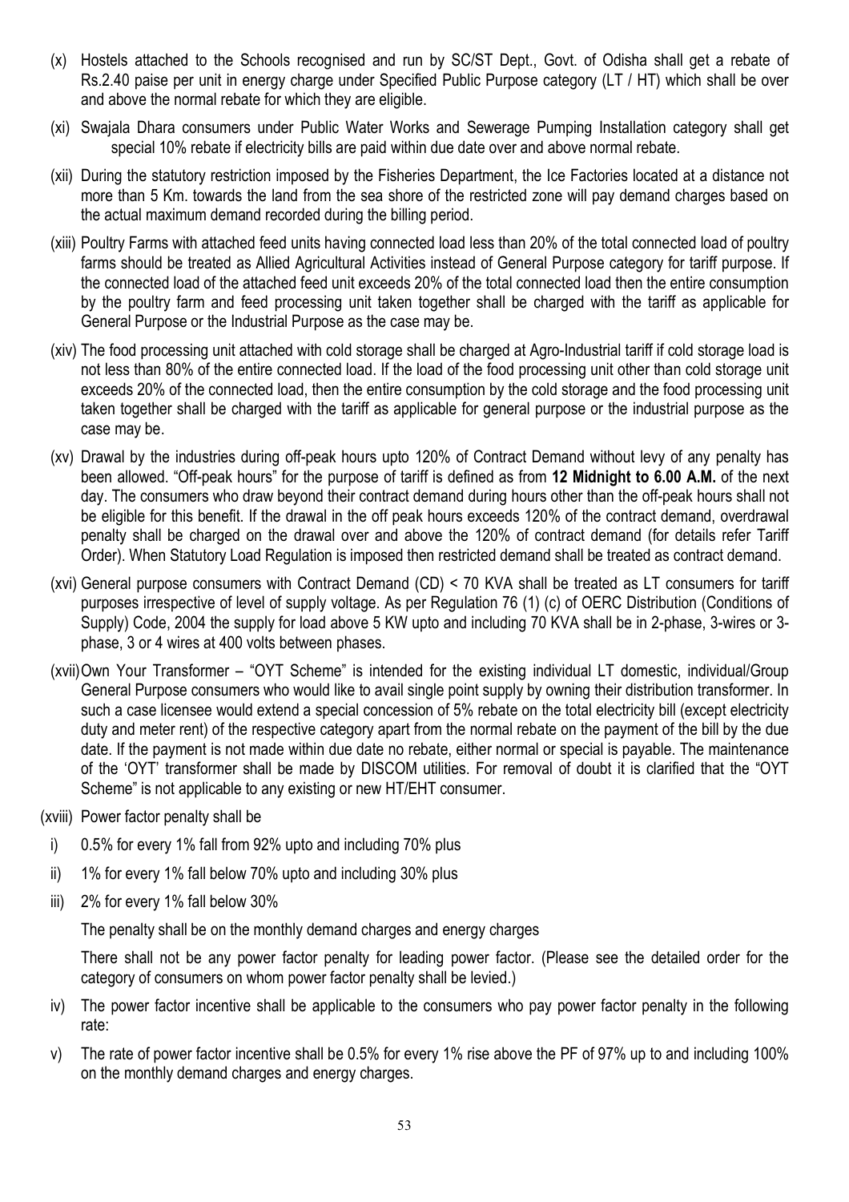(x) Hostels attached to the Schools recognised and run by SC/ST Dept., Govt. of Odisha shall get a rebate of Rs.2.40 paise per unit in energy charge under Specified Public Purpose category (LT / HT) which shall be over and above the normal rebate for which they are eligible.

(xi) Swajala Dhara consumers under Public Water Works and Sewerage Pumping Installation category shall get special 10% rebate if electricity bills are paid within due date over and above normal rebate.

(xii) During the statutory restriction imposed by the Fisheries Department, the Ice Factories located at a distance not more than 5 Km. towards the land from the sea shore of the restricted zone will pay demand charges based on the actual maximum demand recorded during the billing period.

(xiii) Poultry Farms with attached feed units having connected load less than 20% of the total connected load of poultry farms should be treated as Allied Agricultural Activities instead of General Purpose category for tariff purpose. If the connected load of the attached feed unit exceeds 20% of the total connected load then the entire consumption by the poultry farm and feed processing unit taken together shall be charged with the tariff as applicable for General Purpose or the Industrial Purpose as the case may be.

(xiv) The food processing unit attached with cold storage shall be charged at Agro-Industrial tariff if cold storage load is not less than 80% of the entire connected load. If the load of the food processing unit other than cold storage unit exceeds 20% of the connected load, then the entire consumption by the cold storage and the food processing unit taken together shall be charged with the tariff as applicable for general purpose or the industrial purpose as the case may be.

(xv) Drawal by the industries during off-peak hours upto 120% of Contract Demand without levy of any penalty has been allowed. "Off-peak hours" for the purpose of tariff is defined as from **12 Midnight to 6.00 A.M.** of the next day. The consumers who draw beyond their contract demand during hours other than the off-peak hours shall not be eligible for this benefit. If the drawal in the off peak hours exceeds 120% of the contract demand, overdrawal penalty shall be charged on the drawal over and above the 120% of contract demand (for details refer Tariff Order). When Statutory Load Regulation is imposed then restricted demand shall be treated as contract demand.

(xvi) General purpose consumers with Contract Demand (CD) < 70 KVA shall be treated as LT consumers for tariff purposes irrespective of level of supply voltage. As per Regulation 76 (1) (c) of OERC Distribution (Conditions of Supply) Code, 2004 the supply for load above 5 KW upto and including 70 KVA shall be in 2-phase, 3-wires or 3-phase, 3 or 4 wires at 400 volts between phases.

(xvii) Own Your Transformer – "OYT Scheme" is intended for the existing individual LT domestic, individual/Group General Purpose consumers who would like to avail single point supply by owning their distribution transformer. In such a case licensee would extend a special concession of 5% rebate on the total electricity bill (except electricity duty and meter rent) of the respective category apart from the normal rebate on the payment of the bill by the due date. If the payment is not made within due date no rebate, either normal or special is payable. The maintenance of the 'OYT' transformer shall be made by DISCOM utilities. For removal of doubt it is clarified that the "OYT Scheme" is not applicable to any existing or new HT/EHT consumer.

(xviii) Power factor penalty shall be

i) 0.5% for every 1% fall from 92% upto and including 70% plus

ii) 1% for every 1% fall below 70% upto and including 30% plus

iii) 2% for every 1% fall below 30%

The penalty shall be on the monthly demand charges and energy charges

There shall not be any power factor penalty for leading power factor. (Please see the detailed order for the category of consumers on whom power factor penalty shall be levied.)

iv) The power factor incentive shall be applicable to the consumers who pay power factor penalty in the following rate:

v) The rate of power factor incentive shall be 0.5% for every 1% rise above the PF of 97% up to and including 100% on the monthly demand charges and energy charges.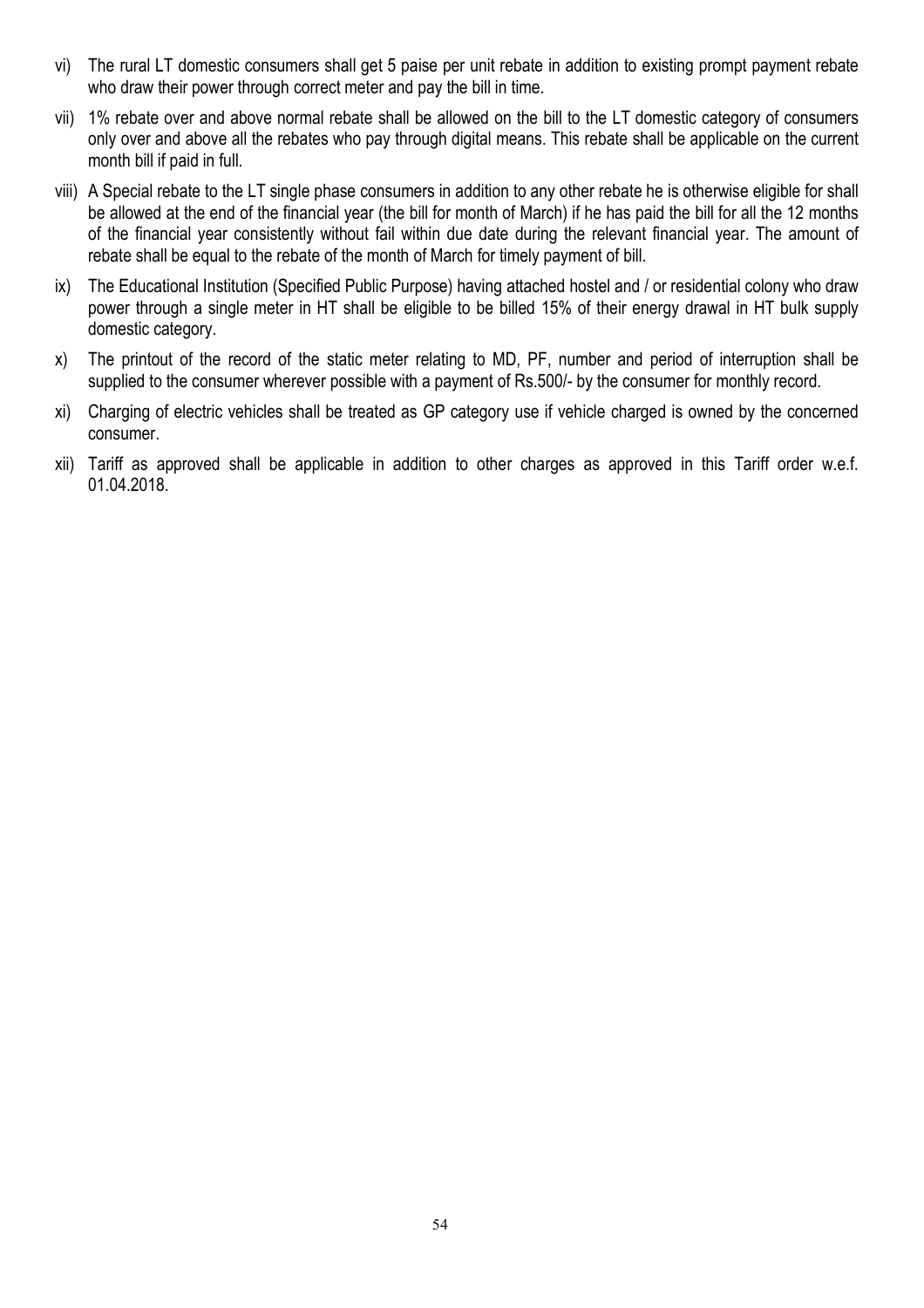vi) The rural LT domestic consumers shall get 5 paise per unit rebate in addition to existing prompt payment rebate who draw their power through correct meter and pay the bill in time.

vii) 1% rebate over and above normal rebate shall be allowed on the bill to the LT domestic category of consumers only over and above all the rebates who pay through digital means. This rebate shall be applicable on the current month bill if paid in full.

viii) A Special rebate to the LT single phase consumers in addition to any other rebate he is otherwise eligible for shall be allowed at the end of the financial year (the bill for month of March) if he has paid the bill for all the 12 months of the financial year consistently without fail within due date during the relevant financial year. The amount of rebate shall be equal to the rebate of the month of March for timely payment of bill.

ix) The Educational Institution (Specified Public Purpose) having attached hostel and / or residential colony who draw power through a single meter in HT shall be eligible to be billed 15% of their energy drawal in HT bulk supply domestic category.

x) The printout of the record of the static meter relating to MD, PF, number and period of interruption shall be supplied to the consumer wherever possible with a payment of Rs.500/- by the consumer for monthly record.

xi) Charging of electric vehicles shall be treated as GP category use if vehicle charged is owned by the concerned consumer.

xii) Tariff as approved shall be applicable in addition to other charges as approved in this Tariff order w.e.f. 01.04.2018.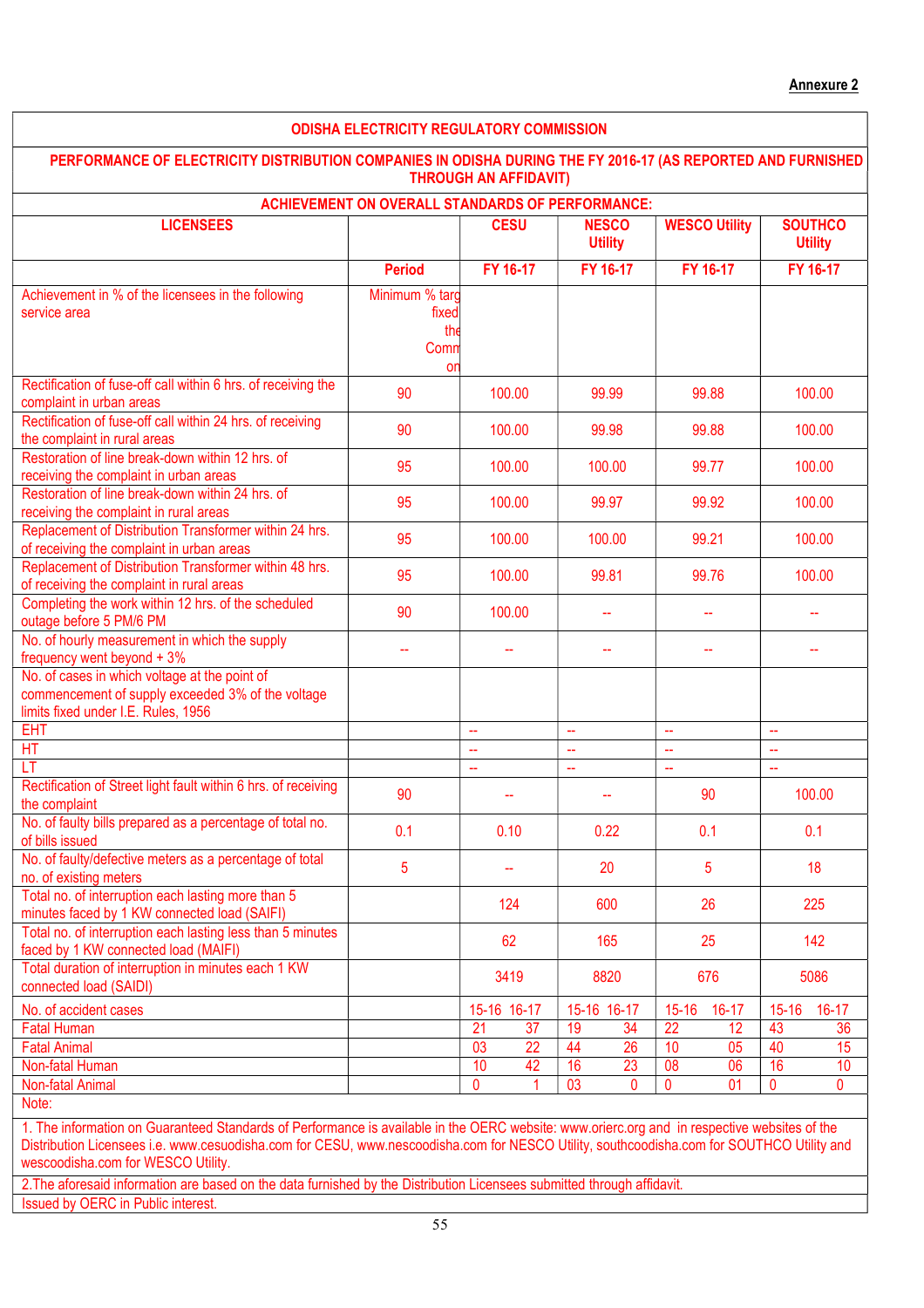**Annexure 2**

| ODISHA ELECTRICITY REGULATORY COMMISSION | | | | | |
|---|---|---|---|---|---|
| PERFORMANCE OF ELECTRICITY DISTRIBUTION COMPANIES IN ODISHA DURING THE FY 2016-17 (AS REPORTED AND FURNISHED THROUGH AN AFFIDAVIT) | | | | | |
| ACHIEVEMENT ON OVERALL STANDARDS OF PERFORMANCE: | | | | | |
| LICENSEES | | CESU | NESCO Utility | WESCO Utility | SOUTHCO Utility |
| | Period | FY 16-17 | FY 16-17 | FY 16-17 | FY 16-17 |
| Achievement in % of the licensees in the following service area | Minimum % targ fixed the Comm on | | | | |
| Rectification of fuse-off call within 6 hrs. of receiving the complaint in urban areas | 90 | 100.00 | 99.99 | 99.88 | 100.00 |
| Rectification of fuse-off call within 24 hrs. of receiving the complaint in rural areas | 90 | 100.00 | 99.98 | 99.88 | 100.00 |
| Restoration of line break-down within 12 hrs. of receiving the complaint in urban areas | 95 | 100.00 | 100.00 | 99.77 | 100.00 |
| Restoration of line break-down within 24 hrs. of receiving the complaint in rural areas | 95 | 100.00 | 99.97 | 99.92 | 100.00 |
| Replacement of Distribution Transformer within 24 hrs. of receiving the complaint in urban areas | 95 | 100.00 | 100.00 | 99.21 | 100.00 |
| Replacement of Distribution Transformer within 48 hrs. of receiving the complaint in rural areas | 95 | 100.00 | 99.81 | 99.76 | 100.00 |
| Completing the work within 12 hrs. of the scheduled outage before 5 PM/6 PM | 90 | 100.00 | -- | -- | -- |
| No. of hourly measurement in which the supply frequency went beyond + 3% | -- | -- | -- | -- | -- |
| No. of cases in which voltage at the point of commencement of supply exceeded 3% of the voltage limits fixed under I.E. Rules, 1956 | | | | | |
| EHT | | -- | -- | -- | -- |
| HT | | -- | -- | -- | -- |
| LT | | -- | -- | -- | -- |
| Rectification of Street light fault within 6 hrs. of receiving the complaint | 90 | -- | -- | 90 | 100.00 |
| No. of faulty bills prepared as a percentage of total no. of bills issued | 0.1 | 0.10 | 0.22 | 0.1 | 0.1 |
| No. of faulty/defective meters as a percentage of total no. of existing meters | 5 | -- | 20 | 5 | 18 |
| Total no. of interruption each lasting more than 5 minutes faced by 1 KW connected load (SAIFI) | | 124 | 600 | 26 | 225 |
| Total no. of interruption each lasting less than 5 minutes faced by 1 KW connected load (MAIFI) | | 62 | 165 | 25 | 142 |
| Total duration of interruption in minutes each 1 KW connected load (SAIDI) | | 3419 | 8820 | 676 | 5086 |
| No. of accident cases | | 15-16 16-17 | 15-16 16-17 | 15-16 16-17 | 15-16 16-17 |
| Fatal Human | | 21 37 | 19 34 | 22 12 | 43 36 |
| Fatal Animal | | 03 22 | 44 26 | 10 05 | 40 15 |
| Non-fatal Human | | 10 42 | 16 23 | 08 06 | 16 10 |
| Non-fatal Animal | | 0 1 | 03 0 | 0 01 | 0 0 |

Note:

1. The information on Guaranteed Standards of Performance is available in the OERC website: www.orierc.org and in respective websites of the Distribution Licensees i.e. www.cesuodisha.com for CESU, www.nescoodisha.com for NESCO Utility, southcoodisha.com for SOUTHCO Utility and wescoodisha.com for WESCO Utility.

2.The aforesaid information are based on the data furnished by the Distribution Licensees submitted through affidavit.

Issued by OERC in Public interest.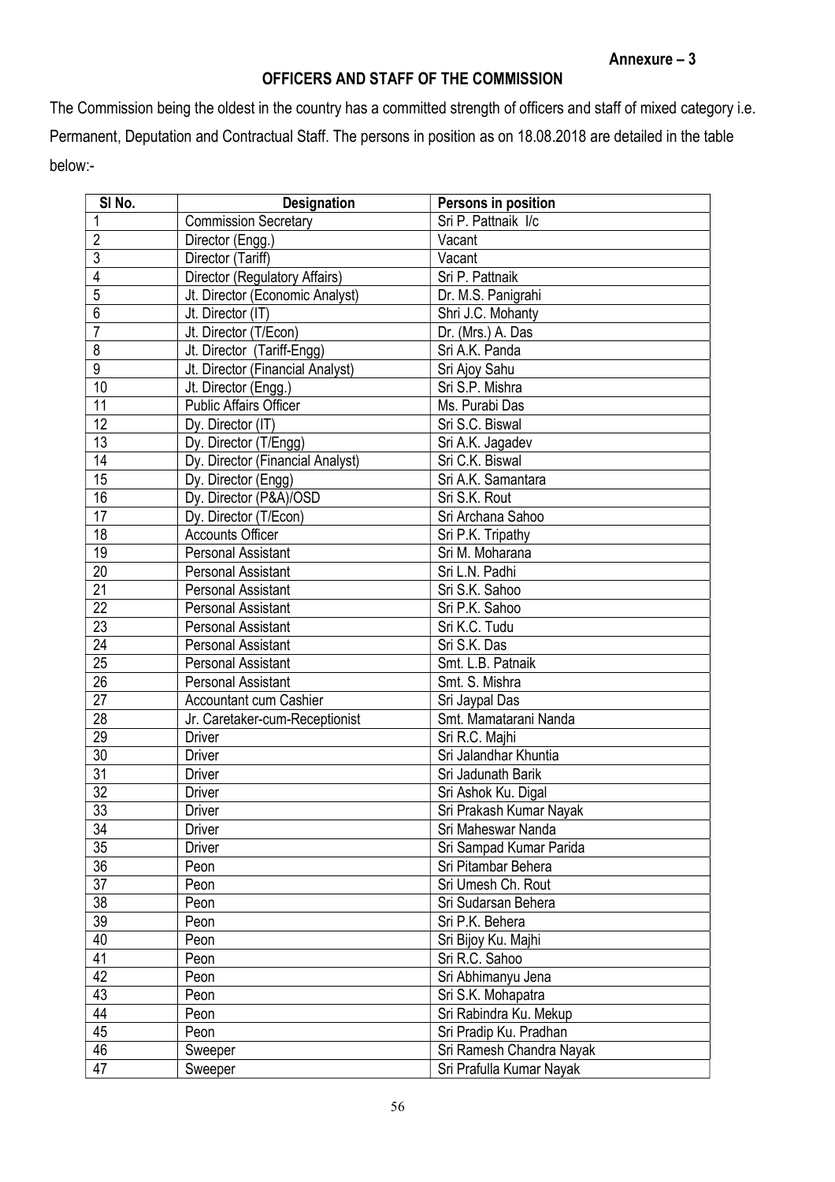**Annexure – 3**

## OFFICERS AND STAFF OF THE COMMISSION

The Commission being the oldest in the country has a committed strength of officers and staff of mixed category i.e. Permanent, Deputation and Contractual Staff. The persons in position as on 18.08.2018 are detailed in the table below:-

| Sl No. | Designation | Persons in position |
|---|---|---|
| 1 | Commission Secretary | Sri P. Pattnaik I/c |
| 2 | Director (Engg.) | Vacant |
| 3 | Director (Tariff) | Vacant |
| 4 | Director (Regulatory Affairs) | Sri P. Pattnaik |
| 5 | Jt. Director (Economic Analyst) | Dr. M.S. Panigrahi |
| 6 | Jt. Director (IT) | Shri J.C. Mohanty |
| 7 | Jt. Director (T/Econ) | Dr. (Mrs.) A. Das |
| 8 | Jt. Director (Tariff-Engg) | Sri A.K. Panda |
| 9 | Jt. Director (Financial Analyst) | Sri Ajoy Sahu |
| 10 | Jt. Director (Engg.) | Sri S.P. Mishra |
| 11 | Public Affairs Officer | Ms. Purabi Das |
| 12 | Dy. Director (IT) | Sri S.C. Biswal |
| 13 | Dy. Director (T/Engg) | Sri A.K. Jagadev |
| 14 | Dy. Director (Financial Analyst) | Sri C.K. Biswal |
| 15 | Dy. Director (Engg) | Sri A.K. Samantara |
| 16 | Dy. Director (P&A)/OSD | Sri S.K. Rout |
| 17 | Dy. Director (T/Econ) | Sri Archana Sahoo |
| 18 | Accounts Officer | Sri P.K. Tripathy |
| 19 | Personal Assistant | Sri M. Moharana |
| 20 | Personal Assistant | Sri L.N. Padhi |
| 21 | Personal Assistant | Sri S.K. Sahoo |
| 22 | Personal Assistant | Sri P.K. Sahoo |
| 23 | Personal Assistant | Sri K.C. Tudu |
| 24 | Personal Assistant | Sri S.K. Das |
| 25 | Personal Assistant | Smt. L.B. Patnaik |
| 26 | Personal Assistant | Smt. S. Mishra |
| 27 | Accountant cum Cashier | Sri Jaypal Das |
| 28 | Jr. Caretaker-cum-Receptionist | Smt. Mamatarani Nanda |
| 29 | Driver | Sri R.C. Majhi |
| 30 | Driver | Sri Jalandhar Khuntia |
| 31 | Driver | Sri Jadunath Barik |
| 32 | Driver | Sri Ashok Ku. Digal |
| 33 | Driver | Sri Prakash Kumar Nayak |
| 34 | Driver | Sri Maheswar Nanda |
| 35 | Driver | Sri Sampad Kumar Parida |
| 36 | Peon | Sri Pitambar Behera |
| 37 | Peon | Sri Umesh Ch. Rout |
| 38 | Peon | Sri Sudarsan Behera |
| 39 | Peon | Sri P.K. Behera |
| 40 | Peon | Sri Bijoy Ku. Majhi |
| 41 | Peon | Sri R.C. Sahoo |
| 42 | Peon | Sri Abhimanyu Jena |
| 43 | Peon | Sri S.K. Mohapatra |
| 44 | Peon | Sri Rabindra Ku. Mekup |
| 45 | Peon | Sri Pradip Ku. Pradhan |
| 46 | Sweeper | Sri Ramesh Chandra Nayak |
| 47 | Sweeper | Sri Prafulla Kumar Nayak |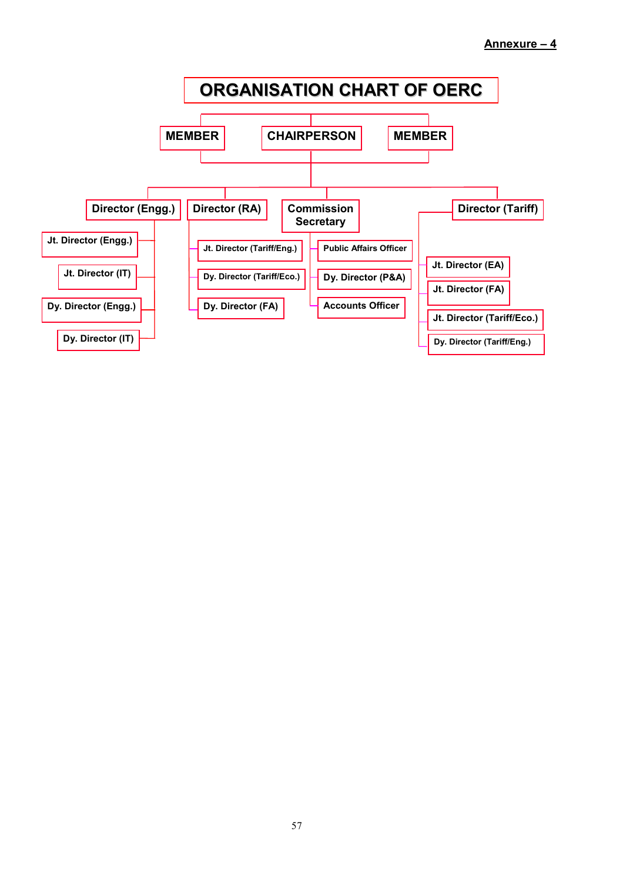**Annexure – 4**

# ORGANISATION CHART OF OERC

MEMBER

CHAIRPERSON

MEMBER

Director (Engg.)

Jt. Director (Engg.)

Jt. Director (IT)

Dy. Director (Engg.)

Dy. Director (IT)

Director (RA)

Jt. Director (Tariff/Eng.)

Dy. Director (Tariff/Eco.)

Dy. Director (FA)

Commission Secretary

Public Affairs Officer

Dy. Director (P&A)

Accounts Officer

Director (Tariff)

Jt. Director (EA)

Jt. Director (FA)

Jt. Director (Tariff/Eco.)

Dy. Director (Tariff/Eng.)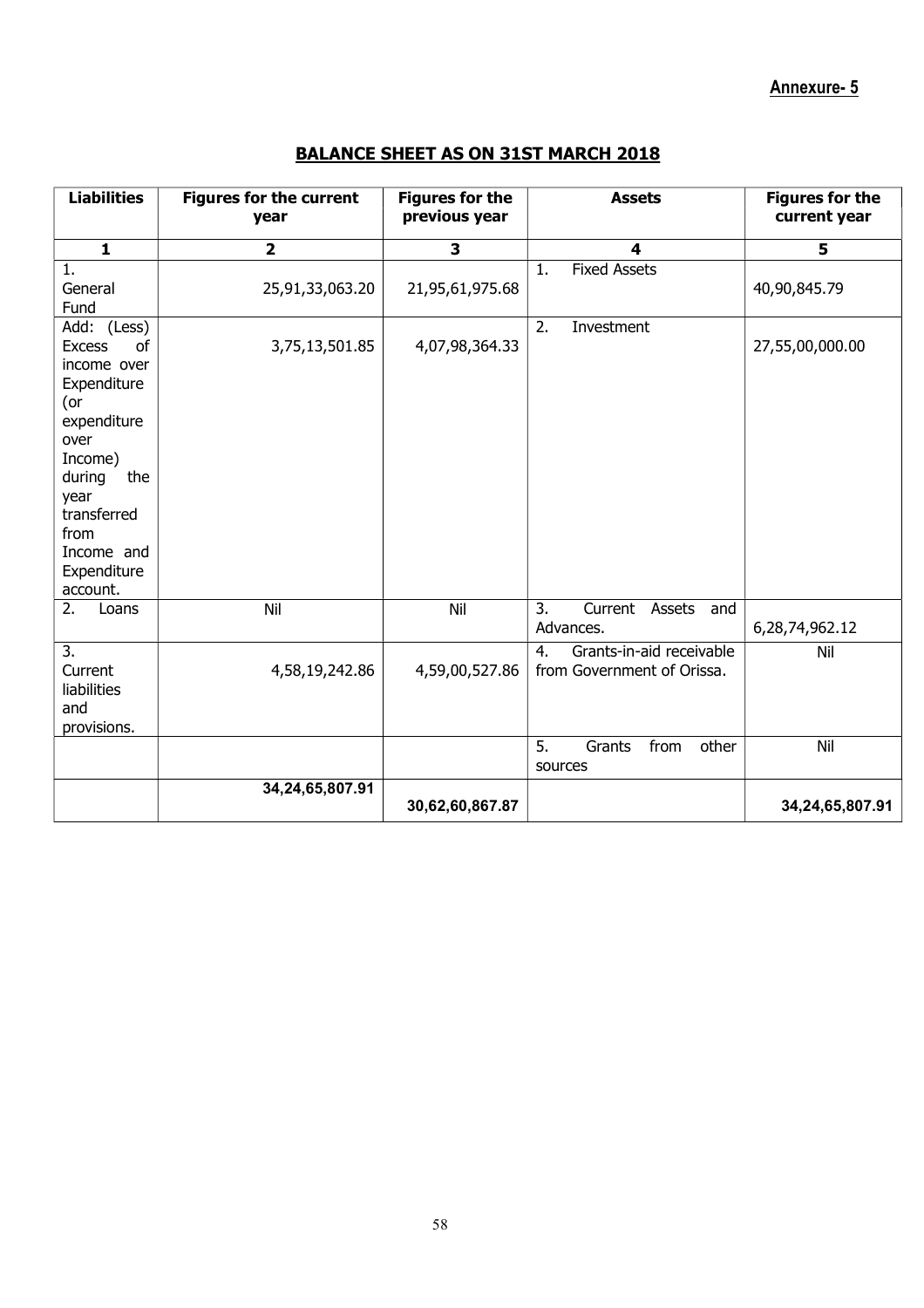**Annexure- 5**

## BALANCE SHEET AS ON 31ST MARCH 2018

| Liabilities | Figures for the current year | Figures for the previous year | Assets | Figures for the current year |
|---|---|---|---|---|
| 1 | 2 | 3 | 4 | 5 |
| 1. General Fund | 25,91,33,063.20 | 21,95,61,975.68 | 1. Fixed Assets | 40,90,845.79 |
| Add: (Less) Excess of income over Expenditure (or expenditure over Income) during the year transferred from Income and Expenditure account. | 3,75,13,501.85 | 4,07,98,364.33 | 2. Investment | 27,55,00,000.00 |
| 2. Loans | Nil | Nil | 3. Current Assets and Advances. | 6,28,74,962.12 |
| 3. Current liabilities and provisions. | 4,58,19,242.86 | 4,59,00,527.86 | 4. Grants-in-aid receivable from Government of Orissa. | Nil |
| | | | 5. Grants from other sources | Nil |
| | **34,24,65,807.91** | **30,62,60,867.87** | | **34,24,65,807.91** |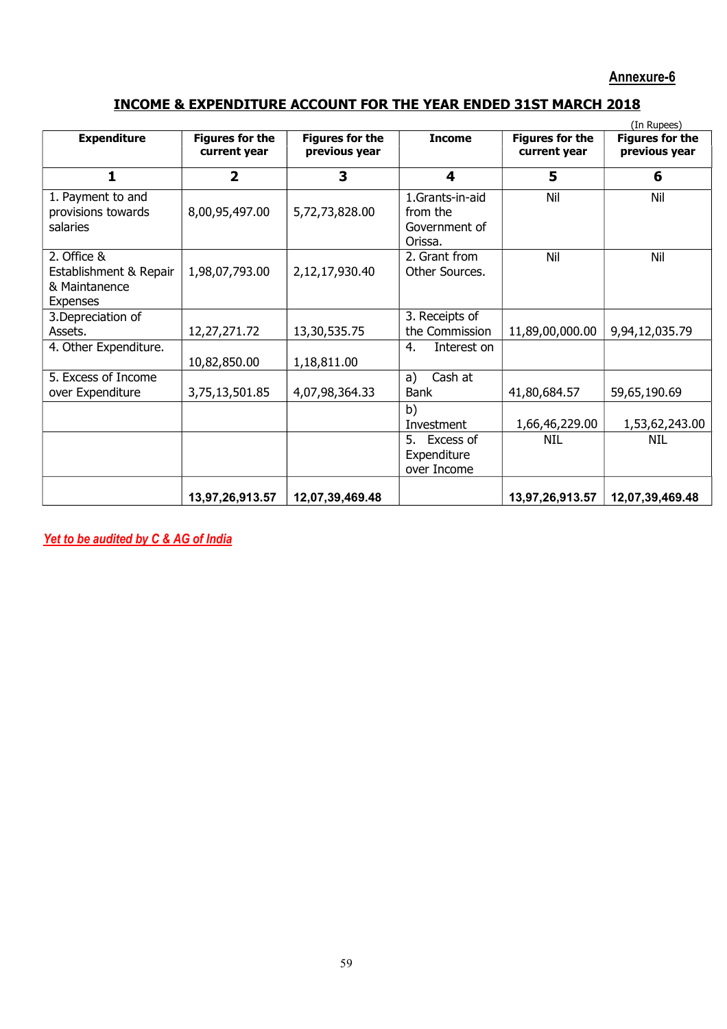**Annexure-6**

## INCOME & EXPENDITURE ACCOUNT FOR THE YEAR ENDED 31ST MARCH 2018

(In Rupees)

| Expenditure | Figures for the current year | Figures for the previous year | Income | Figures for the current year | Figures for the previous year |
|---|---|---|---|---|---|
| 1 | 2 | 3 | 4 | 5 | 6 |
| 1. Payment to and provisions towards salaries | 8,00,95,497.00 | 5,72,73,828.00 | 1.Grants-in-aid from the Government of Orissa. | Nil | Nil |
| 2. Office & Establishment & Repair & Maintanence Expenses | 1,98,07,793.00 | 2,12,17,930.40 | 2. Grant from Other Sources. | Nil | Nil |
| 3.Depreciation of Assets. | 12,27,271.72 | 13,30,535.75 | 3. Receipts of the Commission | 11,89,00,000.00 | 9,94,12,035.79 |
| 4. Other Expenditure. | 10,82,850.00 | 1,18,811.00 | 4. Interest on | | |
| 5. Excess of Income over Expenditure | 3,75,13,501.85 | 4,07,98,364.33 | a) Cash at Bank | 41,80,684.57 | 59,65,190.69 |
| | | | b) Investment | 1,66,46,229.00 | 1,53,62,243.00 |
| | | | 5. Excess of Expenditure over Income | NIL | NIL |
| | **13,97,26,913.57** | **12,07,39,469.48** | | **13,97,26,913.57** | **12,07,39,469.48** |

***Yet to be audited by C & AG of India***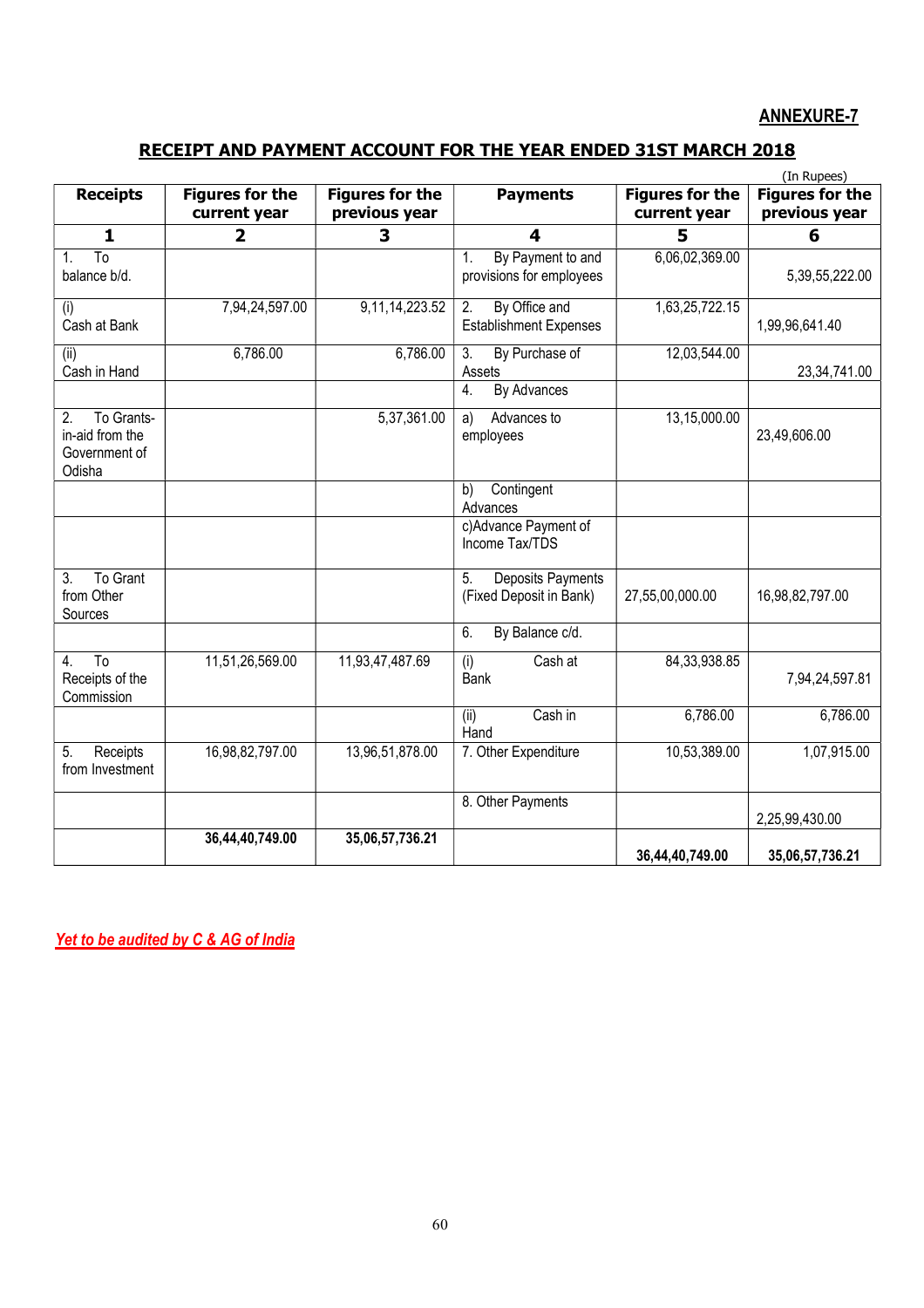**ANNEXURE-7**

## RECEIPT AND PAYMENT ACCOUNT FOR THE YEAR ENDED 31ST MARCH 2018

(In Rupees)

| Receipts | Figures for the current year | Figures for the previous year | Payments | Figures for the current year | Figures for the previous year |
|---|---|---|---|---|---|
| 1 | 2 | 3 | 4 | 5 | 6 |
| 1. To balance b/d. | | | 1. By Payment to and provisions for employees | 6,06,02,369.00 | 5,39,55,222.00 |
| (i) Cash at Bank | 7,94,24,597.00 | 9,11,14,223.52 | 2. By Office and Establishment Expenses | 1,63,25,722.15 | 1,99,96,641.40 |
| (ii) Cash in Hand | 6,786.00 | 6,786.00 | 3. By Purchase of Assets | 12,03,544.00 | 23,34,741.00 |
| | | | 4. By Advances | | |
| 2. To Grants-in-aid from the Government of Odisha | | 5,37,361.00 | a) Advances to employees | 13,15,000.00 | 23,49,606.00 |
| | | | b) Contingent Advances | | |
| | | | c)Advance Payment of Income Tax/TDS | | |
| 3. To Grant from Other Sources | | | 5. Deposits Payments (Fixed Deposit in Bank) | 27,55,00,000.00 | 16,98,82,797.00 |
| | | | 6. By Balance c/d. | | |
| 4. To Receipts of the Commission | 11,51,26,569.00 | 11,93,47,487.69 | (i) Cash at Bank | 84,33,938.85 | 7,94,24,597.81 |
| | | | (ii) Cash in Hand | 6,786.00 | 6,786.00 |
| 5. Receipts from Investment | 16,98,82,797.00 | 13,96,51,878.00 | 7. Other Expenditure | 10,53,389.00 | 1,07,915.00 |
| | | | 8. Other Payments | | 2,25,99,430.00 |
| | **36,44,40,749.00** | **35,06,57,736.21** | | **36,44,40,749.00** | **35,06,57,736.21** |

***Yet to be audited by C & AG of India***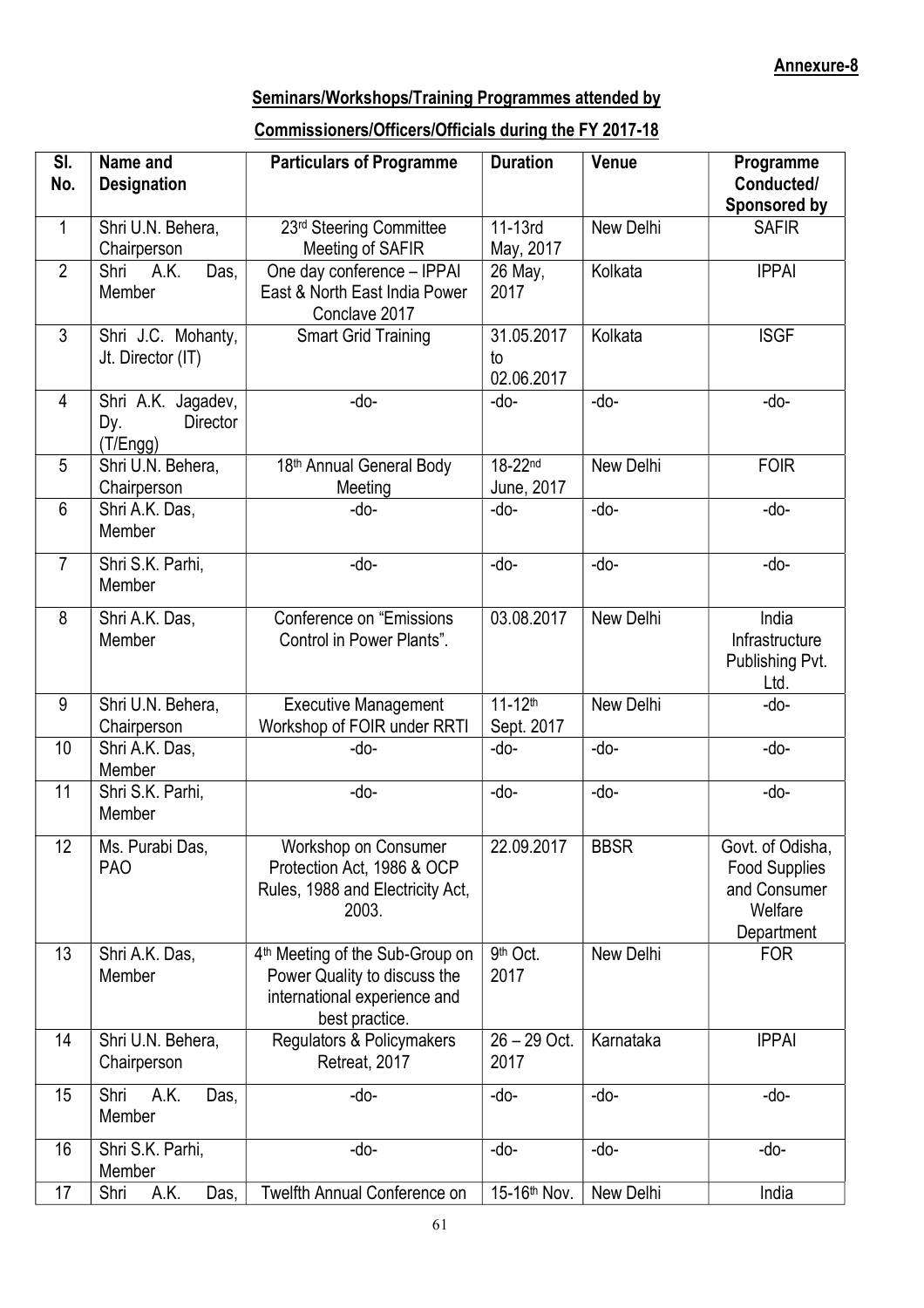**Annexure-8**

**Seminars/Workshops/Training Programmes attended by**

**Commissioners/Officers/Officials during the FY 2017-18**

| Sl. No. | Name and Designation | Particulars of Programme | Duration | Venue | Programme Conducted/ Sponsored by |
|---|---|---|---|---|---|
| 1 | Shri U.N. Behera, Chairperson | 23rd Steering Committee Meeting of SAFIR | 11-13rd May, 2017 | New Delhi | SAFIR |
| 2 | Shri A.K. Das, Member | One day conference – IPPAI East & North East India Power Conclave 2017 | 26 May, 2017 | Kolkata | IPPAI |
| 3 | Shri J.C. Mohanty, Jt. Director (IT) | Smart Grid Training | 31.05.2017 to 02.06.2017 | Kolkata | ISGF |
| 4 | Shri A.K. Jagadev, Dy. Director (T/Engg) | -do- | -do- | -do- | -do- |
| 5 | Shri U.N. Behera, Chairperson | 18th Annual General Body Meeting | 18-22nd June, 2017 | New Delhi | FOIR |
| 6 | Shri A.K. Das, Member | -do- | -do- | -do- | -do- |
| 7 | Shri S.K. Parhi, Member | -do- | -do- | -do- | -do- |
| 8 | Shri A.K. Das, Member | Conference on "Emissions Control in Power Plants". | 03.08.2017 | New Delhi | India Infrastructure Publishing Pvt. Ltd. |
| 9 | Shri U.N. Behera, Chairperson | Executive Management Workshop of FOIR under RRTI | 11-12th Sept. 2017 | New Delhi | -do- |
| 10 | Shri A.K. Das, Member | -do- | -do- | -do- | -do- |
| 11 | Shri S.K. Parhi, Member | -do- | -do- | -do- | -do- |
| 12 | Ms. Purabi Das, PAO | Workshop on Consumer Protection Act, 1986 & OCP Rules, 1988 and Electricity Act, 2003. | 22.09.2017 | BBSR | Govt. of Odisha, Food Supplies and Consumer Welfare Department |
| 13 | Shri A.K. Das, Member | 4th Meeting of the Sub-Group on Power Quality to discuss the international experience and best practice. | 9th Oct. 2017 | New Delhi | FOR |
| 14 | Shri U.N. Behera, Chairperson | Regulators & Policymakers Retreat, 2017 | 26 – 29 Oct. 2017 | Karnataka | IPPAI |
| 15 | Shri A.K. Das, Member | -do- | -do- | -do- | -do- |
| 16 | Shri S.K. Parhi, Member | -do- | -do- | -do- | -do- |
| 17 | Shri A.K. Das, | Twelfth Annual Conference on | 15-16th Nov. | New Delhi | India |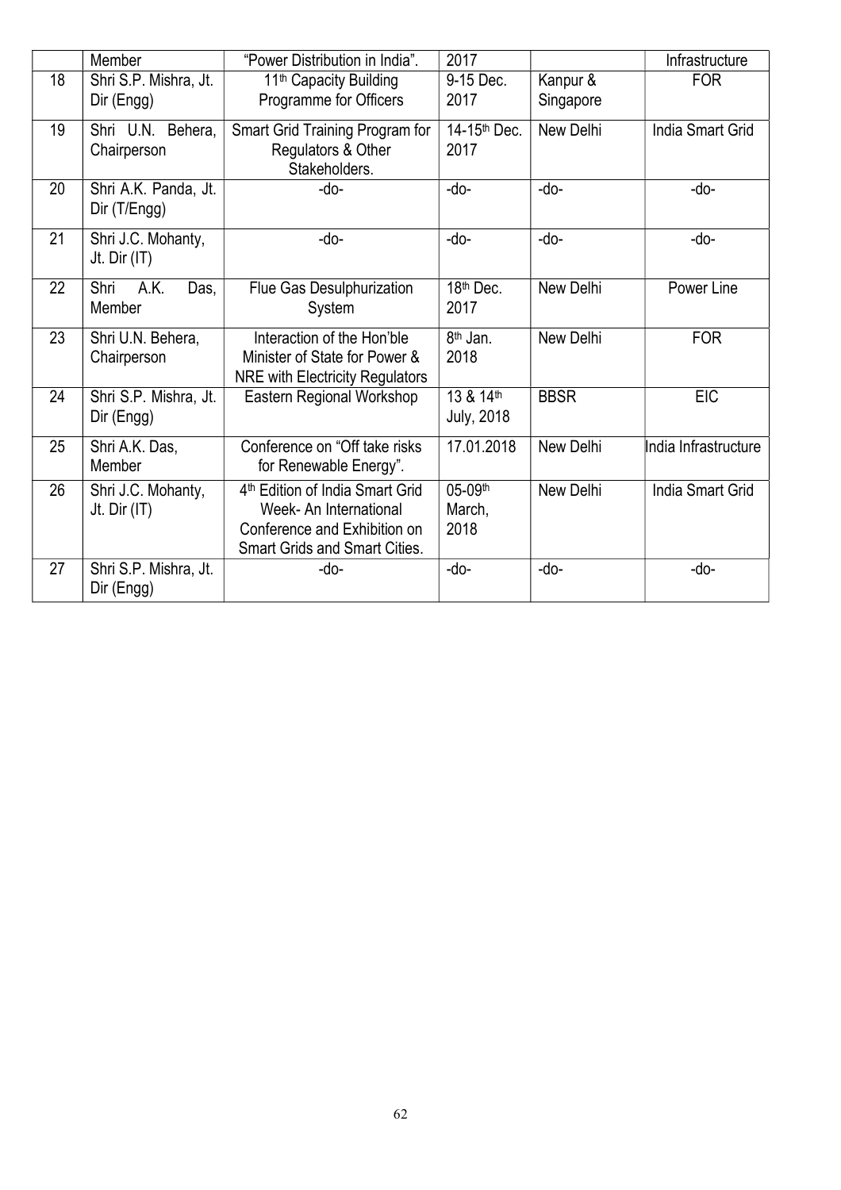| | | | | | |
|---|---|---|---|---|---|
| | Member | "Power Distribution in India". | 2017 | | Infrastructure |
| 18 | Shri S.P. Mishra, Jt. Dir (Engg) | 11th Capacity Building Programme for Officers | 9-15 Dec. 2017 | Kanpur & Singapore | FOR |
| 19 | Shri U.N. Behera, Chairperson | Smart Grid Training Program for Regulators & Other Stakeholders. | 14-15th Dec. 2017 | New Delhi | India Smart Grid |
| 20 | Shri A.K. Panda, Jt. Dir (T/Engg) | -do- | -do- | -do- | -do- |
| 21 | Shri J.C. Mohanty, Jt. Dir (IT) | -do- | -do- | -do- | -do- |
| 22 | Shri A.K. Das, Member | Flue Gas Desulphurization System | 18th Dec. 2017 | New Delhi | Power Line |
| 23 | Shri U.N. Behera, Chairperson | Interaction of the Hon'ble Minister of State for Power & NRE with Electricity Regulators | 8th Jan. 2018 | New Delhi | FOR |
| 24 | Shri S.P. Mishra, Jt. Dir (Engg) | Eastern Regional Workshop | 13 & 14th July, 2018 | BBSR | EIC |
| 25 | Shri A.K. Das, Member | Conference on "Off take risks for Renewable Energy". | 17.01.2018 | New Delhi | India Infrastructure |
| 26 | Shri J.C. Mohanty, Jt. Dir (IT) | 4th Edition of India Smart Grid Week- An International Conference and Exhibition on Smart Grids and Smart Cities. | 05-09th March, 2018 | New Delhi | India Smart Grid |
| 27 | Shri S.P. Mishra, Jt. Dir (Engg) | -do- | -do- | -do- | -do- |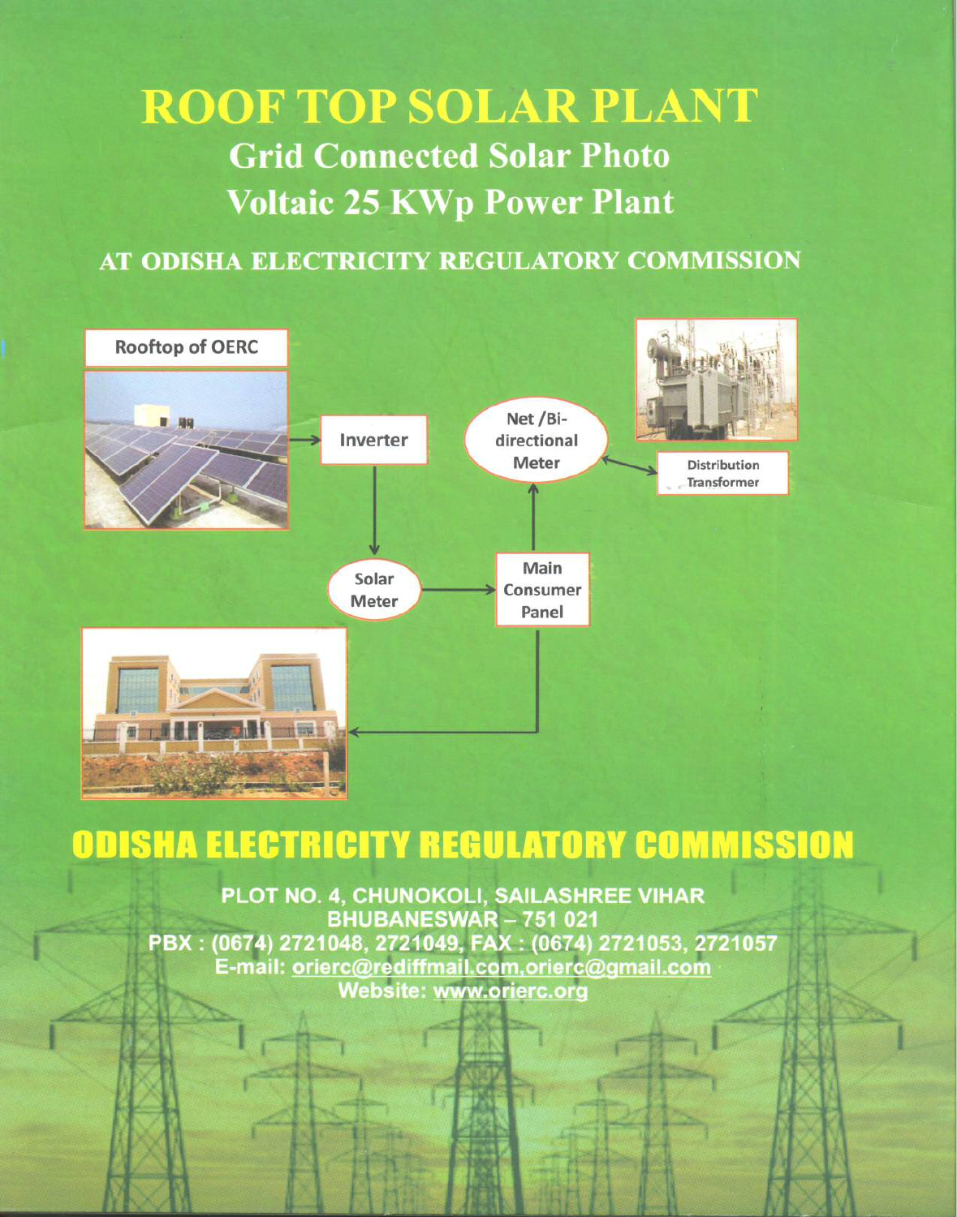# ROOF TOP SOLAR PLANT

## Grid Connected Solar Photo Voltaic 25 KWp Power Plant

### AT ODISHA ELECTRICITY REGULATORY COMMISSION

Rooftop of OERC

Inverter

Net /Bi-directional Meter

Distribution Transformer

Solar Meter

Main Consumer Panel

## ODISHA ELECTRICITY REGULATORY COMMISSION

PLOT NO. 4, CHUNOKOLI, SAILASHREE VIHAR
BHUBANESWAR – 751 021
PBX : (0674) 2721048, 2721049, FAX : (0674) 2721053, 2721057
E-mail: orierc@rediffmail.com,orierc@gmail.com
Website: www.orierc.org